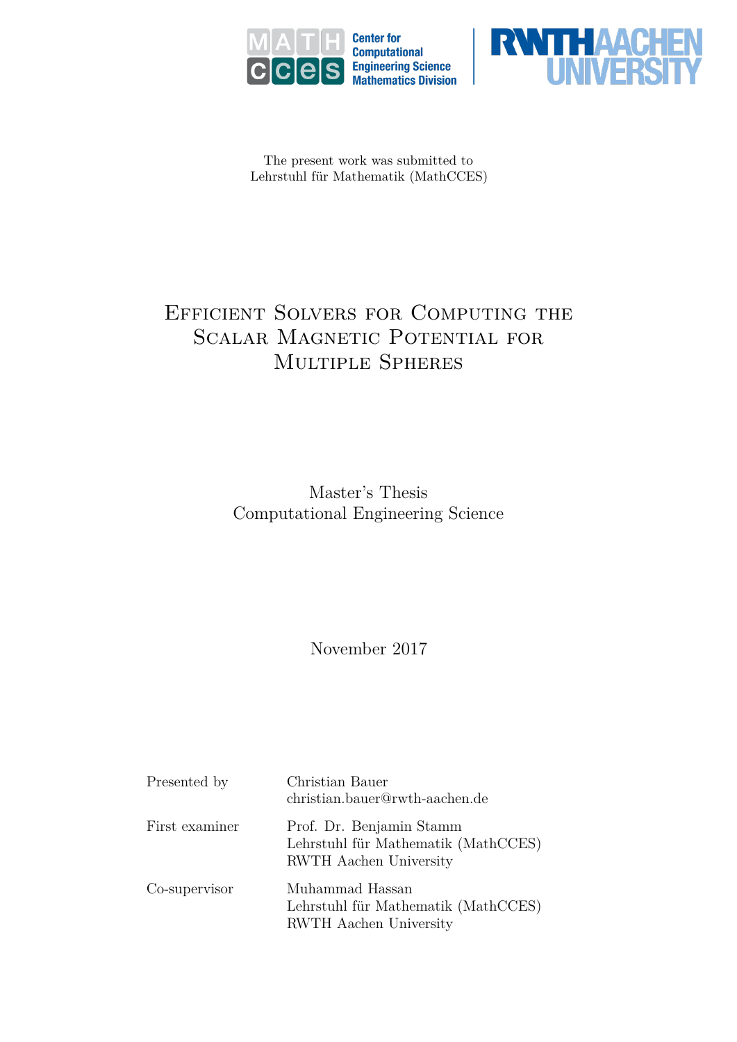The present work was submitted to
Lehrstuhl für Mathematik (MathCCES)

# Efficient Solvers for Computing the Scalar Magnetic Potential for Multiple Spheres

Master's Thesis
Computational Engineering Science

November 2017

| | |
|---|---|
| Presented by | Christian Bauer<br>christian.bauer@rwth-aachen.de |
| First examiner | Prof. Dr. Benjamin Stamm<br>Lehrstuhl für Mathematik (MathCCES)<br>RWTH Aachen University |
| Co-supervisor | Muhammad Hassan<br>Lehrstuhl für Mathematik (MathCCES)<br>RWTH Aachen University |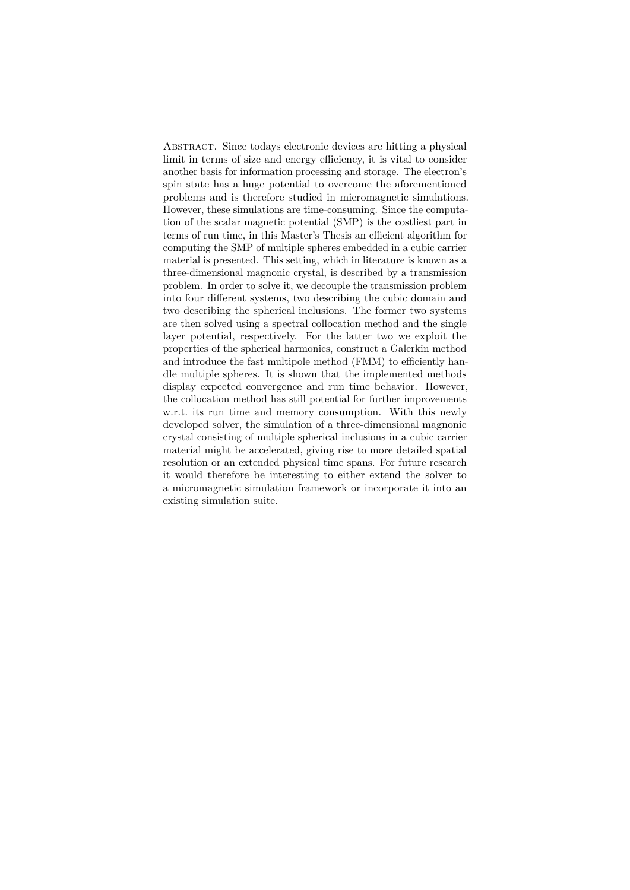Abstract. Since todays electronic devices are hitting a physical limit in terms of size and energy efficiency, it is vital to consider another basis for information processing and storage. The electron's spin state has a huge potential to overcome the aforementioned problems and is therefore studied in micromagnetic simulations. However, these simulations are time-consuming. Since the computation of the scalar magnetic potential (SMP) is the costliest part in terms of run time, in this Master's Thesis an efficient algorithm for computing the SMP of multiple spheres embedded in a cubic carrier material is presented. This setting, which in literature is known as a three-dimensional magnonic crystal, is described by a transmission problem. In order to solve it, we decouple the transmission problem into four different systems, two describing the cubic domain and two describing the spherical inclusions. The former two systems are then solved using a spectral collocation method and the single layer potential, respectively. For the latter two we exploit the properties of the spherical harmonics, construct a Galerkin method and introduce the fast multipole method (FMM) to efficiently handle multiple spheres. It is shown that the implemented methods display expected convergence and run time behavior. However, the collocation method has still potential for further improvements w.r.t. its run time and memory consumption. With this newly developed solver, the simulation of a three-dimensional magnonic crystal consisting of multiple spherical inclusions in a cubic carrier material might be accelerated, giving rise to more detailed spatial resolution or an extended physical time spans. For future research it would therefore be interesting to either extend the solver to a micromagnetic simulation framework or incorporate it into an existing simulation suite.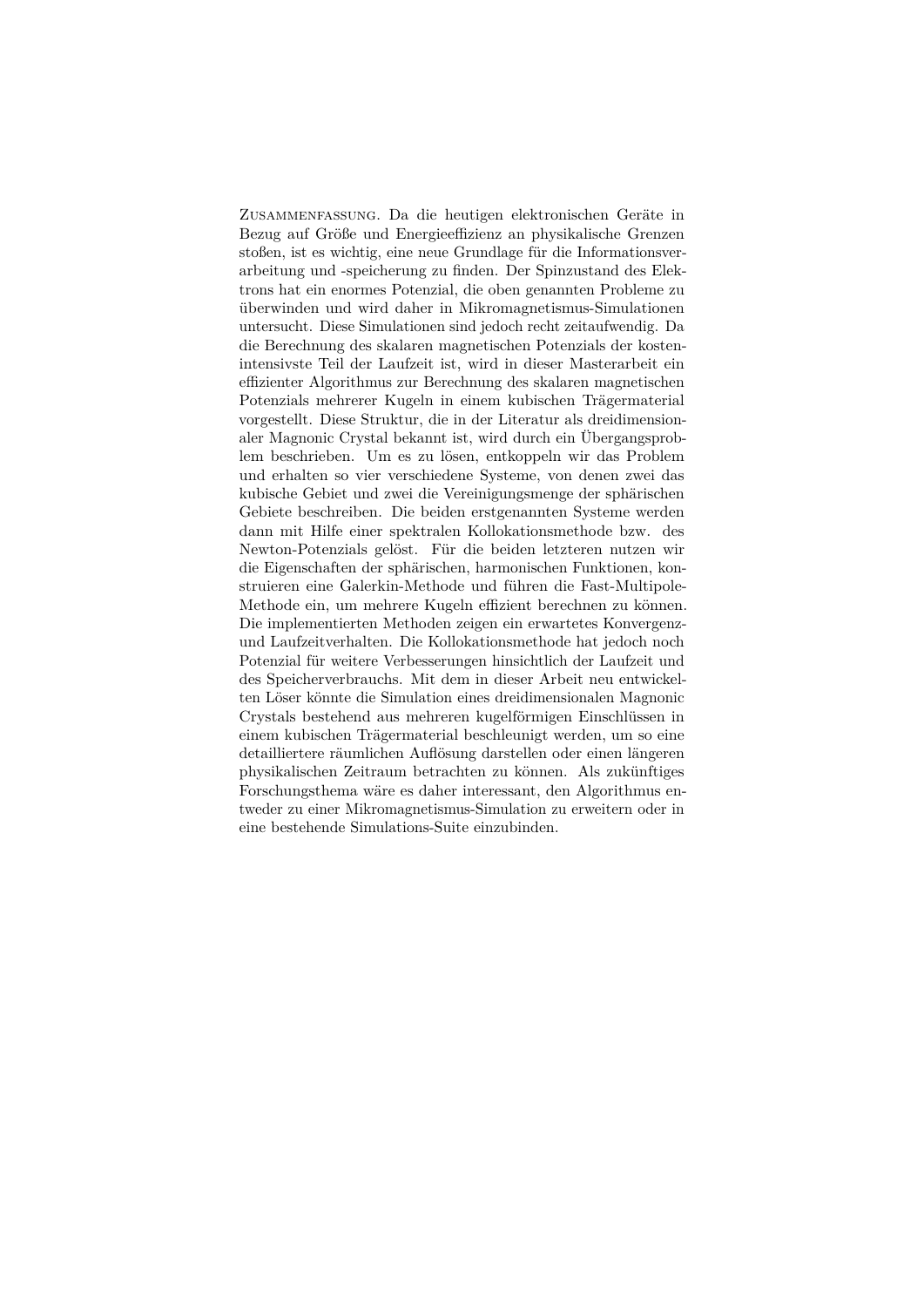Zusammenfassung. Da die heutigen elektronischen Geräte in Bezug auf Größe und Energieeffizienz an physikalische Grenzen stoßen, ist es wichtig, eine neue Grundlage für die Informationsverarbeitung und -speicherung zu finden. Der Spinzustand des Elektrons hat ein enormes Potenzial, die oben genannten Probleme zu überwinden und wird daher in Mikromagnetismus-Simulationen untersucht. Diese Simulationen sind jedoch recht zeitaufwendig. Da die Berechnung des skalaren magnetischen Potenzials der kostenintensivste Teil der Laufzeit ist, wird in dieser Masterarbeit ein effizienter Algorithmus zur Berechnung des skalaren magnetischen Potenzials mehrerer Kugeln in einem kubischen Trägermaterial vorgestellt. Diese Struktur, die in der Literatur als dreidimensionaler Magnonic Crystal bekannt ist, wird durch ein Übergangsproblem beschrieben. Um es zu lösen, entkoppeln wir das Problem und erhalten so vier verschiedene Systeme, von denen zwei das kubische Gebiet und zwei die Vereinigungsmenge der sphärischen Gebiete beschreiben. Die beiden erstgenannten Systeme werden dann mit Hilfe einer spektralen Kollokationsmethode bzw. des Newton-Potenzials gelöst. Für die beiden letzteren nutzen wir die Eigenschaften der sphärischen, harmonischen Funktionen, konstruieren eine Galerkin-Methode und führen die Fast-Multipole-Methode ein, um mehrere Kugeln effizient berechnen zu können. Die implementierten Methoden zeigen ein erwartetes Konvergenz- und Laufzeitverhalten. Die Kollokationsmethode hat jedoch noch Potenzial für weitere Verbesserungen hinsichtlich der Laufzeit und des Speicherverbrauchs. Mit dem in dieser Arbeit neu entwickelten Löser könnte die Simulation eines dreidimensionalen Magnonic Crystals bestehend aus mehreren kugelförmigen Einschlüssen in einem kubischen Trägermaterial beschleunigt werden, um so eine detailliertere räumlichen Auflösung darstellen oder einen längeren physikalischen Zeitraum betrachten zu können. Als zukünftiges Forschungsthema wäre es daher interessant, den Algorithmus entweder zu einer Mikromagnetismus-Simulation zu erweitern oder in eine bestehende Simulations-Suite einzubinden.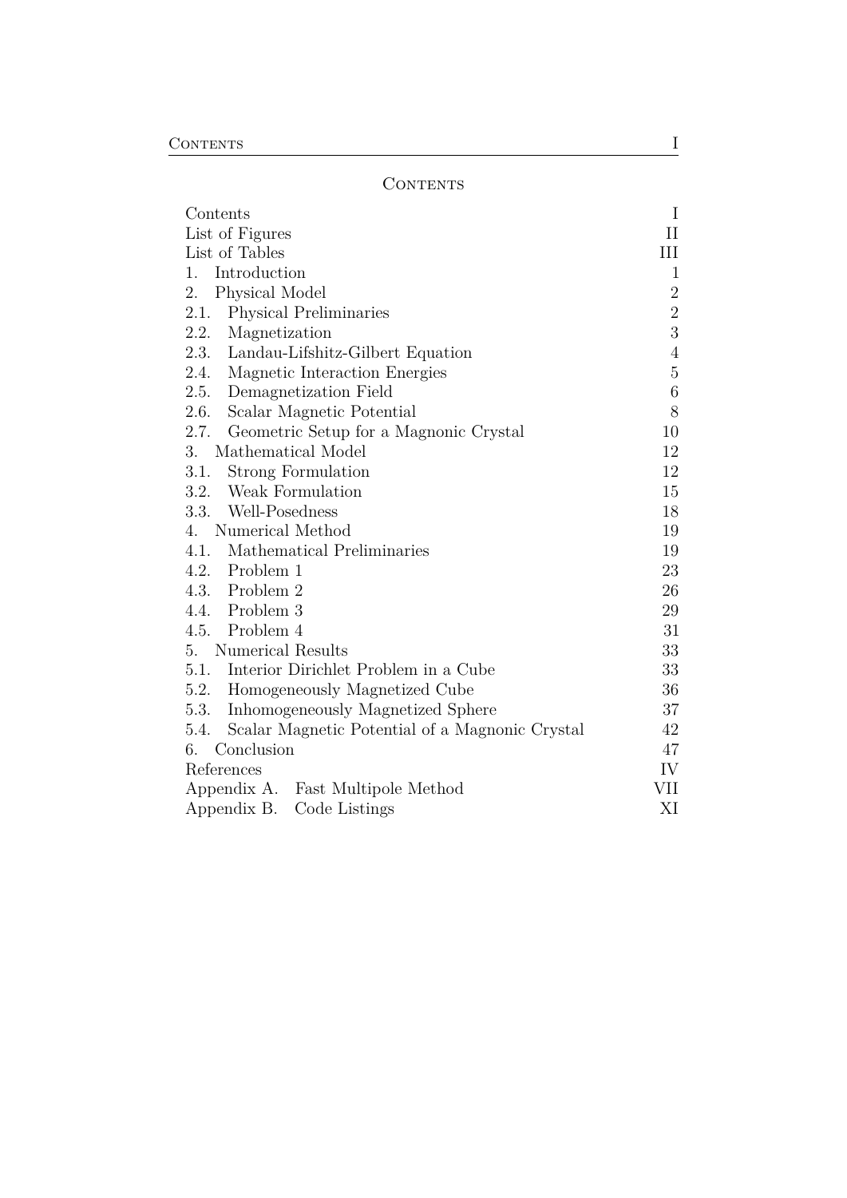# Contents

| | |
|---|---|
| Contents | I |
| List of Figures | II |
| List of Tables | III |
| 1. Introduction | 1 |
| 2. Physical Model | 2 |
| 2.1. Physical Preliminaries | 2 |
| 2.2. Magnetization | 3 |
| 2.3. Landau-Lifshitz-Gilbert Equation | 4 |
| 2.4. Magnetic Interaction Energies | 5 |
| 2.5. Demagnetization Field | 6 |
| 2.6. Scalar Magnetic Potential | 8 |
| 2.7. Geometric Setup for a Magnonic Crystal | 10 |
| 3. Mathematical Model | 12 |
| 3.1. Strong Formulation | 12 |
| 3.2. Weak Formulation | 15 |
| 3.3. Well-Posedness | 18 |
| 4. Numerical Method | 19 |
| 4.1. Mathematical Preliminaries | 19 |
| 4.2. Problem 1 | 23 |
| 4.3. Problem 2 | 26 |
| 4.4. Problem 3 | 29 |
| 4.5. Problem 4 | 31 |
| 5. Numerical Results | 33 |
| 5.1. Interior Dirichlet Problem in a Cube | 33 |
| 5.2. Homogeneously Magnetized Cube | 36 |
| 5.3. Inhomogeneously Magnetized Sphere | 37 |
| 5.4. Scalar Magnetic Potential of a Magnonic Crystal | 42 |
| 6. Conclusion | 47 |
| References | IV |
| Appendix A. Fast Multipole Method | VII |
| Appendix B. Code Listings | XI |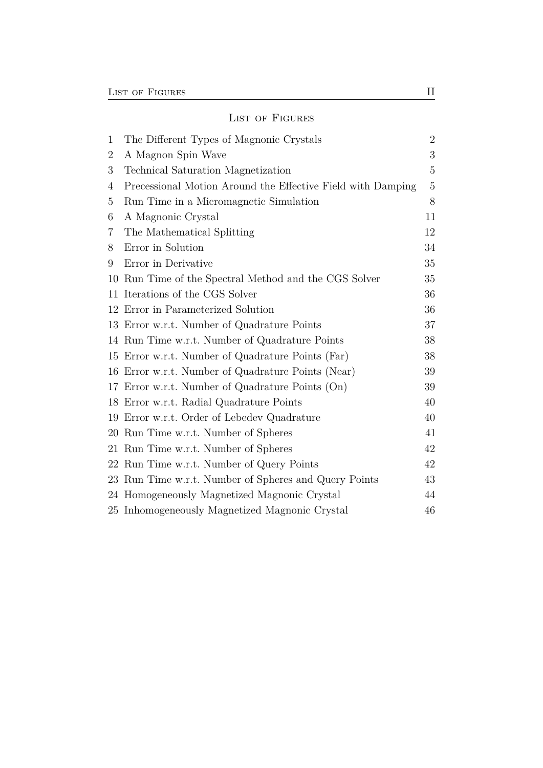# List of Figures

| | | |
|---|---|---|
| 1 | The Different Types of Magnonic Crystals | 2 |
| 2 | A Magnon Spin Wave | 3 |
| 3 | Technical Saturation Magnetization | 5 |
| 4 | Precessional Motion Around the Effective Field with Damping | 5 |
| 5 | Run Time in a Micromagnetic Simulation | 8 |
| 6 | A Magnonic Crystal | 11 |
| 7 | The Mathematical Splitting | 12 |
| 8 | Error in Solution | 34 |
| 9 | Error in Derivative | 35 |
| 10 | Run Time of the Spectral Method and the CGS Solver | 35 |
| 11 | Iterations of the CGS Solver | 36 |
| 12 | Error in Parameterized Solution | 36 |
| 13 | Error w.r.t. Number of Quadrature Points | 37 |
| 14 | Run Time w.r.t. Number of Quadrature Points | 38 |
| 15 | Error w.r.t. Number of Quadrature Points (Far) | 38 |
| 16 | Error w.r.t. Number of Quadrature Points (Near) | 39 |
| 17 | Error w.r.t. Number of Quadrature Points (On) | 39 |
| 18 | Error w.r.t. Radial Quadrature Points | 40 |
| 19 | Error w.r.t. Order of Lebedev Quadrature | 40 |
| 20 | Run Time w.r.t. Number of Spheres | 41 |
| 21 | Run Time w.r.t. Number of Spheres | 42 |
| 22 | Run Time w.r.t. Number of Query Points | 42 |
| 23 | Run Time w.r.t. Number of Spheres and Query Points | 43 |
| 24 | Homogeneously Magnetized Magnonic Crystal | 44 |
| 25 | Inhomogeneously Magnetized Magnonic Crystal | 46 |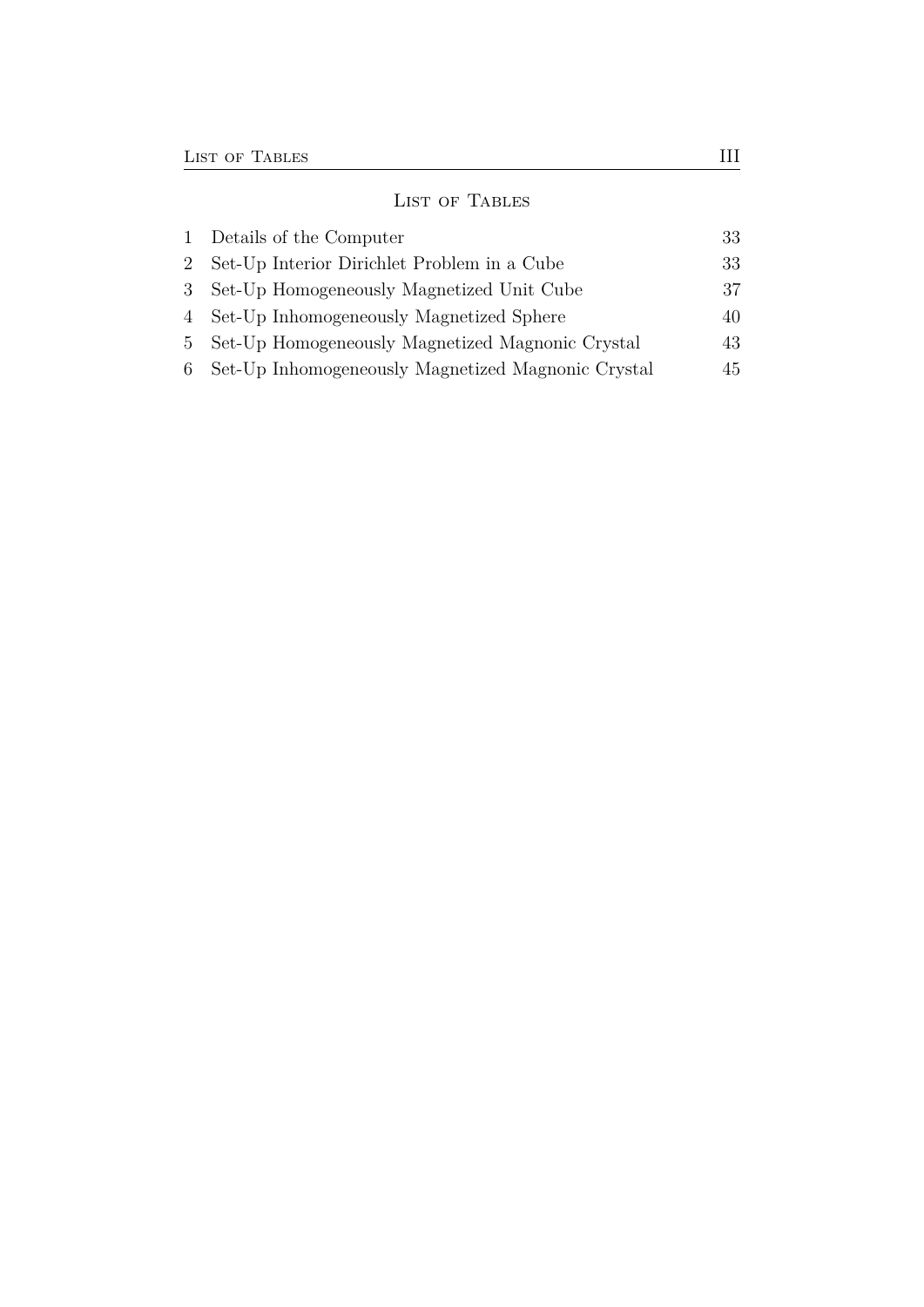# List of Tables

1 Details of the Computer 33
2 Set-Up Interior Dirichlet Problem in a Cube 33
3 Set-Up Homogeneously Magnetized Unit Cube 37
4 Set-Up Inhomogeneously Magnetized Sphere 40
5 Set-Up Homogeneously Magnetized Magnonic Crystal 43
6 Set-Up Inhomogeneously Magnetized Magnonic Crystal 45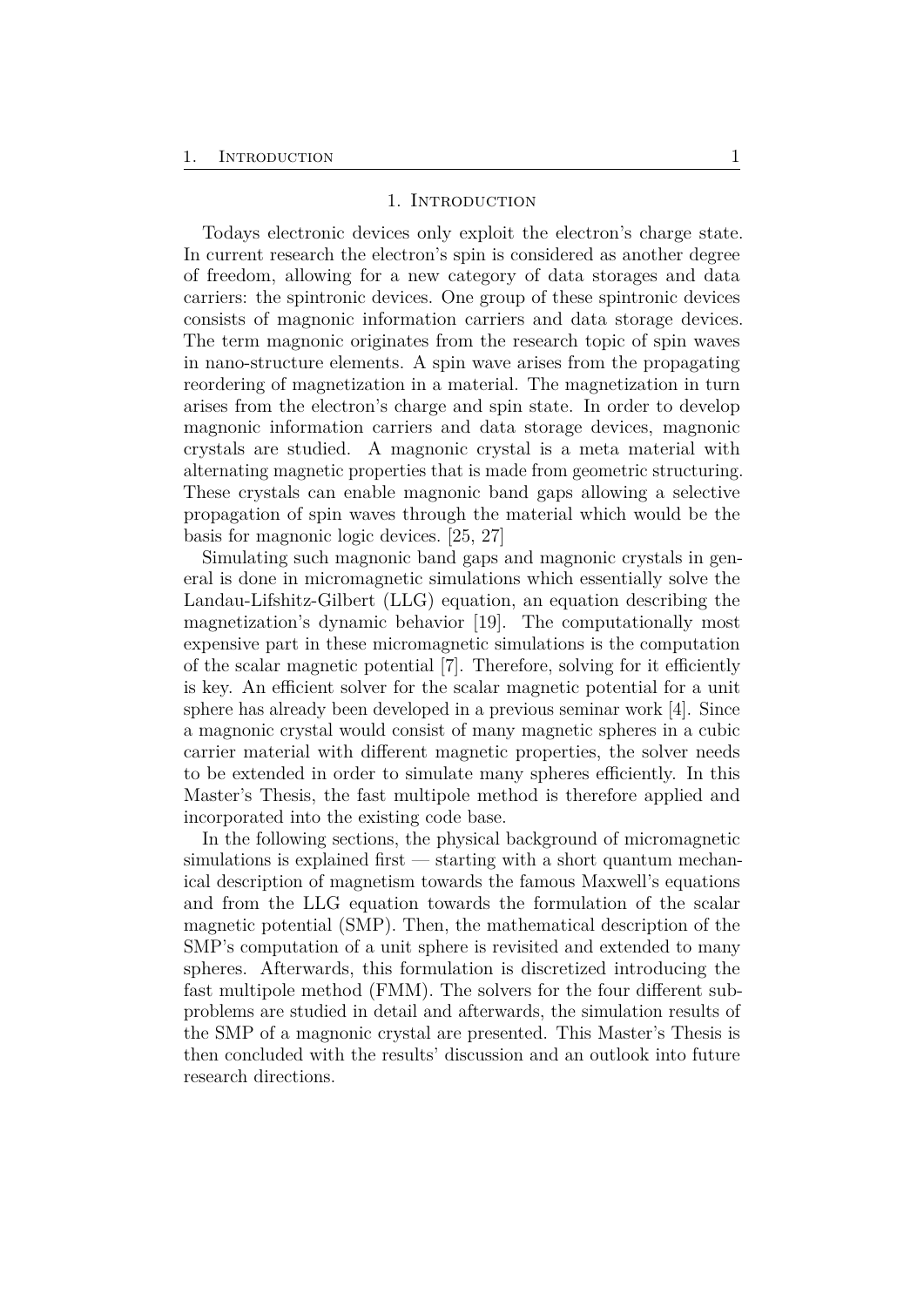# 1. Introduction

Todays electronic devices only exploit the electron's charge state. In current research the electron's spin is considered as another degree of freedom, allowing for a new category of data storages and data carriers: the spintronic devices. One group of these spintronic devices consists of magnonic information carriers and data storage devices. The term magnonic originates from the research topic of spin waves in nano-structure elements. A spin wave arises from the propagating reordering of magnetization in a material. The magnetization in turn arises from the electron's charge and spin state. In order to develop magnonic information carriers and data storage devices, magnonic crystals are studied. A magnonic crystal is a meta material with alternating magnetic properties that is made from geometric structuring. These crystals can enable magnonic band gaps allowing a selective propagation of spin waves through the material which would be the basis for magnonic logic devices. [25, 27]

Simulating such magnonic band gaps and magnonic crystals in general is done in micromagnetic simulations which essentially solve the Landau-Lifshitz-Gilbert (LLG) equation, an equation describing the magnetization's dynamic behavior [19]. The computationally most expensive part in these micromagnetic simulations is the computation of the scalar magnetic potential [7]. Therefore, solving for it efficiently is key. An efficient solver for the scalar magnetic potential for a unit sphere has already been developed in a previous seminar work [4]. Since a magnonic crystal would consist of many magnetic spheres in a cubic carrier material with different magnetic properties, the solver needs to be extended in order to simulate many spheres efficiently. In this Master's Thesis, the fast multipole method is therefore applied and incorporated into the existing code base.

In the following sections, the physical background of micromagnetic simulations is explained first — starting with a short quantum mechanical description of magnetism towards the famous Maxwell's equations and from the LLG equation towards the formulation of the scalar magnetic potential (SMP). Then, the mathematical description of the SMP's computation of a unit sphere is revisited and extended to many spheres. Afterwards, this formulation is discretized introducing the fast multipole method (FMM). The solvers for the four different subproblems are studied in detail and afterwards, the simulation results of the SMP of a magnonic crystal are presented. This Master's Thesis is then concluded with the results' discussion and an outlook into future research directions.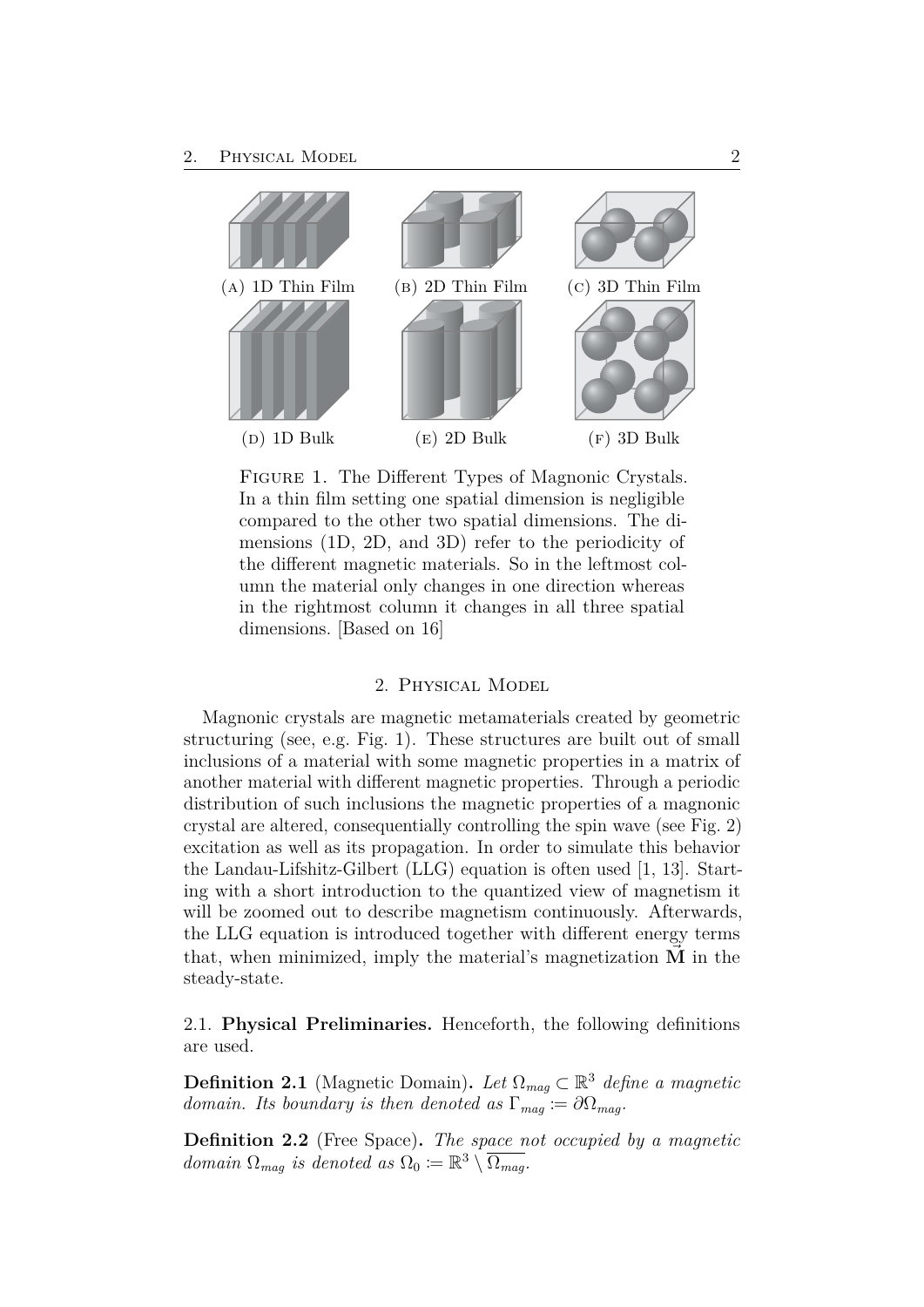(A) 1D Thin Film (B) 2D Thin Film (C) 3D Thin Film

(D) 1D Bulk (E) 2D Bulk (F) 3D Bulk

Figure 1. The Different Types of Magnonic Crystals. In a thin film setting one spatial dimension is negligible compared to the other two spatial dimensions. The dimensions (1D, 2D, and 3D) refer to the periodicity of the different magnetic materials. So in the leftmost column the material only changes in one direction whereas in the rightmost column it changes in all three spatial dimensions. [Based on 16]

## 2. Physical Model

Magnonic crystals are magnetic metamaterials created by geometric structuring (see, e.g. Fig. 1). These structures are built out of small inclusions of a material with some magnetic properties in a matrix of another material with different magnetic properties. Through a periodic distribution of such inclusions the magnetic properties of a magnonic crystal are altered, consequentially controlling the spin wave (see Fig. 2) excitation as well as its propagation. In order to simulate this behavior the Landau-Lifshitz-Gilbert (LLG) equation is often used [1, 13]. Starting with a short introduction to the quantized view of magnetism it will be zoomed out to describe magnetism continuously. Afterwards, the LLG equation is introduced together with different energy terms that, when minimized, imply the material's magnetization $\vec{\mathbf{M}}$ in the steady-state.

### 2.1. Physical Preliminaries.

Henceforth, the following definitions are used.

**Definition 2.1** (Magnetic Domain)**.** *Let $\Omega_{mag} \subset \mathbb{R}^3$ define a magnetic domain. Its boundary is then denoted as $\Gamma_{mag} := \partial\Omega_{mag}$.*

**Definition 2.2** (Free Space)**.** *The space not occupied by a magnetic domain $\Omega_{mag}$ is denoted as $\Omega_0 := \mathbb{R}^3 \setminus \overline{\Omega_{mag}}$.*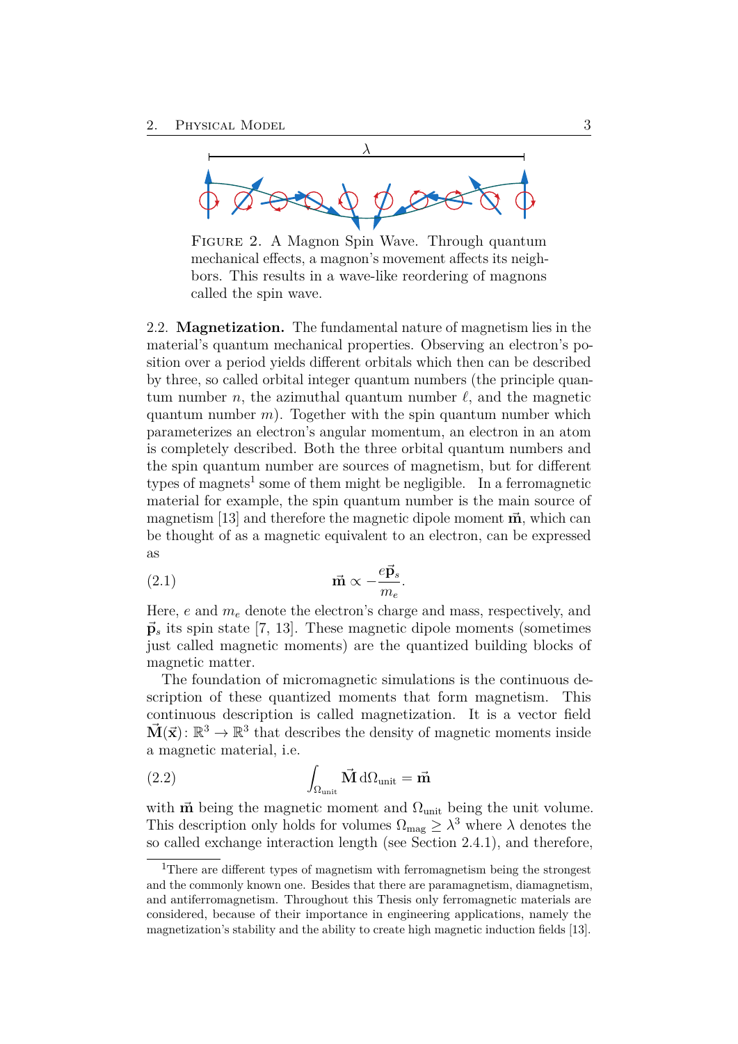FIGURE 2. A Magnon Spin Wave. Through quantum mechanical effects, a magnon's movement affects its neighbors. This results in a wave-like reordering of magnons called the spin wave.

2.2. **Magnetization.** The fundamental nature of magnetism lies in the material's quantum mechanical properties. Observing an electron's position over a period yields different orbitals which then can be described by three, so called orbital integer quantum numbers (the principle quantum number $n$, the azimuthal quantum number $\ell$, and the magnetic quantum number $m$). Together with the spin quantum number which parameterizes an electron's angular momentum, an electron in an atom is completely described. Both the three orbital quantum numbers and the spin quantum number are sources of magnetism, but for different types of magnets[1] some of them might be negligible. In a ferromagnetic material for example, the spin quantum number is the main source of magnetism [13] and therefore the magnetic dipole moment $\vec{\mathbf{m}}$, which can be thought of as a magnetic equivalent to an electron, can be expressed as

$$\vec{\mathbf{m}} \propto -\frac{e\vec{\mathbf{p}}_s}{m_e}. \tag{2.1}$$

Here, $e$ and $m_e$ denote the electron's charge and mass, respectively, and $\vec{\mathbf{p}}_s$ its spin state [7, 13]. These magnetic dipole moments (sometimes just called magnetic moments) are the quantized building blocks of magnetic matter.

The foundation of micromagnetic simulations is the continuous description of these quantized moments that form magnetism. This continuous description is called magnetization. It is a vector field $\vec{\mathbf{M}}(\vec{\mathbf{x}})\colon \mathbb{R}^3 \to \mathbb{R}^3$ that describes the density of magnetic moments inside a magnetic material, i.e.

$$\int_{\Omega_{\text{unit}}} \vec{\mathbf{M}}\, \mathrm{d}\Omega_{\text{unit}} = \vec{\mathbf{m}} \tag{2.2}$$

with $\vec{\mathbf{m}}$ being the magnetic moment and $\Omega_{\text{unit}}$ being the unit volume. This description only holds for volumes $\Omega_{\text{mag}} \geq \lambda^3$ where $\lambda$ denotes the so called exchange interaction length (see Section 2.4.1), and therefore,

[1] There are different types of magnetism with ferromagnetism being the strongest and the commonly known one. Besides that there are paramagnetism, diamagnetism, and antiferromagnetism. Throughout this Thesis only ferromagnetic materials are considered, because of their importance in engineering applications, namely the magnetization's stability and the ability to create high magnetic induction fields [13].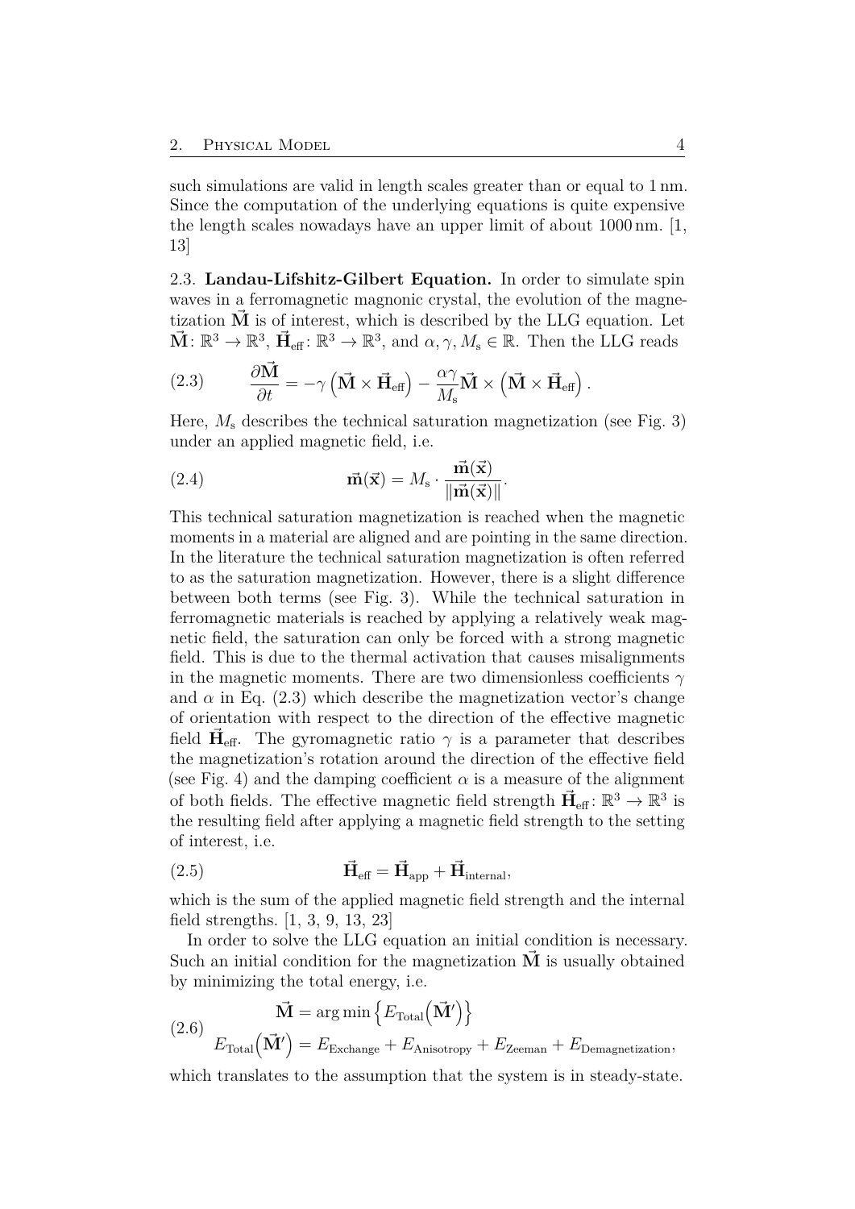such simulations are valid in length scales greater than or equal to 1 nm. Since the computation of the underlying equations is quite expensive the length scales nowadays have an upper limit of about 1000 nm. [1, 13]

2.3. **Landau-Lifshitz-Gilbert Equation.** In order to simulate spin waves in a ferromagnetic magnonic crystal, the evolution of the magnetization $\vec{\mathbf{M}}$ is of interest, which is described by the LLG equation. Let $\vec{\mathbf{M}} \colon \mathbb{R}^3 \to \mathbb{R}^3$, $\vec{\mathbf{H}}_{\text{eff}} \colon \mathbb{R}^3 \to \mathbb{R}^3$, and $\alpha, \gamma, M_{\text{s}} \in \mathbb{R}$. Then the LLG reads

$$\frac{\partial \vec{\mathbf{M}}}{\partial t} = -\gamma \left( \vec{\mathbf{M}} \times \vec{\mathbf{H}}_{\text{eff}} \right) - \frac{\alpha \gamma}{M_{\text{s}}} \vec{\mathbf{M}} \times \left( \vec{\mathbf{M}} \times \vec{\mathbf{H}}_{\text{eff}} \right). \tag{2.3}$$

Here, $M_{\text{s}}$ describes the technical saturation magnetization (see Fig. 3) under an applied magnetic field, i.e.

$$\vec{\mathbf{m}}(\vec{\mathbf{x}}) = M_{\text{s}} \cdot \frac{\vec{\mathbf{m}}(\vec{\mathbf{x}})}{\|\vec{\mathbf{m}}(\vec{\mathbf{x}})\|}. \tag{2.4}$$

This technical saturation magnetization is reached when the magnetic moments in a material are aligned and are pointing in the same direction. In the literature the technical saturation magnetization is often referred to as the saturation magnetization. However, there is a slight difference between both terms (see Fig. 3). While the technical saturation in ferromagnetic materials is reached by applying a relatively weak magnetic field, the saturation can only be forced with a strong magnetic field. This is due to the thermal activation that causes misalignments in the magnetic moments. There are two dimensionless coefficients $\gamma$ and $\alpha$ in Eq. (2.3) which describe the magnetization vector's change of orientation with respect to the direction of the effective magnetic field $\vec{\mathbf{H}}_{\text{eff}}$. The gyromagnetic ratio $\gamma$ is a parameter that describes the magnetization's rotation around the direction of the effective field (see Fig. 4) and the damping coefficient $\alpha$ is a measure of the alignment of both fields. The effective magnetic field strength $\vec{\mathbf{H}}_{\text{eff}} \colon \mathbb{R}^3 \to \mathbb{R}^3$ is the resulting field after applying a magnetic field strength to the setting of interest, i.e.

$$\vec{\mathbf{H}}_{\text{eff}} = \vec{\mathbf{H}}_{\text{app}} + \vec{\mathbf{H}}_{\text{internal}}, \tag{2.5}$$

which is the sum of the applied magnetic field strength and the internal field strengths. [1, 3, 9, 13, 23]

In order to solve the LLG equation an initial condition is necessary. Such an initial condition for the magnetization $\vec{\mathbf{M}}$ is usually obtained by minimizing the total energy, i.e.

$$\begin{aligned} \vec{\mathbf{M}} &= \arg\min \left\{ E_{\text{Total}}\left(\vec{\mathbf{M}}'\right) \right\} \\ E_{\text{Total}}\left(\vec{\mathbf{M}}'\right) &= E_{\text{Exchange}} + E_{\text{Anisotropy}} + E_{\text{Zeeman}} + E_{\text{Demagnetization}}, \end{aligned} \tag{2.6}$$

which translates to the assumption that the system is in steady-state.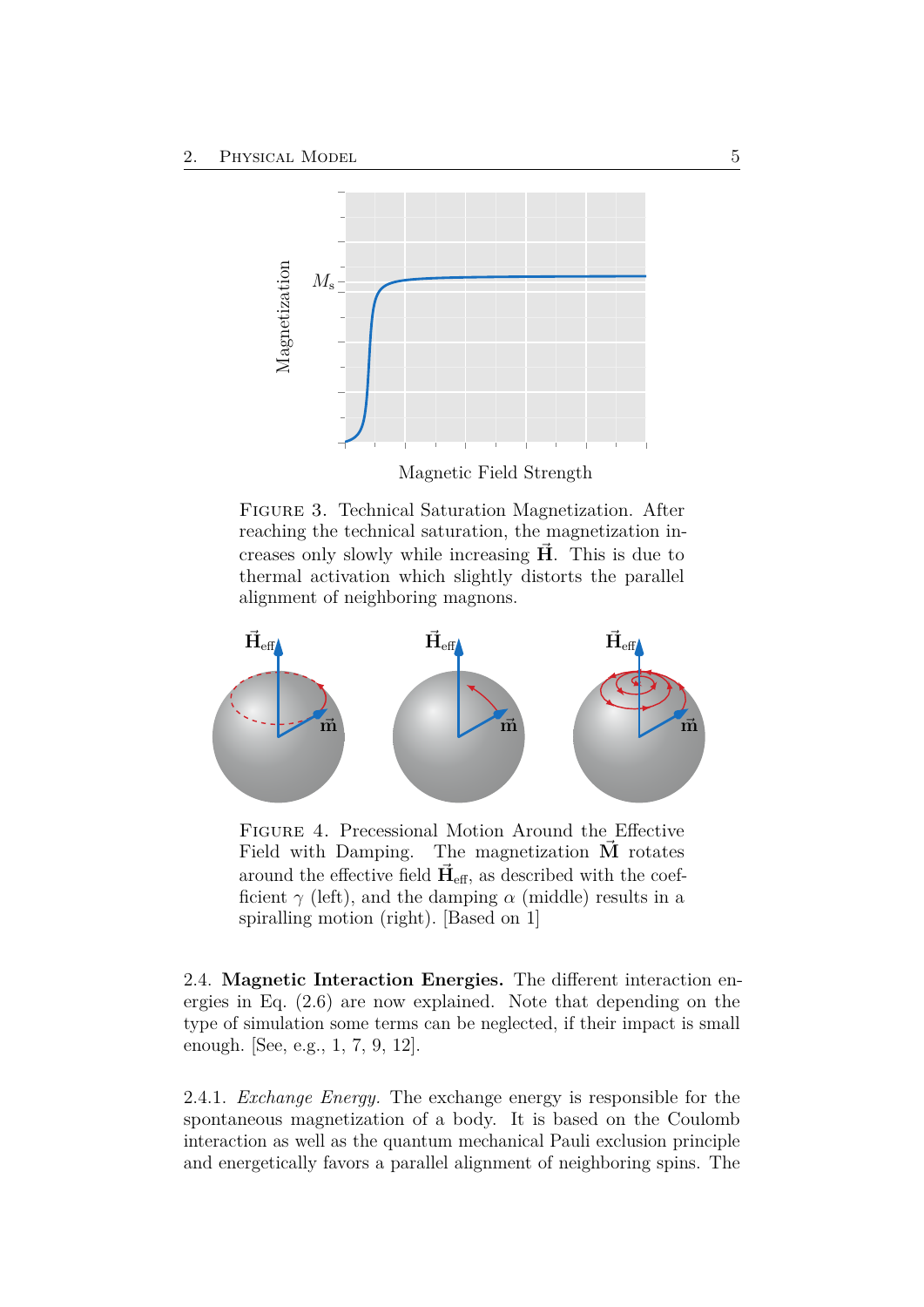FIGURE 3. Technical Saturation Magnetization. After reaching the technical saturation, the magnetization increases only slowly while increasing $\vec{\mathbf{H}}$. This is due to thermal activation which slightly distorts the parallel alignment of neighboring magnons.

FIGURE 4. Precessional Motion Around the Effective Field with Damping. The magnetization $\vec{\mathbf{M}}$ rotates around the effective field $\vec{\mathbf{H}}_{\text{eff}}$, as described with the coefficient $\gamma$ (left), and the damping $\alpha$ (middle) results in a spiralling motion (right). [Based on 1]

2.4. **Magnetic Interaction Energies.** The different interaction energies in Eq. (2.6) are now explained. Note that depending on the type of simulation some terms can be neglected, if their impact is small enough. [See, e.g., 1, 7, 9, 12].

2.4.1. *Exchange Energy.* The exchange energy is responsible for the spontaneous magnetization of a body. It is based on the Coulomb interaction as well as the quantum mechanical Pauli exclusion principle and energetically favors a parallel alignment of neighboring spins. The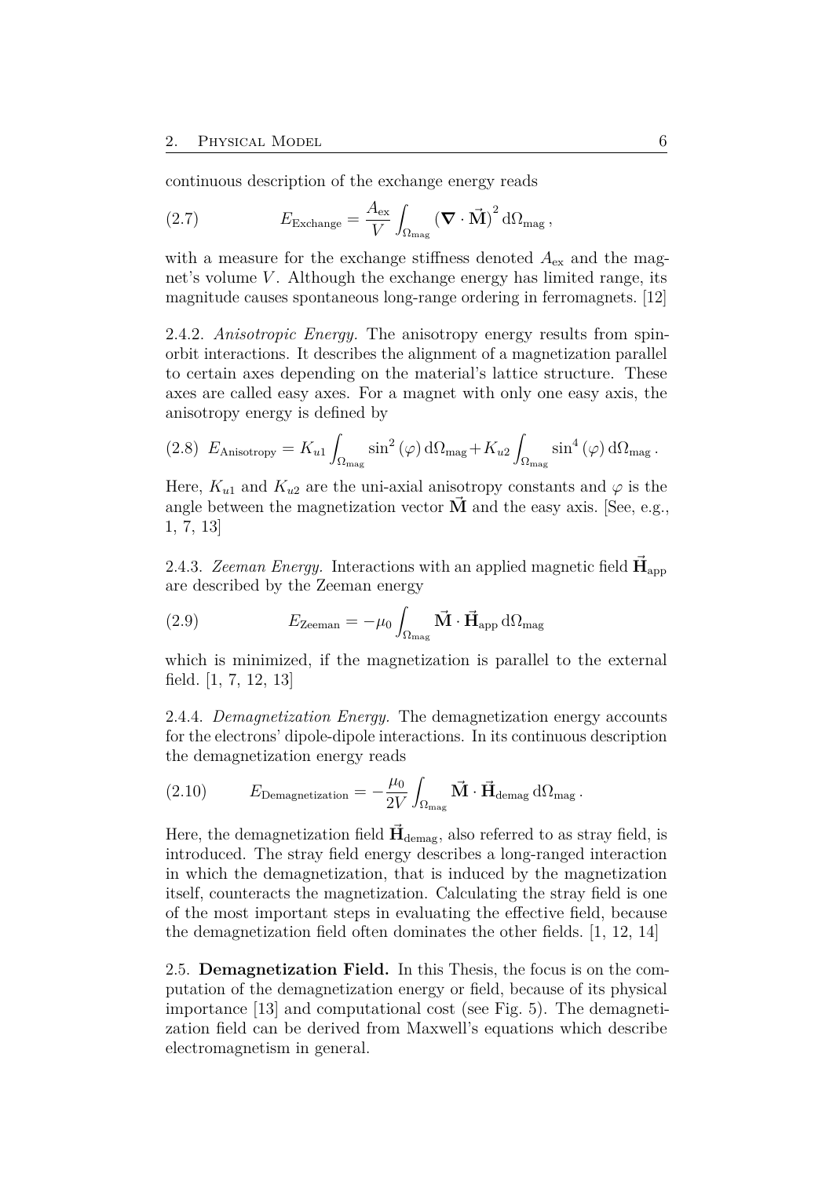continuous description of the exchange energy reads

$$E_{\text{Exchange}} = \frac{A_{\text{ex}}}{V} \int_{\Omega_{\text{mag}}} (\boldsymbol{\nabla} \cdot \vec{\mathbf{M}})^2 \, \mathrm{d}\Omega_{\text{mag}} \,, \tag{2.7}$$

with a measure for the exchange stiffness denoted $A_{\text{ex}}$ and the magnet's volume $V$. Although the exchange energy has limited range, its magnitude causes spontaneous long-range ordering in ferromagnets. [12]

2.4.2. *Anisotropic Energy.* The anisotropy energy results from spin-orbit interactions. It describes the alignment of a magnetization parallel to certain axes depending on the material's lattice structure. These axes are called easy axes. For a magnet with only one easy axis, the anisotropy energy is defined by

$$E_{\text{Anisotropy}} = K_{u1} \int_{\Omega_{\text{mag}}} \sin^2(\varphi) \, \mathrm{d}\Omega_{\text{mag}} + K_{u2} \int_{\Omega_{\text{mag}}} \sin^4(\varphi) \, \mathrm{d}\Omega_{\text{mag}} \,. \tag{2.8}$$

Here, $K_{u1}$ and $K_{u2}$ are the uni-axial anisotropy constants and $\varphi$ is the angle between the magnetization vector $\vec{\mathbf{M}}$ and the easy axis. [See, e.g., 1, 7, 13]

2.4.3. *Zeeman Energy.* Interactions with an applied magnetic field $\vec{\mathbf{H}}_{\text{app}}$ are described by the Zeeman energy

$$E_{\text{Zeeman}} = -\mu_0 \int_{\Omega_{\text{mag}}} \vec{\mathbf{M}} \cdot \vec{\mathbf{H}}_{\text{app}} \, \mathrm{d}\Omega_{\text{mag}} \tag{2.9}$$

which is minimized, if the magnetization is parallel to the external field. [1, 7, 12, 13]

2.4.4. *Demagnetization Energy.* The demagnetization energy accounts for the electrons' dipole-dipole interactions. In its continuous description the demagnetization energy reads

$$E_{\text{Demagnetization}} = -\frac{\mu_0}{2V} \int_{\Omega_{\text{mag}}} \vec{\mathbf{M}} \cdot \vec{\mathbf{H}}_{\text{demag}} \, \mathrm{d}\Omega_{\text{mag}} \,. \tag{2.10}$$

Here, the demagnetization field $\vec{\mathbf{H}}_{\text{demag}}$, also referred to as stray field, is introduced. The stray field energy describes a long-ranged interaction in which the demagnetization, that is induced by the magnetization itself, counteracts the magnetization. Calculating the stray field is one of the most important steps in evaluating the effective field, because the demagnetization field often dominates the other fields. [1, 12, 14]

2.5. **Demagnetization Field.** In this Thesis, the focus is on the computation of the demagnetization energy or field, because of its physical importance [13] and computational cost (see Fig. 5). The demagnetization field can be derived from Maxwell's equations which describe electromagnetism in general.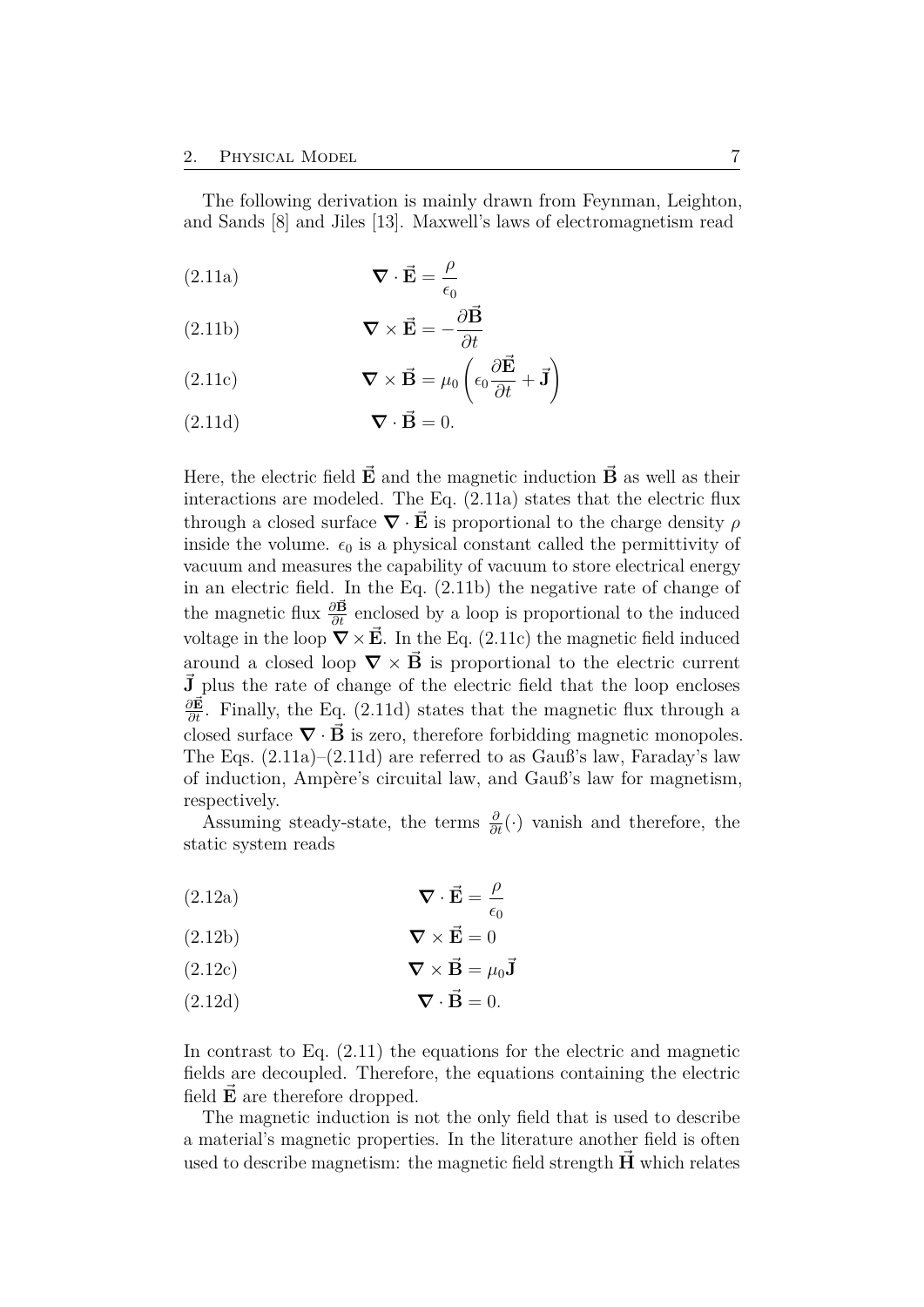The following derivation is mainly drawn from Feynman, Leighton, and Sands [8] and Jiles [13]. Maxwell's laws of electromagnetism read

$$\nabla \cdot \vec{\mathbf{E}} = \frac{\rho}{\epsilon_0} \tag{2.11a}$$

$$\nabla \times \vec{\mathbf{E}} = -\frac{\partial \vec{\mathbf{B}}}{\partial t} \tag{2.11b}$$

$$\nabla \times \vec{\mathbf{B}} = \mu_0 \left( \epsilon_0 \frac{\partial \vec{\mathbf{E}}}{\partial t} + \vec{\mathbf{J}} \right) \tag{2.11c}$$

$$\nabla \cdot \vec{\mathbf{B}} = 0. \tag{2.11d}$$

Here, the electric field $\vec{\mathbf{E}}$ and the magnetic induction $\vec{\mathbf{B}}$ as well as their interactions are modeled. The Eq. (2.11a) states that the electric flux through a closed surface $\nabla \cdot \vec{\mathbf{E}}$ is proportional to the charge density $\rho$ inside the volume. $\epsilon_0$ is a physical constant called the permittivity of vacuum and measures the capability of vacuum to store electrical energy in an electric field. In the Eq. (2.11b) the negative rate of change of the magnetic flux $\frac{\partial \vec{\mathbf{B}}}{\partial t}$ enclosed by a loop is proportional to the induced voltage in the loop $\nabla \times \vec{\mathbf{E}}$. In the Eq. (2.11c) the magnetic field induced around a closed loop $\nabla \times \vec{\mathbf{B}}$ is proportional to the electric current $\vec{\mathbf{J}}$ plus the rate of change of the electric field that the loop encloses $\frac{\partial \vec{\mathbf{E}}}{\partial t}$. Finally, the Eq. (2.11d) states that the magnetic flux through a closed surface $\nabla \cdot \vec{\mathbf{B}}$ is zero, therefore forbidding magnetic monopoles. The Eqs. (2.11a)–(2.11d) are referred to as Gauß's law, Faraday's law of induction, Ampère's circuital law, and Gauß's law for magnetism, respectively.

Assuming steady-state, the terms $\frac{\partial}{\partial t}(\cdot)$ vanish and therefore, the static system reads

$$\nabla \cdot \vec{\mathbf{E}} = \frac{\rho}{\epsilon_0} \tag{2.12a}$$

$$\nabla \times \vec{\mathbf{E}} = 0 \tag{2.12b}$$

$$\nabla \times \vec{\mathbf{B}} = \mu_0 \vec{\mathbf{J}} \tag{2.12c}$$

$$\nabla \cdot \vec{\mathbf{B}} = 0. \tag{2.12d}$$

In contrast to Eq. (2.11) the equations for the electric and magnetic fields are decoupled. Therefore, the equations containing the electric field $\vec{\mathbf{E}}$ are therefore dropped.

The magnetic induction is not the only field that is used to describe a material's magnetic properties. In the literature another field is often used to describe magnetism: the magnetic field strength $\vec{\mathbf{H}}$ which relates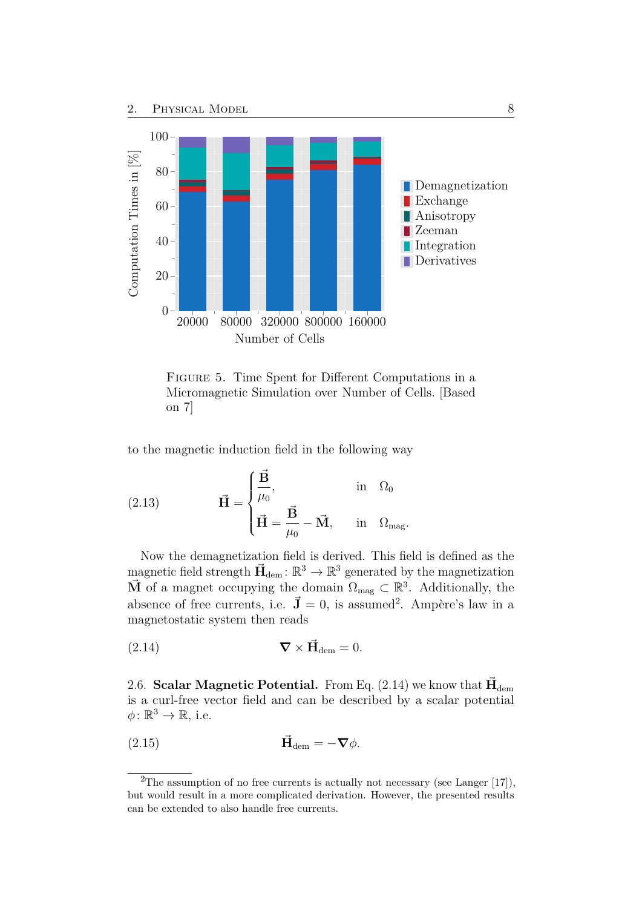FIGURE 5. Time Spent for Different Computations in a Micromagnetic Simulation over Number of Cells. [Based on 7]

to the magnetic induction field in the following way

$$
\vec{\mathbf{H}} = \begin{cases} \dfrac{\vec{\mathbf{B}}}{\mu_0}, & \text{in} \quad \Omega_0 \\ \vec{\mathbf{H}} = \dfrac{\vec{\mathbf{B}}}{\mu_0} - \vec{\mathbf{M}}, & \text{in} \quad \Omega_{\text{mag}}. \end{cases} \tag{2.13}
$$

Now the demagnetization field is derived. This field is defined as the magnetic field strength $\vec{\mathbf{H}}_{\text{dem}} \colon \mathbb{R}^3 \to \mathbb{R}^3$ generated by the magnetization $\vec{\mathbf{M}}$ of a magnet occupying the domain $\Omega_{\text{mag}} \subset \mathbb{R}^3$. Additionally, the absence of free currents, i.e. $\vec{\mathbf{J}} = 0$, is assumed[2]. Ampère's law in a magnetostatic system then reads

$$
\boldsymbol{\nabla} \times \vec{\mathbf{H}}_{\text{dem}} = 0. \tag{2.14}
$$

2.6. **Scalar Magnetic Potential.** From Eq. (2.14) we know that $\vec{\mathbf{H}}_{\text{dem}}$ is a curl-free vector field and can be described by a scalar potential $\phi \colon \mathbb{R}^3 \to \mathbb{R}$, i.e.

$$
\vec{\mathbf{H}}_{\text{dem}} = -\boldsymbol{\nabla}\phi. \tag{2.15}
$$

[2]The assumption of no free currents is actually not necessary (see Langer [17]), but would result in a more complicated derivation. However, the presented results can be extended to also handle free currents.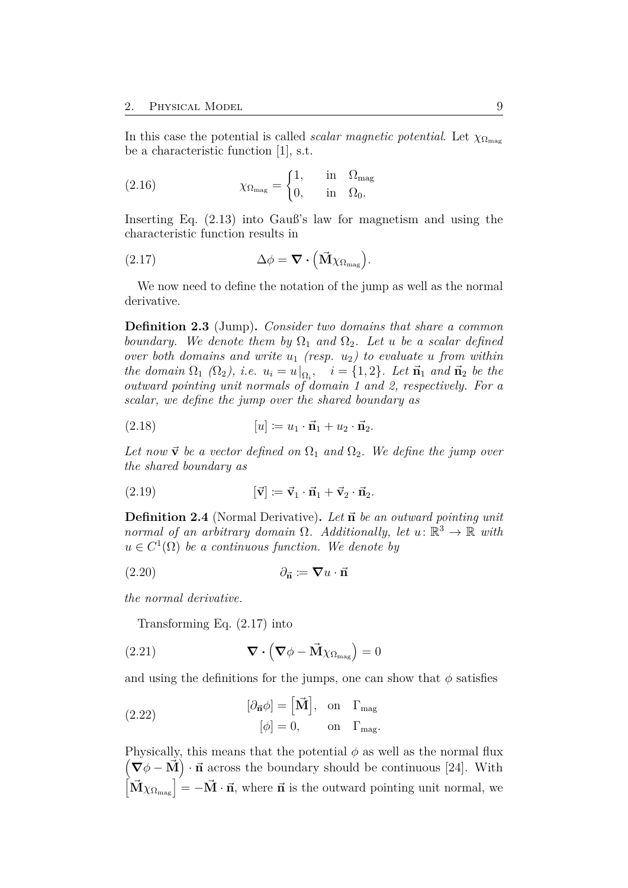In this case the potential is called *scalar magnetic potential*. Let $\chi_{\Omega_{\text{mag}}}$ be a characteristic function [1], s.t.

$$\chi_{\Omega_{\text{mag}}} = \begin{cases} 1, & \text{in} \quad \Omega_{\text{mag}} \\ 0, & \text{in} \quad \Omega_0. \end{cases} \tag{2.16}$$

Inserting Eq. (2.13) into Gauß's law for magnetism and using the characteristic function results in

$$\Delta\phi = \boldsymbol{\nabla} \cdot \left(\vec{\mathbf{M}}\chi_{\Omega_{\text{mag}}}\right). \tag{2.17}$$

We now need to define the notation of the jump as well as the normal derivative.

**Definition 2.3** (Jump)**.** *Consider two domains that share a common boundary. We denote them by $\Omega_1$ and $\Omega_2$. Let $u$ be a scalar defined over both domains and write $u_1$ (resp. $u_2$) to evaluate $u$ from within the domain $\Omega_1$ ($\Omega_2$), i.e. $u_i = u|_{\Omega_i}$, $\quad i = \{1, 2\}$. Let $\vec{\mathbf{n}}_1$ and $\vec{\mathbf{n}}_2$ be the outward pointing unit normals of domain 1 and 2, respectively. For a scalar, we define the jump over the shared boundary as*

$$[u] \coloneqq u_1 \cdot \vec{\mathbf{n}}_1 + u_2 \cdot \vec{\mathbf{n}}_2. \tag{2.18}$$

*Let now $\vec{\mathbf{v}}$ be a vector defined on $\Omega_1$ and $\Omega_2$. We define the jump over the shared boundary as*

$$[\vec{\mathbf{v}}] \coloneqq \vec{\mathbf{v}}_1 \cdot \vec{\mathbf{n}}_1 + \vec{\mathbf{v}}_2 \cdot \vec{\mathbf{n}}_2. \tag{2.19}$$

**Definition 2.4** (Normal Derivative)**.** *Let $\vec{\mathbf{n}}$ be an outward pointing unit normal of an arbitrary domain $\Omega$. Additionally, let $u\colon \mathbb{R}^3 \to \mathbb{R}$ with $u \in C^1(\Omega)$ be a continuous function. We denote by*

$$\partial_{\vec{\mathbf{n}}} \coloneqq \boldsymbol{\nabla} u \cdot \vec{\mathbf{n}} \tag{2.20}$$

*the normal derivative.*

Transforming Eq. (2.17) into

$$\boldsymbol{\nabla} \cdot \left(\boldsymbol{\nabla}\phi - \vec{\mathbf{M}}\chi_{\Omega_{\text{mag}}}\right) = 0 \tag{2.21}$$

and using the definitions for the jumps, one can show that $\phi$ satisfies

$$\begin{aligned} [\partial_{\vec{\mathbf{n}}}\phi] &= \left[\vec{\mathbf{M}}\right], \quad \text{on} \quad \Gamma_{\text{mag}} \\ [\phi] &= 0, \qquad \text{on} \quad \Gamma_{\text{mag}}. \end{aligned} \tag{2.22}$$

Physically, this means that the potential $\phi$ as well as the normal flux $\left(\boldsymbol{\nabla}\phi - \vec{\mathbf{M}}\right) \cdot \vec{\mathbf{n}}$ across the boundary should be continuous [24]. With $\left[\vec{\mathbf{M}}\chi_{\Omega_{\text{mag}}}\right] = -\vec{\mathbf{M}} \cdot \vec{\mathbf{n}}$, where $\vec{\mathbf{n}}$ is the outward pointing unit normal, we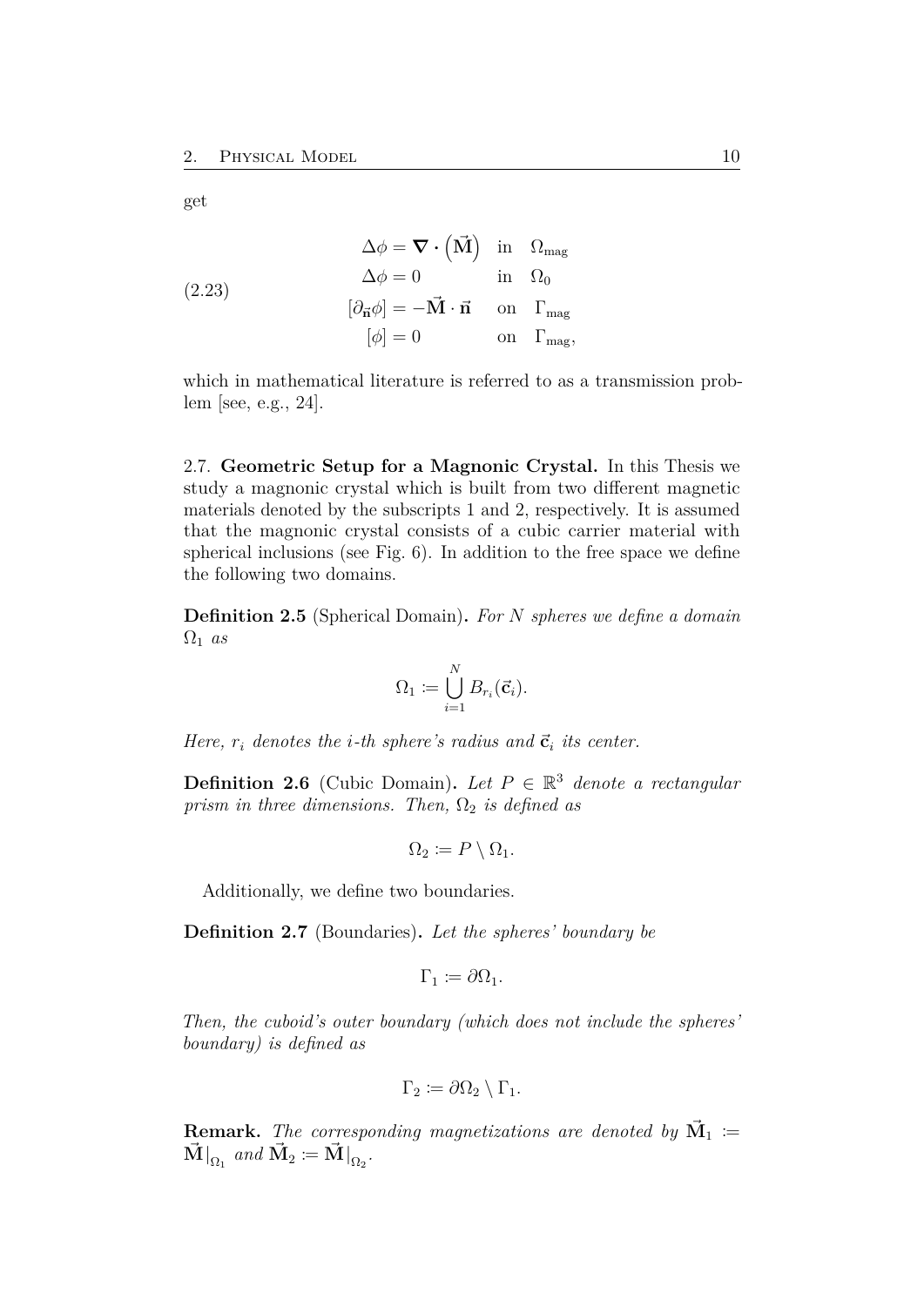get

$$
\begin{aligned}
\Delta\phi &= \boldsymbol{\nabla}\cdot\left(\vec{\mathbf{M}}\right) && \text{in} \quad \Omega_{\text{mag}} \\
\Delta\phi &= 0 && \text{in} \quad \Omega_0 \\
[\partial_{\vec{\mathbf{n}}}\phi] &= -\vec{\mathbf{M}}\cdot\vec{\mathbf{n}} && \text{on} \quad \Gamma_{\text{mag}} \\
[\phi] &= 0 && \text{on} \quad \Gamma_{\text{mag}},
\end{aligned}
\tag{2.23}
$$

which in mathematical literature is referred to as a transmission problem [see, e.g., 24].

2.7. **Geometric Setup for a Magnonic Crystal.** In this Thesis we study a magnonic crystal which is built from two different magnetic materials denoted by the subscripts 1 and 2, respectively. It is assumed that the magnonic crystal consists of a cubic carrier material with spherical inclusions (see Fig. 6). In addition to the free space we define the following two domains.

**Definition 2.5** (Spherical Domain)**.** *For $N$ spheres we define a domain $\Omega_1$ as*

$$\Omega_1 \coloneqq \bigcup_{i=1}^{N} B_{r_i}(\vec{\mathbf{c}}_i).$$

*Here, $r_i$ denotes the $i$-th sphere's radius and $\vec{\mathbf{c}}_i$ its center.*

**Definition 2.6** (Cubic Domain)**.** *Let $P \in \mathbb{R}^3$ denote a rectangular prism in three dimensions. Then, $\Omega_2$ is defined as*

$$\Omega_2 \coloneqq P \setminus \Omega_1.$$

Additionally, we define two boundaries.

**Definition 2.7** (Boundaries)**.** *Let the spheres' boundary be*

$$\Gamma_1 \coloneqq \partial\Omega_1.$$

*Then, the cuboid's outer boundary (which does not include the spheres' boundary) is defined as*

$$\Gamma_2 \coloneqq \partial\Omega_2 \setminus \Gamma_1.$$

**Remark.** *The corresponding magnetizations are denoted by $\vec{\mathbf{M}}_1 \coloneqq \vec{\mathbf{M}}|_{\Omega_1}$ and $\vec{\mathbf{M}}_2 \coloneqq \vec{\mathbf{M}}|_{\Omega_2}$.*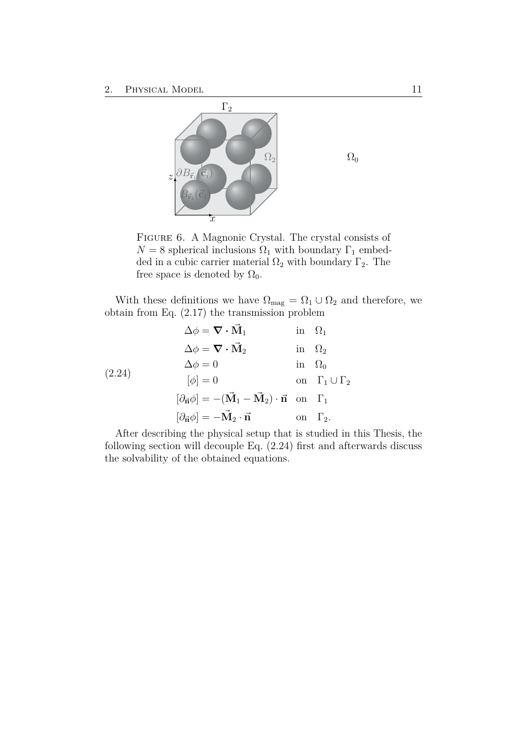FIGURE 6. A Magnonic Crystal. The crystal consists of $N = 8$ spherical inclusions $\Omega_1$ with boundary $\Gamma_1$ embedded in a cubic carrier material $\Omega_2$ with boundary $\Gamma_2$. The free space is denoted by $\Omega_0$.

With these definitions we have $\Omega_{\text{mag}} = \Omega_1 \cup \Omega_2$ and therefore, we obtain from Eq. (2.17) the transmission problem

$$
\begin{aligned}
\Delta\phi &= \boldsymbol{\nabla} \cdot \vec{\mathbf{M}}_1 && \text{in} \quad \Omega_1 \\
\Delta\phi &= \boldsymbol{\nabla} \cdot \vec{\mathbf{M}}_2 && \text{in} \quad \Omega_2 \\
\Delta\phi &= 0 && \text{in} \quad \Omega_0 \\
[\phi] &= 0 && \text{on} \quad \Gamma_1 \cup \Gamma_2 \\
[\partial_{\vec{\mathbf{n}}}\phi] &= -(\vec{\mathbf{M}}_1 - \vec{\mathbf{M}}_2) \cdot \vec{\mathbf{n}} && \text{on} \quad \Gamma_1 \\
[\partial_{\vec{\mathbf{n}}}\phi] &= -\vec{\mathbf{M}}_2 \cdot \vec{\mathbf{n}} && \text{on} \quad \Gamma_2.
\end{aligned}
\tag{2.24}
$$

After describing the physical setup that is studied in this Thesis, the following section will decouple Eq. (2.24) first and afterwards discuss the solvability of the obtained equations.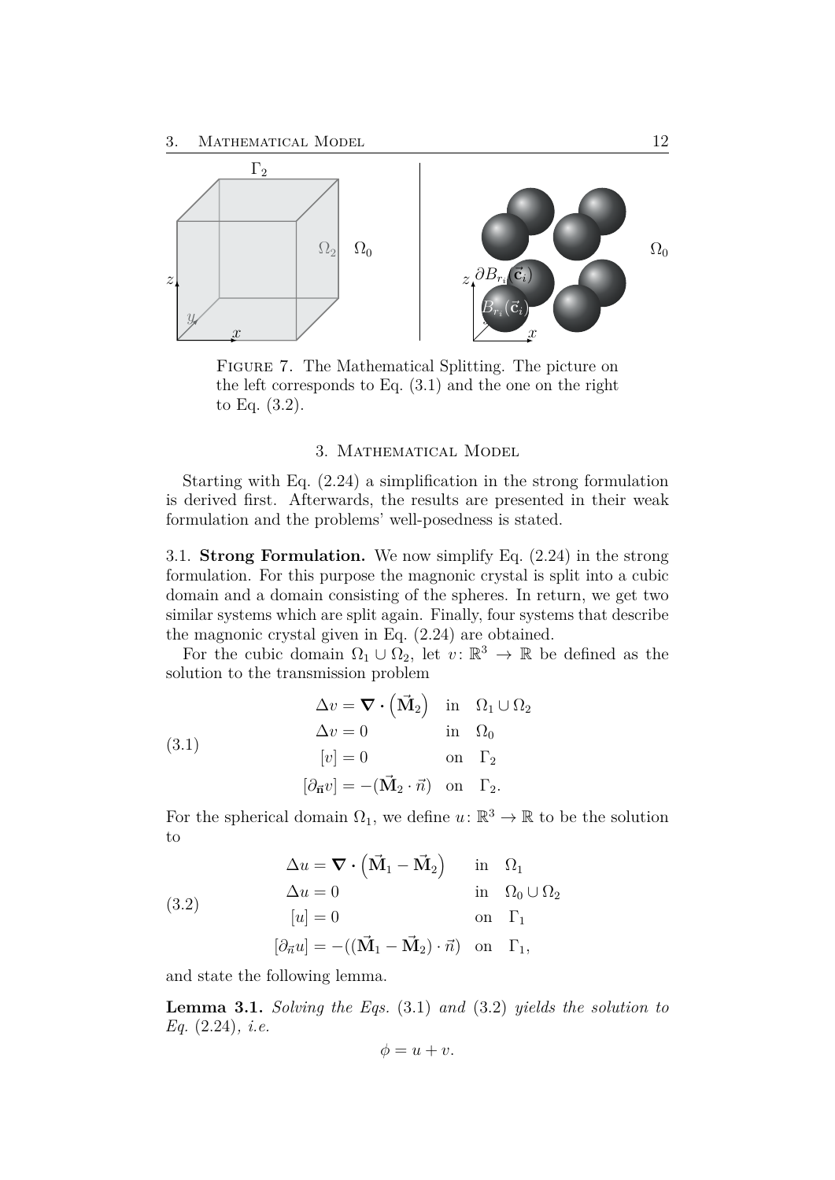FIGURE 7. The Mathematical Splitting. The picture on the left corresponds to Eq. (3.1) and the one on the right to Eq. (3.2).

## 3. Mathematical Model

Starting with Eq. (2.24) a simplification in the strong formulation is derived first. Afterwards, the results are presented in their weak formulation and the problems' well-posedness is stated.

### 3.1. Strong Formulation.

We now simplify Eq. (2.24) in the strong formulation. For this purpose the magnonic crystal is split into a cubic domain and a domain consisting of the spheres. In return, we get two similar systems which are split again. Finally, four systems that describe the magnonic crystal given in Eq. (2.24) are obtained.

For the cubic domain $\Omega_1 \cup \Omega_2$, let $v\colon \mathbb{R}^3 \to \mathbb{R}$ be defined as the solution to the transmission problem

$$
\begin{aligned}
\Delta v &= \boldsymbol{\nabla} \cdot \left(\vec{\mathbf{M}}_2\right) && \text{in} \quad \Omega_1 \cup \Omega_2 \\
\Delta v &= 0 && \text{in} \quad \Omega_0 \\
[v] &= 0 && \text{on} \quad \Gamma_2 \\
[\partial_{\vec{\mathbf{n}}} v] &= -(\vec{\mathbf{M}}_2 \cdot \vec{n}) && \text{on} \quad \Gamma_2.
\end{aligned}
\tag{3.1}
$$

For the spherical domain $\Omega_1$, we define $u\colon \mathbb{R}^3 \to \mathbb{R}$ to be the solution to

$$
\begin{aligned}
\Delta u &= \boldsymbol{\nabla} \cdot \left(\vec{\mathbf{M}}_1 - \vec{\mathbf{M}}_2\right) && \text{in} \quad \Omega_1 \\
\Delta u &= 0 && \text{in} \quad \Omega_0 \cup \Omega_2 \\
[u] &= 0 && \text{on} \quad \Gamma_1 \\
[\partial_{\vec{n}} u] &= -((\vec{\mathbf{M}}_1 - \vec{\mathbf{M}}_2) \cdot \vec{n}) && \text{on} \quad \Gamma_1,
\end{aligned}
\tag{3.2}
$$

and state the following lemma.

**Lemma 3.1.** *Solving the Eqs.* (3.1) *and* (3.2) *yields the solution to Eq.* (2.24)*, i.e.*

$$\phi = u + v.$$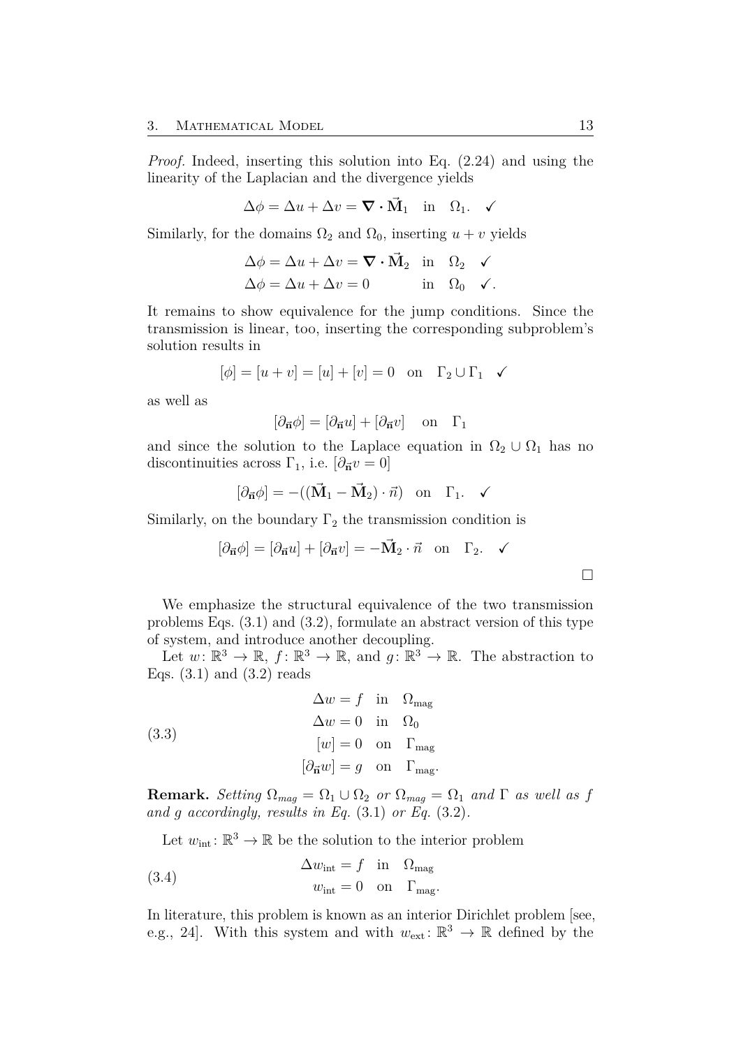*Proof.* Indeed, inserting this solution into Eq. (2.24) and using the linearity of the Laplacian and the divergence yields

$$\Delta\phi = \Delta u + \Delta v = \boldsymbol{\nabla} \cdot \vec{\mathbf{M}}_1 \quad \text{in} \quad \Omega_1. \quad \checkmark$$

Similarly, for the domains $\Omega_2$ and $\Omega_0$, inserting $u + v$ yields

$$\begin{aligned} \Delta\phi &= \Delta u + \Delta v = \boldsymbol{\nabla} \cdot \vec{\mathbf{M}}_2 && \text{in} \quad \Omega_2 \quad \checkmark \\ \Delta\phi &= \Delta u + \Delta v = 0 && \text{in} \quad \Omega_0 \quad \checkmark. \end{aligned}$$

It remains to show equivalence for the jump conditions. Since the transmission is linear, too, inserting the corresponding subproblem's solution results in

$$[\phi] = [u + v] = [u] + [v] = 0 \quad \text{on} \quad \Gamma_2 \cup \Gamma_1 \quad \checkmark$$

as well as

$$[\partial_{\vec{\mathbf{n}}}\phi] = [\partial_{\vec{\mathbf{n}}}u] + [\partial_{\vec{\mathbf{n}}}v] \quad \text{on} \quad \Gamma_1$$

and since the solution to the Laplace equation in $\Omega_2 \cup \Omega_1$ has no discontinuities across $\Gamma_1$, i.e. $[\partial_{\vec{\mathbf{n}}}v = 0]$

$$[\partial_{\vec{\mathbf{n}}}\phi] = -((\vec{\mathbf{M}}_1 - \vec{\mathbf{M}}_2) \cdot \vec{n}) \quad \text{on} \quad \Gamma_1. \quad \checkmark$$

Similarly, on the boundary $\Gamma_2$ the transmission condition is

$$[\partial_{\vec{\mathbf{n}}}\phi] = [\partial_{\vec{\mathbf{n}}}u] + [\partial_{\vec{\mathbf{n}}}v] = -\vec{\mathbf{M}}_2 \cdot \vec{n} \quad \text{on} \quad \Gamma_2. \quad \checkmark$$

□

We emphasize the structural equivalence of the two transmission problems Eqs. (3.1) and (3.2), formulate an abstract version of this type of system, and introduce another decoupling.

Let $w \colon \mathbb{R}^3 \to \mathbb{R}$, $f \colon \mathbb{R}^3 \to \mathbb{R}$, and $g \colon \mathbb{R}^3 \to \mathbb{R}$. The abstraction to Eqs. (3.1) and (3.2) reads

$$\begin{aligned} \Delta w &= f && \text{in} \quad \Omega_{\text{mag}} \\ \Delta w &= 0 && \text{in} \quad \Omega_0 \\ [w] &= 0 && \text{on} \quad \Gamma_{\text{mag}} \\ [\partial_{\vec{\mathbf{n}}}w] &= g && \text{on} \quad \Gamma_{\text{mag}}. \end{aligned} \tag{3.3}$$

**Remark.** *Setting $\Omega_{mag} = \Omega_1 \cup \Omega_2$ or $\Omega_{mag} = \Omega_1$ and $\Gamma$ as well as $f$ and $g$ accordingly, results in Eq.* (3.1) *or Eq.* (3.2)*.*

Let $w_{\text{int}} \colon \mathbb{R}^3 \to \mathbb{R}$ be the solution to the interior problem

$$\begin{aligned} \Delta w_{\text{int}} &= f && \text{in} \quad \Omega_{\text{mag}} \\ w_{\text{int}} &= 0 && \text{on} \quad \Gamma_{\text{mag}}. \end{aligned} \tag{3.4}$$

In literature, this problem is known as an interior Dirichlet problem [see, e.g., 24]. With this system and with $w_{\text{ext}} \colon \mathbb{R}^3 \to \mathbb{R}$ defined by the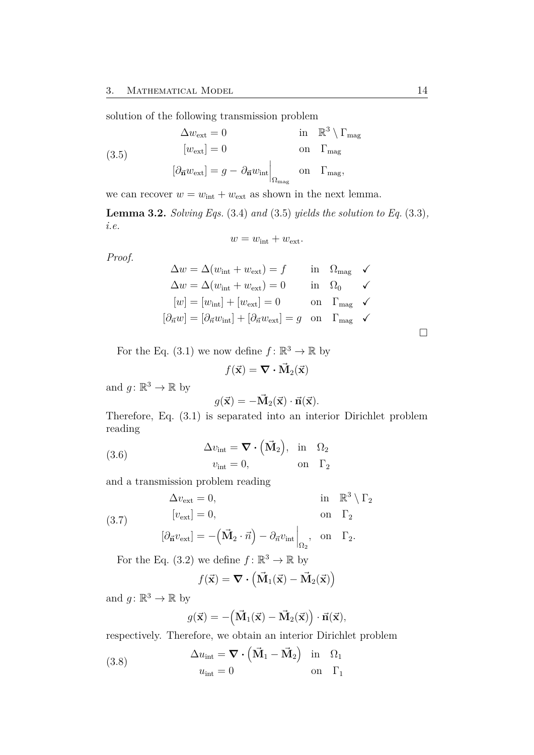solution of the following transmission problem

$$
\begin{aligned}
\Delta w_{\text{ext}} &= 0 && \text{in} \quad \mathbb{R}^3 \setminus \Gamma_{\text{mag}} \\
[w_{\text{ext}}] &= 0 && \text{on} \quad \Gamma_{\text{mag}} \\
[\partial_{\vec{\mathbf{n}}} w_{\text{ext}}] &= g - \partial_{\vec{\mathbf{n}}} w_{\text{int}}\Big|_{\Omega_{\text{mag}}} && \text{on} \quad \Gamma_{\text{mag}},
\end{aligned}
\tag{3.5}
$$

we can recover $w = w_{\text{int}} + w_{\text{ext}}$ as shown in the next lemma.

**Lemma 3.2.** *Solving Eqs.* (3.4) *and* (3.5) *yields the solution to Eq.* (3.3)*, i.e.*

$$
w = w_{\text{int}} + w_{\text{ext}}.
$$

*Proof.*

$$
\begin{aligned}
\Delta w &= \Delta(w_{\text{int}} + w_{\text{ext}}) = f && \text{in} \quad \Omega_{\text{mag}} \quad \checkmark \\
\Delta w &= \Delta(w_{\text{int}} + w_{\text{ext}}) = 0 && \text{in} \quad \Omega_0 \quad \checkmark \\
[w] &= [w_{\text{int}}] + [w_{\text{ext}}] = 0 && \text{on} \quad \Gamma_{\text{mag}} \quad \checkmark \\
[\partial_{\vec{n}} w] &= [\partial_{\vec{n}} w_{\text{int}}] + [\partial_{\vec{n}} w_{\text{ext}}] = g && \text{on} \quad \Gamma_{\text{mag}} \quad \checkmark
\end{aligned}
$$

□

For the Eq. (3.1) we now define $f\colon \mathbb{R}^3 \to \mathbb{R}$ by

$$
f(\vec{\mathbf{x}}) = \boldsymbol{\nabla} \cdot \vec{\mathbf{M}}_2(\vec{\mathbf{x}})
$$

and $g\colon \mathbb{R}^3 \to \mathbb{R}$ by

$$
g(\vec{\mathbf{x}}) = -\vec{\mathbf{M}}_2(\vec{\mathbf{x}}) \cdot \vec{\mathbf{n}}(\vec{\mathbf{x}}).
$$

Therefore, Eq. (3.1) is separated into an interior Dirichlet problem reading

$$
\begin{aligned}
\Delta v_{\text{int}} &= \boldsymbol{\nabla} \cdot \left(\vec{\mathbf{M}}_2\right), && \text{in} \quad \Omega_2 \\
v_{\text{int}} &= 0, && \text{on} \quad \Gamma_2
\end{aligned}
\tag{3.6}
$$

and a transmission problem reading

$$
\begin{aligned}
\Delta v_{\text{ext}} &= 0, && \text{in} \quad \mathbb{R}^3 \setminus \Gamma_2 \\
[v_{\text{ext}}] &= 0, && \text{on} \quad \Gamma_2 \\
[\partial_{\vec{\mathbf{n}}} v_{\text{ext}}] &= -\left(\vec{\mathbf{M}}_2 \cdot \vec{n}\right) - \partial_{\vec{n}} v_{\text{int}}\Big|_{\Omega_2}, && \text{on} \quad \Gamma_2.
\end{aligned}
\tag{3.7}
$$

For the Eq. (3.2) we define $f\colon \mathbb{R}^3 \to \mathbb{R}$ by

$$
f(\vec{\mathbf{x}}) = \boldsymbol{\nabla} \cdot \left(\vec{\mathbf{M}}_1(\vec{\mathbf{x}}) - \vec{\mathbf{M}}_2(\vec{\mathbf{x}})\right)
$$

and $g\colon \mathbb{R}^3 \to \mathbb{R}$ by

$$
g(\vec{\mathbf{x}}) = -\left(\vec{\mathbf{M}}_1(\vec{\mathbf{x}}) - \vec{\mathbf{M}}_2(\vec{\mathbf{x}})\right) \cdot \vec{\mathbf{n}}(\vec{\mathbf{x}}),
$$

respectively. Therefore, we obtain an interior Dirichlet problem

$$
\begin{aligned}
\Delta u_{\text{int}} &= \boldsymbol{\nabla} \cdot \left(\vec{\mathbf{M}}_1 - \vec{\mathbf{M}}_2\right) && \text{in} \quad \Omega_1 \\
u_{\text{int}} &= 0 && \text{on} \quad \Gamma_1
\end{aligned}
\tag{3.8}
$$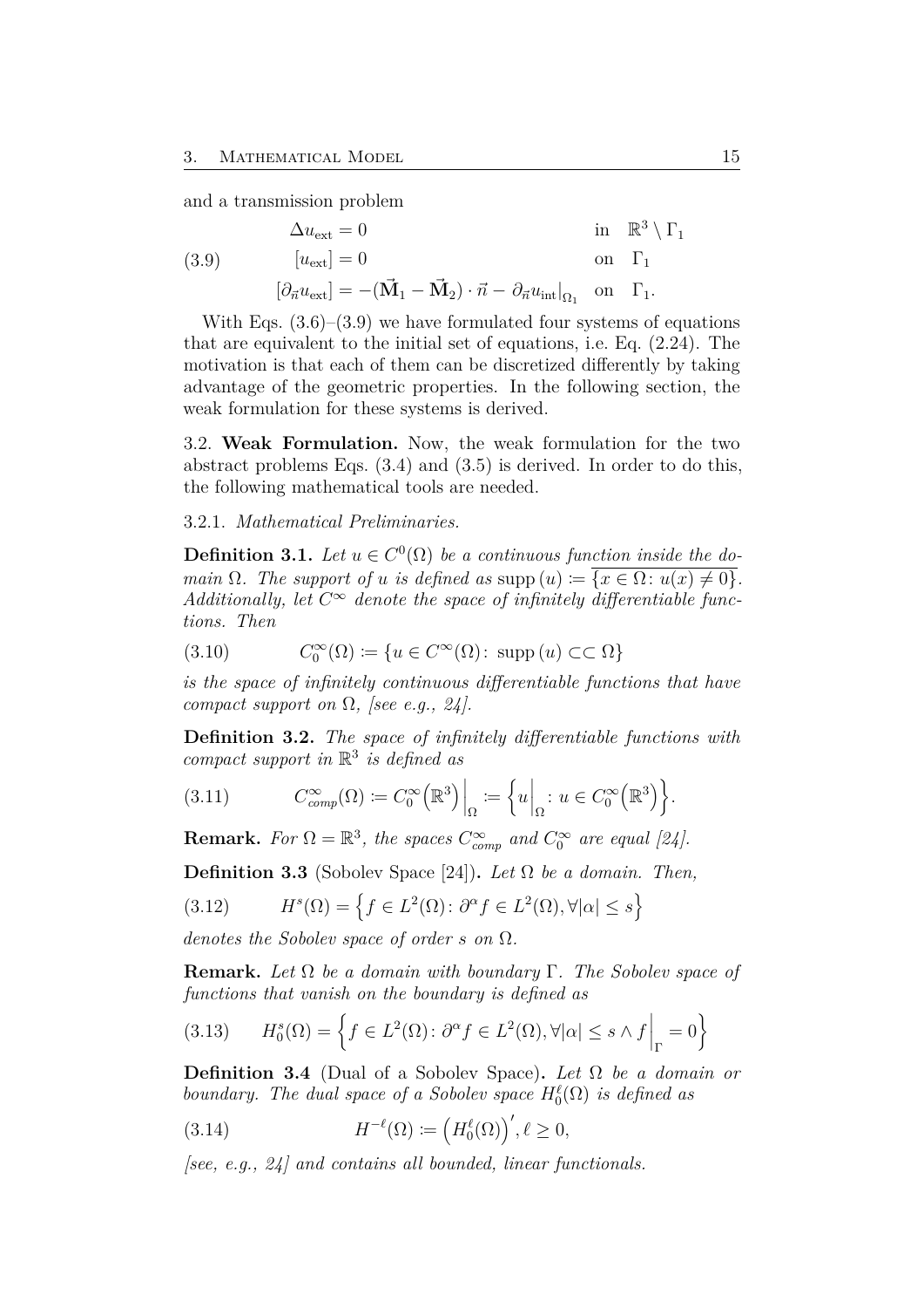and a transmission problem

$$
\begin{aligned}
\Delta u_{\text{ext}} &= 0 && \text{in} \quad \mathbb{R}^3 \setminus \Gamma_1 \\
[u_{\text{ext}}] &= 0 && \text{on} \quad \Gamma_1 \\
[\partial_{\vec{n}} u_{\text{ext}}] &= -(\vec{\mathbf{M}}_1 - \vec{\mathbf{M}}_2) \cdot \vec{n} - \partial_{\vec{n}} u_{\text{int}}\big|_{\Omega_1} && \text{on} \quad \Gamma_1.
\end{aligned}
\tag{3.9}
$$

With Eqs. (3.6)–(3.9) we have formulated four systems of equations that are equivalent to the initial set of equations, i.e. Eq. (2.24). The motivation is that each of them can be discretized differently by taking advantage of the geometric properties. In the following section, the weak formulation for these systems is derived.

3.2. **Weak Formulation.** Now, the weak formulation for the two abstract problems Eqs. (3.4) and (3.5) is derived. In order to do this, the following mathematical tools are needed.

3.2.1. *Mathematical Preliminaries.*

**Definition 3.1.** *Let $u \in C^0(\Omega)$ be a continuous function inside the domain $\Omega$. The support of $u$ is defined as $\operatorname{supp}(u) \coloneqq \overline{\{x \in \Omega \colon u(x) \neq 0\}}$. Additionally, let $C^\infty$ denote the space of infinitely differentiable functions. Then*

$$
C_0^\infty(\Omega) \coloneqq \{u \in C^\infty(\Omega) \colon \operatorname{supp}(u) \subset\subset \Omega\}
\tag{3.10}
$$

*is the space of infinitely continuous differentiable functions that have compact support on $\Omega$, [see e.g., 24].*

**Definition 3.2.** *The space of infinitely differentiable functions with compact support in $\mathbb{R}^3$ is defined as*

$$
C_{comp}^\infty(\Omega) \coloneqq C_0^\infty\big(\mathbb{R}^3\big)\Big|_\Omega \coloneqq \Big\{u\Big|_\Omega \colon u \in C_0^\infty\big(\mathbb{R}^3\big)\Big\}.
\tag{3.11}
$$

**Remark.** *For $\Omega = \mathbb{R}^3$, the spaces $C_{comp}^\infty$ and $C_0^\infty$ are equal [24].*

**Definition 3.3** (Sobolev Space [24])**.** *Let $\Omega$ be a domain. Then,*

$$
H^s(\Omega) = \Big\{f \in L^2(\Omega) \colon \partial^\alpha f \in L^2(\Omega), \forall |\alpha| \leq s\Big\}
\tag{3.12}
$$

*denotes the Sobolev space of order $s$ on $\Omega$.*

**Remark.** *Let $\Omega$ be a domain with boundary $\Gamma$. The Sobolev space of functions that vanish on the boundary is defined as*

$$
H_0^s(\Omega) = \Big\{f \in L^2(\Omega) \colon \partial^\alpha f \in L^2(\Omega), \forall |\alpha| \leq s \wedge f\Big|_\Gamma = 0\Big\}
\tag{3.13}
$$

**Definition 3.4** (Dual of a Sobolev Space)**.** *Let $\Omega$ be a domain or boundary. The dual space of a Sobolev space $H_0^\ell(\Omega)$ is defined as*

$$
H^{-\ell}(\Omega) \coloneqq \Big(H_0^\ell(\Omega)\Big)', \ell \geq 0,
\tag{3.14}
$$

*[see, e.g., 24] and contains all bounded, linear functionals.*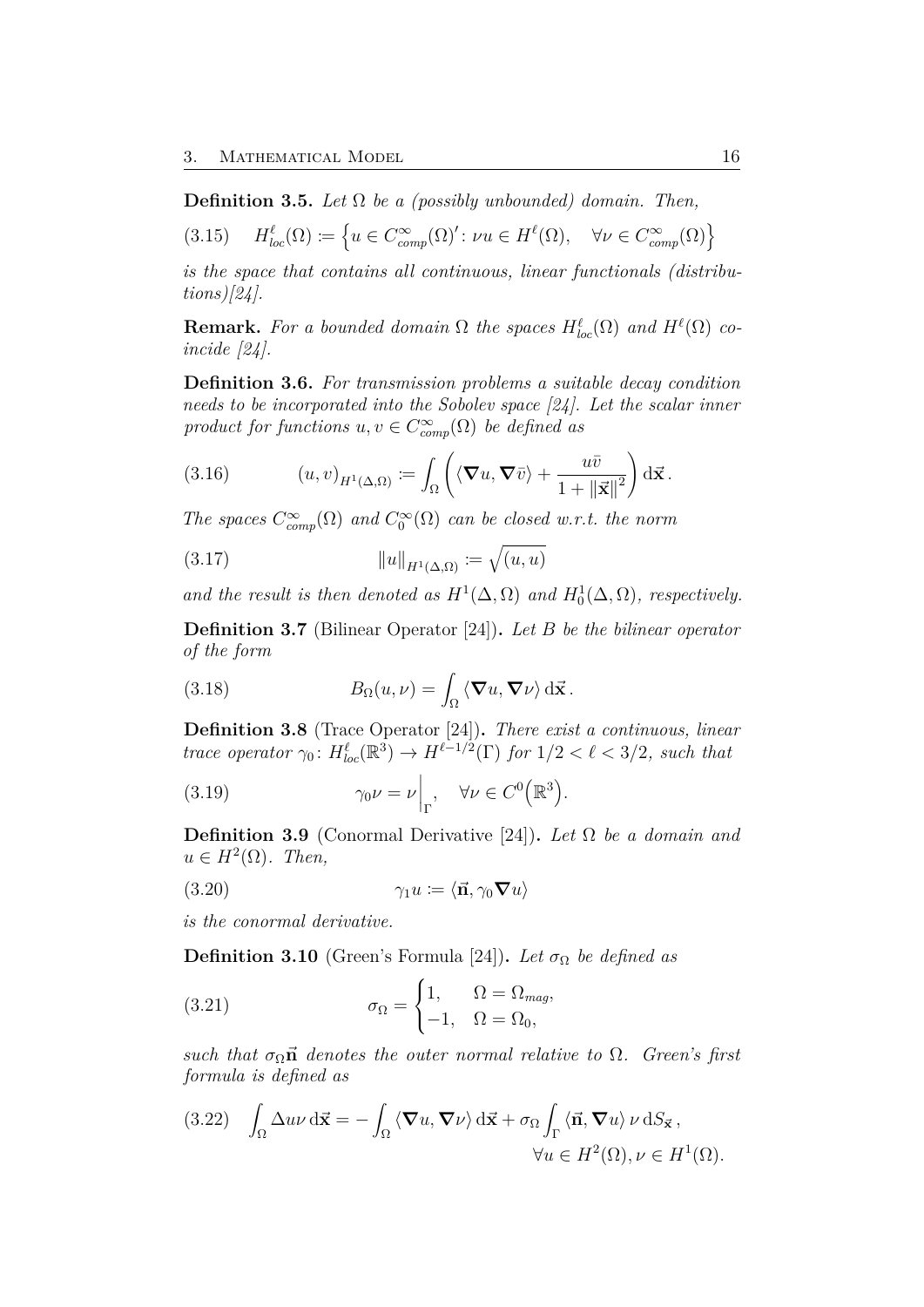**Definition 3.5.** *Let $\Omega$ be a (possibly unbounded) domain. Then,*

$$H^\ell_{loc}(\Omega) := \left\{ u \in C^\infty_{comp}(\Omega)' \colon \nu u \in H^\ell(\Omega), \quad \forall \nu \in C^\infty_{comp}(\Omega) \right\} \tag{3.15}$$

*is the space that contains all continuous, linear functionals (distributions)[24].*

**Remark.** *For a bounded domain $\Omega$ the spaces $H^\ell_{loc}(\Omega)$ and $H^\ell(\Omega)$ coincide [24].*

**Definition 3.6.** *For transmission problems a suitable decay condition needs to be incorporated into the Sobolev space [24]. Let the scalar inner product for functions $u, v \in C^\infty_{comp}(\Omega)$ be defined as*

$$(u, v)_{H^1(\Delta,\Omega)} := \int_\Omega \left( \langle \boldsymbol{\nabla} u, \boldsymbol{\nabla} \bar{v} \rangle + \frac{u\bar{v}}{1 + \|\vec{\mathbf{x}}\|^2} \right) \mathrm{d}\vec{\mathbf{x}} \,. \tag{3.16}$$

*The spaces $C^\infty_{comp}(\Omega)$ and $C^\infty_0(\Omega)$ can be closed w.r.t. the norm*

$$\|u\|_{H^1(\Delta,\Omega)} := \sqrt{(u, u)} \tag{3.17}$$

*and the result is then denoted as $H^1(\Delta, \Omega)$ and $H^1_0(\Delta, \Omega)$, respectively.*

**Definition 3.7** (Bilinear Operator [24])**.** *Let $B$ be the bilinear operator of the form*

$$B_\Omega(u, \nu) = \int_\Omega \langle \boldsymbol{\nabla} u, \boldsymbol{\nabla} \nu \rangle \, \mathrm{d}\vec{\mathbf{x}} \,. \tag{3.18}$$

**Definition 3.8** (Trace Operator [24])**.** *There exist a continuous, linear trace operator $\gamma_0 \colon H^\ell_{loc}(\mathbb{R}^3) \to H^{\ell-1/2}(\Gamma)$ for $1/2 < \ell < 3/2$, such that*

$$\gamma_0 \nu = \nu\Big|_\Gamma, \quad \forall \nu \in C^0\Big(\mathbb{R}^3\Big). \tag{3.19}$$

**Definition 3.9** (Conormal Derivative [24])**.** *Let $\Omega$ be a domain and $u \in H^2(\Omega)$. Then,*

$$\gamma_1 u := \langle \vec{\mathbf{n}}, \gamma_0 \boldsymbol{\nabla} u \rangle \tag{3.20}$$

*is the conormal derivative.*

**Definition 3.10** (Green's Formula [24])**.** *Let $\sigma_\Omega$ be defined as*

$$\sigma_\Omega = \begin{cases} 1, & \Omega = \Omega_{mag}, \\ -1, & \Omega = \Omega_0, \end{cases} \tag{3.21}$$

*such that $\sigma_\Omega \vec{\mathbf{n}}$ denotes the outer normal relative to $\Omega$. Green's first formula is defined as*

$$\int_\Omega \Delta u \nu \, \mathrm{d}\vec{\mathbf{x}} = -\int_\Omega \langle \boldsymbol{\nabla} u, \boldsymbol{\nabla} \nu \rangle \, \mathrm{d}\vec{\mathbf{x}} + \sigma_\Omega \int_\Gamma \langle \vec{\mathbf{n}}, \boldsymbol{\nabla} u \rangle \, \nu \, \mathrm{d}S_{\vec{\mathbf{x}}} \,, \qquad \forall u \in H^2(\Omega), \nu \in H^1(\Omega). \tag{3.22}$$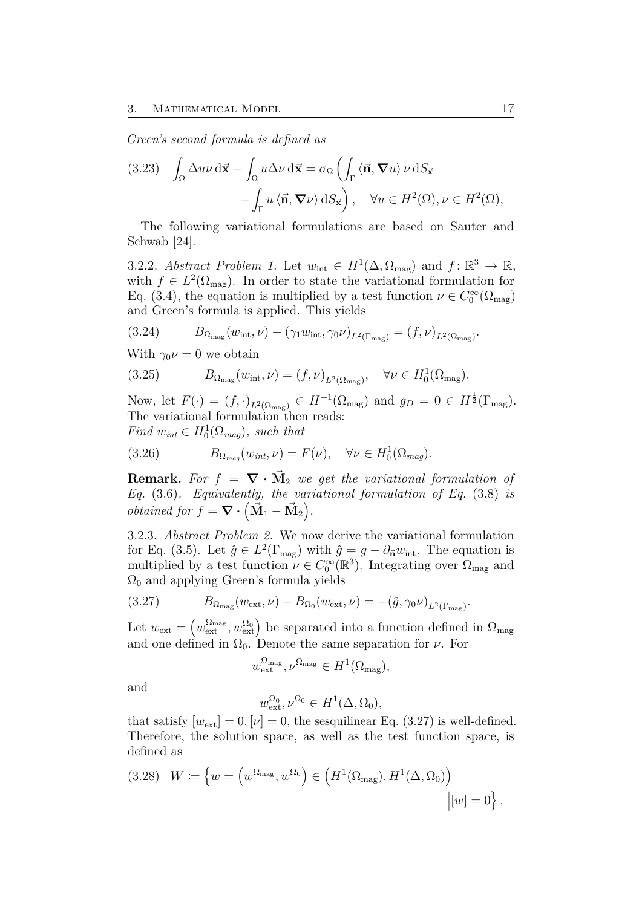*Green's second formula is defined as*

$$\int_\Omega \Delta u \nu \, d\vec{\mathbf{x}} - \int_\Omega u \Delta \nu \, d\vec{\mathbf{x}} = \sigma_\Omega \left( \int_\Gamma \langle \vec{\mathbf{n}}, \boldsymbol{\nabla} u \rangle \, \nu \, dS_{\vec{\mathbf{x}}} - \int_\Gamma u \, \langle \vec{\mathbf{n}}, \boldsymbol{\nabla} \nu \rangle \, dS_{\vec{\mathbf{x}}} \right), \quad \forall u \in H^2(\Omega), \nu \in H^2(\Omega), \tag{3.23}$$

The following variational formulations are based on Sauter and Schwab [24].

3.2.2. *Abstract Problem 1.* Let $w_{\text{int}} \in H^1(\Delta, \Omega_{\text{mag}})$ and $f \colon \mathbb{R}^3 \to \mathbb{R}$, with $f \in L^2(\Omega_{\text{mag}})$. In order to state the variational formulation for Eq. (3.4), the equation is multiplied by a test function $\nu \in C_0^\infty(\Omega_{\text{mag}})$ and Green's formula is applied. This yields

$$B_{\Omega_{\text{mag}}}(w_{\text{int}}, \nu) - (\gamma_1 w_{\text{int}}, \gamma_0 \nu)_{L^2(\Gamma_{\text{mag}})} = (f, \nu)_{L^2(\Omega_{\text{mag}})}. \tag{3.24}$$

With $\gamma_0 \nu = 0$ we obtain

$$B_{\Omega_{\text{mag}}}(w_{\text{int}}, \nu) = (f, \nu)_{L^2(\Omega_{\text{mag}})}, \quad \forall \nu \in H_0^1(\Omega_{\text{mag}}). \tag{3.25}$$

Now, let $F(\cdot) = (f, \cdot)_{L^2(\Omega_{\text{mag}})} \in H^{-1}(\Omega_{\text{mag}})$ and $g_D = 0 \in H^{\frac{1}{2}}(\Gamma_{\text{mag}})$. The variational formulation then reads:
*Find* $w_{int} \in H_0^1(\Omega_{mag})$*, such that*

$$B_{\Omega_{mag}}(w_{int}, \nu) = F(\nu), \quad \forall \nu \in H_0^1(\Omega_{mag}). \tag{3.26}$$

**Remark.** *For* $f = \boldsymbol{\nabla} \cdot \vec{\mathbf{M}}_2$ *we get the variational formulation of Eq.* (3.6)*. Equivalently, the variational formulation of Eq.* (3.8) *is obtained for* $f = \boldsymbol{\nabla} \cdot \left( \vec{\mathbf{M}}_1 - \vec{\mathbf{M}}_2 \right)$.

3.2.3. *Abstract Problem 2.* We now derive the variational formulation for Eq. (3.5). Let $\hat{g} \in L^2(\Gamma_{\text{mag}})$ with $\hat{g} = g - \partial_{\vec{\mathbf{n}}} w_{\text{int}}$. The equation is multiplied by a test function $\nu \in C_0^\infty(\mathbb{R}^3)$. Integrating over $\Omega_{\text{mag}}$ and $\Omega_0$ and applying Green's formula yields

$$B_{\Omega_{\text{mag}}}(w_{\text{ext}}, \nu) + B_{\Omega_0}(w_{\text{ext}}, \nu) = -(\hat{g}, \gamma_0 \nu)_{L^2(\Gamma_{\text{mag}})}. \tag{3.27}$$

Let $w_{\text{ext}} = \left( w_{\text{ext}}^{\Omega_{\text{mag}}}, w_{\text{ext}}^{\Omega_0} \right)$ be separated into a function defined in $\Omega_{\text{mag}}$ and one defined in $\Omega_0$. Denote the same separation for $\nu$. For

$$w_{\text{ext}}^{\Omega_{\text{mag}}}, \nu^{\Omega_{\text{mag}}} \in H^1(\Omega_{\text{mag}}),$$

and

$$w_{\text{ext}}^{\Omega_0}, \nu^{\Omega_0} \in H^1(\Delta, \Omega_0),$$

that satisfy $[w_{\text{ext}}] = 0, [\nu] = 0$, the sesquilinear Eq. (3.27) is well-defined. Therefore, the solution space, as well as the test function space, is defined as

$$W \coloneqq \left\{ w = \left( w^{\Omega_{\text{mag}}}, w^{\Omega_0} \right) \in \left( H^1(\Omega_{\text{mag}}), H^1(\Delta, \Omega_0) \right) \,\middle|\, [w] = 0 \right\}. \tag{3.28}$$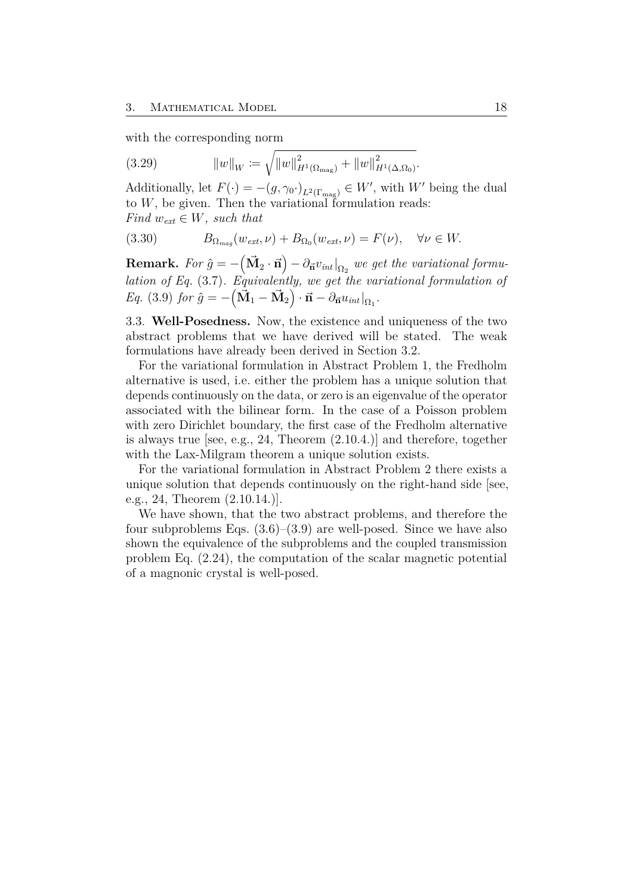with the corresponding norm

$$\|w\|_W := \sqrt{\|w\|^2_{H^1(\Omega_{\text{mag}})} + \|w\|^2_{H^1(\Delta,\Omega_0)}}. \tag{3.29}$$

Additionally, let $F(\cdot) = -(g, \gamma_0 \cdot)_{L^2(\Gamma_{\text{mag}})} \in W'$, with $W'$ being the dual to $W$, be given. Then the variational formulation reads:
*Find $w_{ext} \in W$, such that*

$$B_{\Omega_{mag}}(w_{ext}, \nu) + B_{\Omega_0}(w_{ext}, \nu) = F(\nu), \quad \forall \nu \in W. \tag{3.30}$$

**Remark.** *For $\hat{g} = -\left(\vec{\mathbf{M}}_2 \cdot \vec{\mathbf{n}}\right) - \partial_{\vec{\mathbf{n}}} v_{int}|_{\Omega_2}$ we get the variational formulation of Eq.* (3.7)*. Equivalently, we get the variational formulation of Eq.* (3.9) *for $\hat{g} = -\left(\vec{\mathbf{M}}_1 - \vec{\mathbf{M}}_2\right) \cdot \vec{\mathbf{n}} - \partial_{\vec{\mathbf{n}}} u_{int}|_{\Omega_1}$.*

## 3.3. Well-Posedness.

Now, the existence and uniqueness of the two abstract problems that we have derived will be stated. The weak formulations have already been derived in Section 3.2.

For the variational formulation in Abstract Problem 1, the Fredholm alternative is used, i.e. either the problem has a unique solution that depends continuously on the data, or zero is an eigenvalue of the operator associated with the bilinear form. In the case of a Poisson problem with zero Dirichlet boundary, the first case of the Fredholm alternative is always true [see, e.g., 24, Theorem (2.10.4.)] and therefore, together with the Lax-Milgram theorem a unique solution exists.

For the variational formulation in Abstract Problem 2 there exists a unique solution that depends continuously on the right-hand side [see, e.g., 24, Theorem (2.10.14.)].

We have shown, that the two abstract problems, and therefore the four subproblems Eqs. (3.6)–(3.9) are well-posed. Since we have also shown the equivalence of the subproblems and the coupled transmission problem Eq. (2.24), the computation of the scalar magnetic potential of a magnonic crystal is well-posed.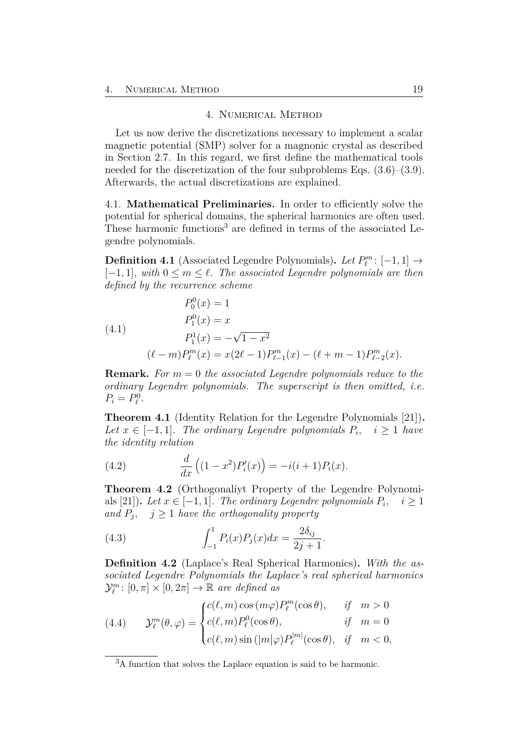# 4. Numerical Method

Let us now derive the discretizations necessary to implement a scalar magnetic potential (SMP) solver for a magnonic crystal as described in Section 2.7. In this regard, we first define the mathematical tools needed for the discretization of the four subproblems Eqs. (3.6)–(3.9). Afterwards, the actual discretizations are explained.

## 4.1. Mathematical Preliminaries.

In order to efficiently solve the potential for spherical domains, the spherical harmonics are often used. These harmonic functions[3] are defined in terms of the associated Legendre polynomials.

**Definition 4.1** (Associated Legendre Polynomials)**.** *Let $P_\ell^m \colon [-1,1] \to [-1,1]$, with $0 \le m \le \ell$. The associated Legendre polynomials are then defined by the recurrence scheme*

$$
\begin{aligned}
P_0^0(x) &= 1 \\
P_1^0(x) &= x \\
P_1^1(x) &= -\sqrt{1-x^2} \\
(\ell - m)P_\ell^m(x) &= x(2\ell-1)P_{\ell-1}^m(x) - (\ell+m-1)P_{\ell-2}^m(x).
\end{aligned}
\tag{4.1}
$$

**Remark.** *For $m = 0$ the associated Legendre polynomials reduce to the ordinary Legendre polynomials. The superscript is then omitted, i.e. $P_i = P_\ell^0$.*

**Theorem 4.1** (Identity Relation for the Legendre Polynomials [21])**.** *Let $x \in [-1,1]$. The ordinary Legendre polynomials $P_i, \quad i \ge 1$ have the identity relation*

$$
\frac{d}{dx}\left((1-x^2)P_i'(x)\right) = -i(i+1)P_i(x).
\tag{4.2}
$$

**Theorem 4.2** (Orthogonaliyt Property of the Legendre Polynomials [21])**.** *Let $x \in [-1,1]$. The ordinary Legendre polynomials $P_i, \quad i \ge 1$ and $P_j, \quad j \ge 1$ have the orthogonality property*

$$
\int_{-1}^{1} P_i(x)P_j(x)dx = \frac{2\delta_{ij}}{2j+1}.
\tag{4.3}
$$

**Definition 4.2** (Laplace's Real Spherical Harmonics)**.** *With the associated Legendre Polynomials the Laplace's real spherical harmonics $\mathcal{Y}_\ell^m \colon [0,\pi] \times [0,2\pi] \to \mathbb{R}$ are defined as*

$$
\mathcal{Y}_\ell^m(\theta,\varphi) =
\begin{cases}
c(\ell,m)\cos(m\varphi)P_\ell^m(\cos\theta), & \text{if} \quad m > 0 \\
c(\ell,m)P_\ell^0(\cos\theta), & \text{if} \quad m = 0 \\
c(\ell,m)\sin(|m|\varphi)P_\ell^{|m|}(\cos\theta), & \text{if} \quad m < 0,
\end{cases}
\tag{4.4}
$$

[3] A function that solves the Laplace equation is said to be harmonic.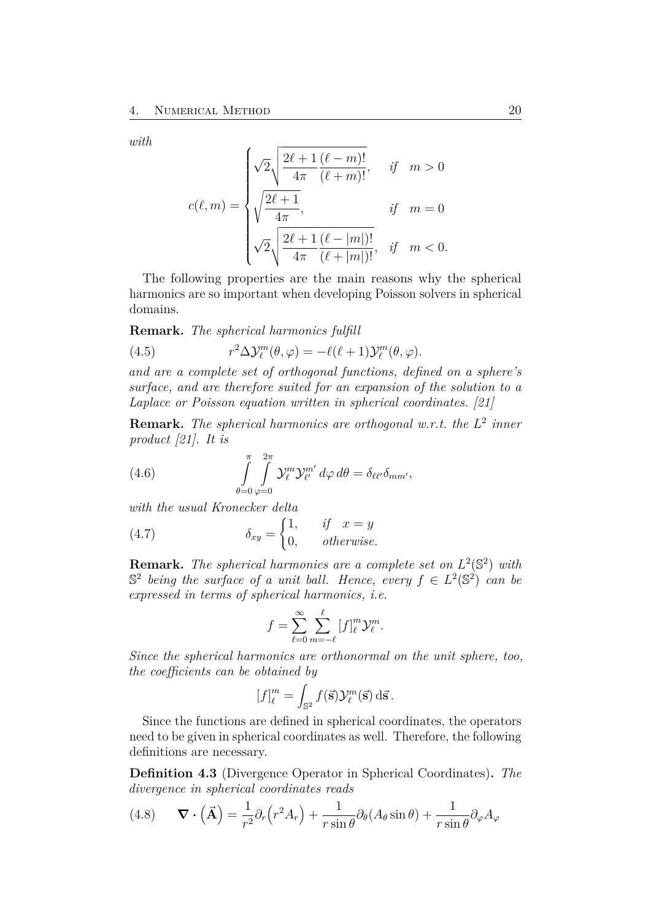*with*

$$c(\ell,m) = \begin{cases} \sqrt{2}\sqrt{\dfrac{2\ell+1}{4\pi}\dfrac{(\ell-m)!}{(\ell+m)!}}, & \text{if} \quad m > 0 \\ \sqrt{\dfrac{2\ell+1}{4\pi}}, & \text{if} \quad m = 0 \\ \sqrt{2}\sqrt{\dfrac{2\ell+1}{4\pi}\dfrac{(\ell-|m|)!}{(\ell+|m|)!}}, & \text{if} \quad m < 0. \end{cases}$$

The following properties are the main reasons why the spherical harmonics are so important when developing Poisson solvers in spherical domains.

**Remark.** *The spherical harmonics fulfill*

$$r^2 \Delta \mathcal{Y}_\ell^m(\theta,\varphi) = -\ell(\ell+1)\mathcal{Y}_\ell^m(\theta,\varphi). \tag{4.5}$$

*and are a complete set of orthogonal functions, defined on a sphere's surface, and are therefore suited for an expansion of the solution to a Laplace or Poisson equation written in spherical coordinates. [21]*

**Remark.** *The spherical harmonics are orthogonal w.r.t. the $L^2$ inner product [21]. It is*

$$\int_{\theta=0}^{\pi}\int_{\varphi=0}^{2\pi} \mathcal{Y}_\ell^m \mathcal{Y}_{\ell'}^{m'} \, d\varphi \, d\theta = \delta_{\ell\ell'}\delta_{mm'}, \tag{4.6}$$

*with the usual Kronecker delta*

$$\delta_{xy} = \begin{cases} 1, & \text{if} \quad x = y \\ 0, & \text{otherwise.} \end{cases} \tag{4.7}$$

**Remark.** *The spherical harmonics are a complete set on $L^2(\mathbb{S}^2)$ with $\mathbb{S}^2$ being the surface of a unit ball. Hence, every $f \in L^2(\mathbb{S}^2)$ can be expressed in terms of spherical harmonics, i.e.*

$$f = \sum_{\ell=0}^{\infty}\sum_{m=-\ell}^{\ell} [f]_\ell^m \mathcal{Y}_\ell^m.$$

*Since the spherical harmonics are orthonormal on the unit sphere, too, the coefficients can be obtained by*

$$[f]_\ell^m = \int_{\mathbb{S}^2} f(\vec{\mathbf{s}})\mathcal{Y}_\ell^m(\vec{\mathbf{s}}) \, \mathrm{d}\vec{\mathbf{s}} \, .$$

Since the functions are defined in spherical coordinates, the operators need to be given in spherical coordinates as well. Therefore, the following definitions are necessary.

**Definition 4.3** (Divergence Operator in Spherical Coordinates)**.** *The divergence in spherical coordinates reads*

$$\boldsymbol{\nabla} \cdot \left(\vec{\mathbf{A}}\right) = \frac{1}{r^2}\partial_r\left(r^2 A_r\right) + \frac{1}{r\sin\theta}\partial_\theta(A_\theta \sin\theta) + \frac{1}{r\sin\theta}\partial_\varphi A_\varphi \tag{4.8}$$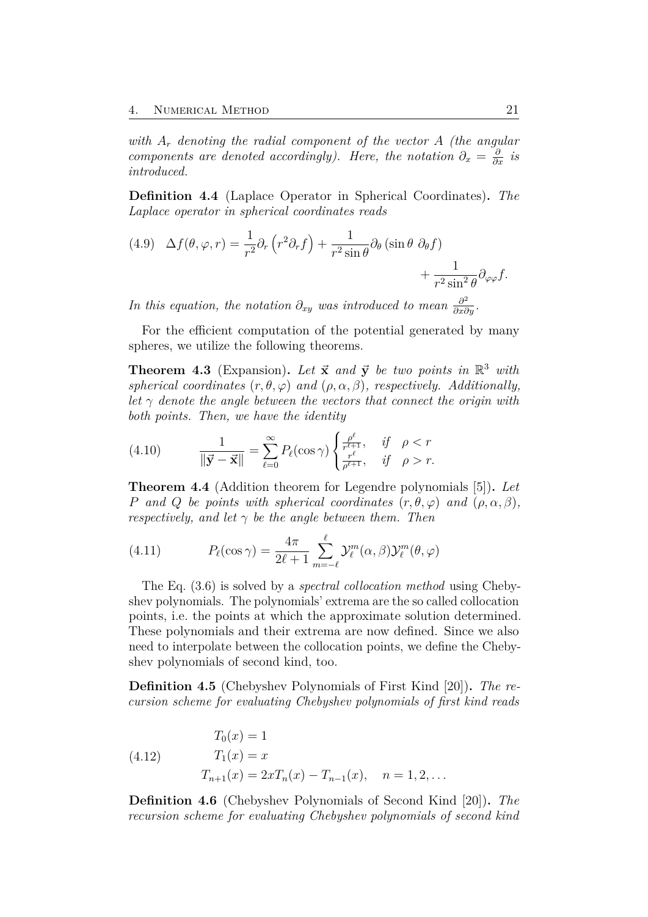*with $A_r$ denoting the radial component of the vector $A$ (the angular components are denoted accordingly). Here, the notation $\partial_x = \frac{\partial}{\partial x}$ is introduced.*

**Definition 4.4** (Laplace Operator in Spherical Coordinates)**.** *The Laplace operator in spherical coordinates reads*

$$
\Delta f(\theta, \varphi, r) = \frac{1}{r^2}\partial_r \left(r^2 \partial_r f\right) + \frac{1}{r^2 \sin\theta}\partial_\theta \left(\sin\theta \; \partial_\theta f\right) + \frac{1}{r^2 \sin^2\theta}\partial_{\varphi\varphi} f. \tag{4.9}
$$

*In this equation, the notation $\partial_{xy}$ was introduced to mean $\frac{\partial^2}{\partial x \partial y}$.*

For the efficient computation of the potential generated by many spheres, we utilize the following theorems.

**Theorem 4.3** (Expansion)**.** *Let $\vec{\mathbf{x}}$ and $\vec{\mathbf{y}}$ be two points in $\mathbb{R}^3$ with spherical coordinates $(r, \theta, \varphi)$ and $(\rho, \alpha, \beta)$, respectively. Additionally, let $\gamma$ denote the angle between the vectors that connect the origin with both points. Then, we have the identity*

$$
\frac{1}{\|\vec{\mathbf{y}} - \vec{\mathbf{x}}\|} = \sum_{\ell=0}^{\infty} P_\ell(\cos\gamma) \begin{cases} \frac{\rho^\ell}{r^{\ell+1}}, & \text{if} \quad \rho < r \\ \frac{r^\ell}{\rho^{\ell+1}}, & \text{if} \quad \rho > r. \end{cases} \tag{4.10}
$$

**Theorem 4.4** (Addition theorem for Legendre polynomials [5])**.** *Let $P$ and $Q$ be points with spherical coordinates $(r, \theta, \varphi)$ and $(\rho, \alpha, \beta)$, respectively, and let $\gamma$ be the angle between them. Then*

$$
P_\ell(\cos\gamma) = \frac{4\pi}{2\ell + 1} \sum_{m=-\ell}^{\ell} \mathcal{Y}_\ell^m(\alpha, \beta) \mathcal{Y}_\ell^m(\theta, \varphi) \tag{4.11}
$$

The Eq. (3.6) is solved by a *spectral collocation method* using Chebyshev polynomials. The polynomials' extrema are the so called collocation points, i.e. the points at which the approximate solution determined. These polynomials and their extrema are now defined. Since we also need to interpolate between the collocation points, we define the Chebyshev polynomials of second kind, too.

**Definition 4.5** (Chebyshev Polynomials of First Kind [20])**.** *The recursion scheme for evaluating Chebyshev polynomials of first kind reads*

$$
\begin{aligned}
T_0(x) &= 1 \\
T_1(x) &= x \\
T_{n+1}(x) &= 2xT_n(x) - T_{n-1}(x), \quad n = 1, 2, \ldots
\end{aligned} \tag{4.12}
$$

**Definition 4.6** (Chebyshev Polynomials of Second Kind [20])**.** *The recursion scheme for evaluating Chebyshev polynomials of second kind*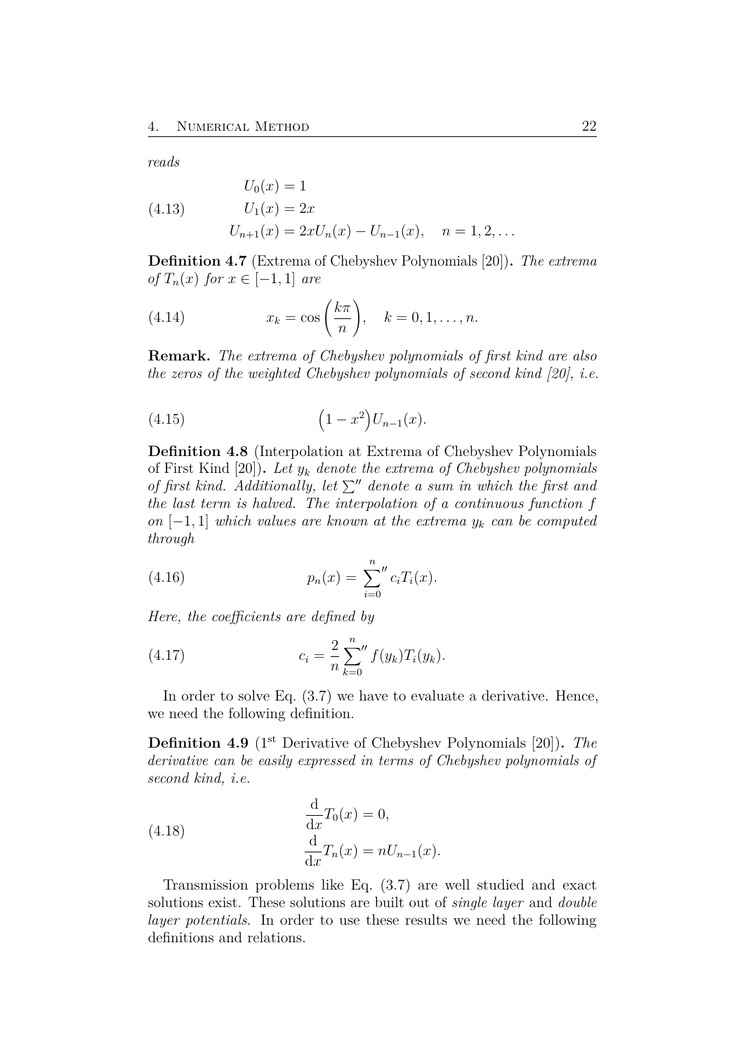*reads*

$$
\begin{aligned}
U_0(x) &= 1 \\
U_1(x) &= 2x \\
U_{n+1}(x) &= 2xU_n(x) - U_{n-1}(x), \quad n = 1, 2, \dots
\end{aligned}
\tag{4.13}
$$

**Definition 4.7** (Extrema of Chebyshev Polynomials [20])**.** *The extrema of $T_n(x)$ for $x \in [-1, 1]$ are*

$$
x_k = \cos\left(\frac{k\pi}{n}\right), \quad k = 0, 1, \dots, n. \tag{4.14}
$$

**Remark.** *The extrema of Chebyshev polynomials of first kind are also the zeros of the weighted Chebyshev polynomials of second kind [20], i.e.*

$$
\left(1 - x^2\right)U_{n-1}(x). \tag{4.15}
$$

**Definition 4.8** (Interpolation at Extrema of Chebyshev Polynomials of First Kind [20])**.** *Let $y_k$ denote the extrema of Chebyshev polynomials of first kind. Additionally, let $\sum''$ denote a sum in which the first and the last term is halved. The interpolation of a continuous function $f$ on $[-1, 1]$ which values are known at the extrema $y_k$ can be computed through*

$$
p_n(x) = {\sum_{i=0}^{n}}'' c_i T_i(x). \tag{4.16}
$$

*Here, the coefficients are defined by*

$$
c_i = \frac{2}{n} {\sum_{k=0}^{n}}'' f(y_k) T_i(y_k). \tag{4.17}
$$

In order to solve Eq. (3.7) we have to evaluate a derivative. Hence, we need the following definition.

**Definition 4.9** (1st Derivative of Chebyshev Polynomials [20])**.** *The derivative can be easily expressed in terms of Chebyshev polynomials of second kind, i.e.*

$$
\begin{aligned}
\frac{\mathrm{d}}{\mathrm{d}x} T_0(x) &= 0, \\
\frac{\mathrm{d}}{\mathrm{d}x} T_n(x) &= n U_{n-1}(x).
\end{aligned}
\tag{4.18}
$$

Transmission problems like Eq. (3.7) are well studied and exact solutions exist. These solutions are built out of *single layer* and *double layer potentials*. In order to use these results we need the following definitions and relations.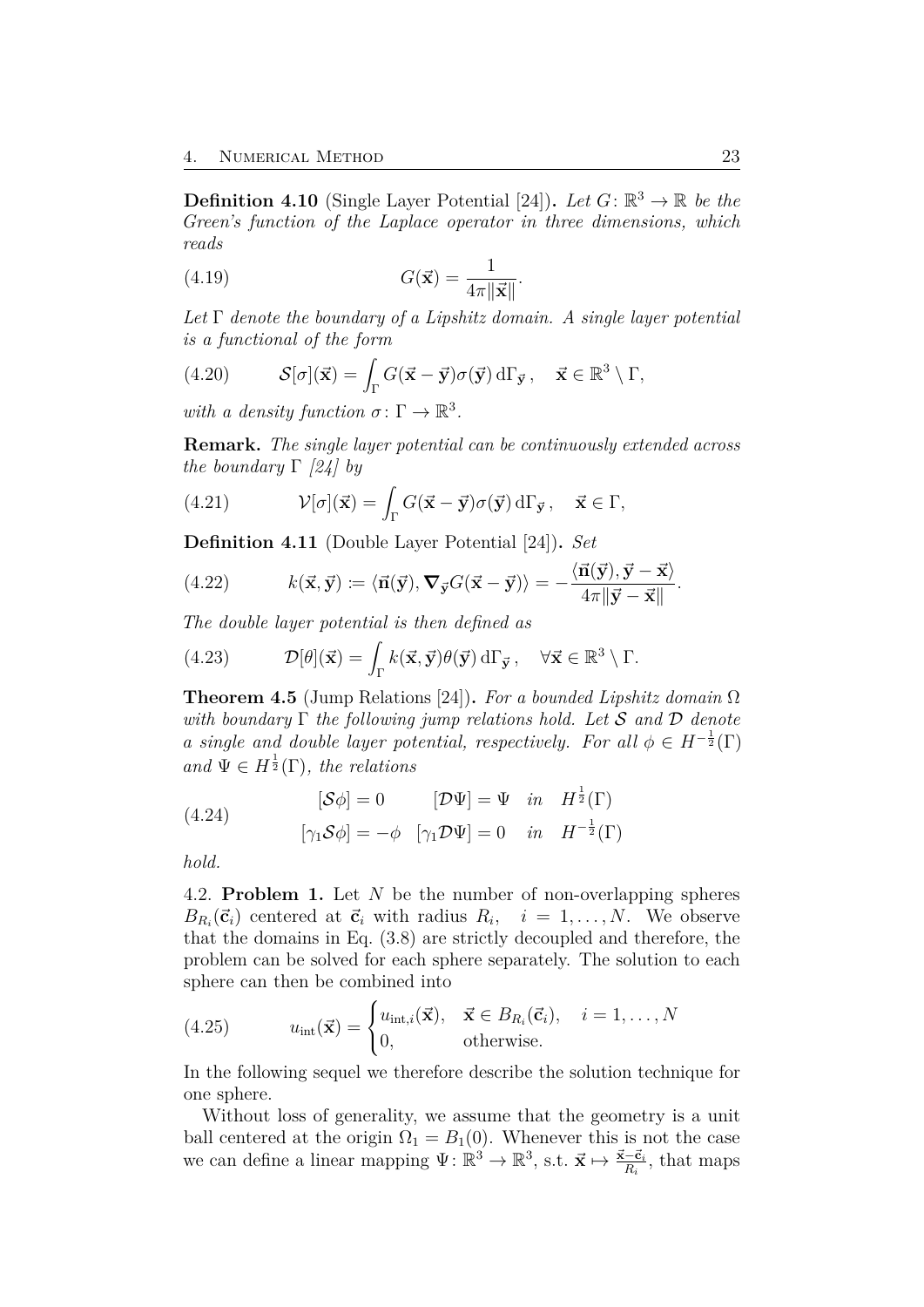**Definition 4.10** (Single Layer Potential [24]). *Let $G\colon \mathbb{R}^3 \to \mathbb{R}$ be the Green's function of the Laplace operator in three dimensions, which reads*

$$G(\vec{\mathbf{x}}) = \frac{1}{4\pi\|\vec{\mathbf{x}}\|}. \tag{4.19}$$

*Let $\Gamma$ denote the boundary of a Lipshitz domain. A single layer potential is a functional of the form*

$$\mathcal{S}[\sigma](\vec{\mathbf{x}}) = \int_\Gamma G(\vec{\mathbf{x}} - \vec{\mathbf{y}})\sigma(\vec{\mathbf{y}})\,\mathrm{d}\Gamma_{\vec{\mathbf{y}}}\,, \quad \vec{\mathbf{x}} \in \mathbb{R}^3 \setminus \Gamma, \tag{4.20}$$

*with a density function $\sigma\colon \Gamma \to \mathbb{R}^3$.*

**Remark.** *The single layer potential can be continuously extended across the boundary $\Gamma$ [24] by*

$$\mathcal{V}[\sigma](\vec{\mathbf{x}}) = \int_\Gamma G(\vec{\mathbf{x}} - \vec{\mathbf{y}})\sigma(\vec{\mathbf{y}})\,\mathrm{d}\Gamma_{\vec{\mathbf{y}}}\,, \quad \vec{\mathbf{x}} \in \Gamma, \tag{4.21}$$

**Definition 4.11** (Double Layer Potential [24]). *Set*

$$k(\vec{\mathbf{x}}, \vec{\mathbf{y}}) \coloneqq \langle \vec{\mathbf{n}}(\vec{\mathbf{y}}), \boldsymbol{\nabla}_{\vec{\mathbf{y}}} G(\vec{\mathbf{x}} - \vec{\mathbf{y}}) \rangle = -\frac{\langle \vec{\mathbf{n}}(\vec{\mathbf{y}}), \vec{\mathbf{y}} - \vec{\mathbf{x}} \rangle}{4\pi\|\vec{\mathbf{y}} - \vec{\mathbf{x}}\|}. \tag{4.22}$$

*The double layer potential is then defined as*

$$\mathcal{D}[\theta](\vec{\mathbf{x}}) = \int_\Gamma k(\vec{\mathbf{x}}, \vec{\mathbf{y}})\theta(\vec{\mathbf{y}})\,\mathrm{d}\Gamma_{\vec{\mathbf{y}}}\,, \quad \forall \vec{\mathbf{x}} \in \mathbb{R}^3 \setminus \Gamma. \tag{4.23}$$

**Theorem 4.5** (Jump Relations [24]). *For a bounded Lipshitz domain $\Omega$ with boundary $\Gamma$ the following jump relations hold. Let $\mathcal{S}$ and $\mathcal{D}$ denote a single and double layer potential, respectively. For all $\phi \in H^{-\frac{1}{2}}(\Gamma)$ and $\Psi \in H^{\frac{1}{2}}(\Gamma)$, the relations*

$$\begin{aligned} [\mathcal{S}\phi] &= 0 \qquad [\mathcal{D}\Psi] = \Psi \quad in \quad H^{\frac{1}{2}}(\Gamma) \\ [\gamma_1 \mathcal{S}\phi] &= -\phi \quad [\gamma_1 \mathcal{D}\Psi] = 0 \quad in \quad H^{-\frac{1}{2}}(\Gamma) \end{aligned} \tag{4.24}$$

*hold.*

4.2. **Problem 1.** Let $N$ be the number of non-overlapping spheres $B_{R_i}(\vec{\mathbf{c}}_i)$ centered at $\vec{\mathbf{c}}_i$ with radius $R_i$, $\quad i = 1, \ldots, N$. We observe that the domains in Eq. (3.8) are strictly decoupled and therefore, the problem can be solved for each sphere separately. The solution to each sphere can then be combined into

$$u_{\mathrm{int}}(\vec{\mathbf{x}}) = \begin{cases} u_{\mathrm{int},i}(\vec{\mathbf{x}}), & \vec{\mathbf{x}} \in B_{R_i}(\vec{\mathbf{c}}_i), \quad i = 1, \ldots, N \\ 0, & \text{otherwise.} \end{cases} \tag{4.25}$$

In the following sequel we therefore describe the solution technique for one sphere.

Without loss of generality, we assume that the geometry is a unit ball centered at the origin $\Omega_1 = B_1(0)$. Whenever this is not the case we can define a linear mapping $\Psi\colon \mathbb{R}^3 \to \mathbb{R}^3$, s.t. $\vec{\mathbf{x}} \mapsto \frac{\vec{\mathbf{x}} - \vec{\mathbf{c}}_i}{R_i}$, that maps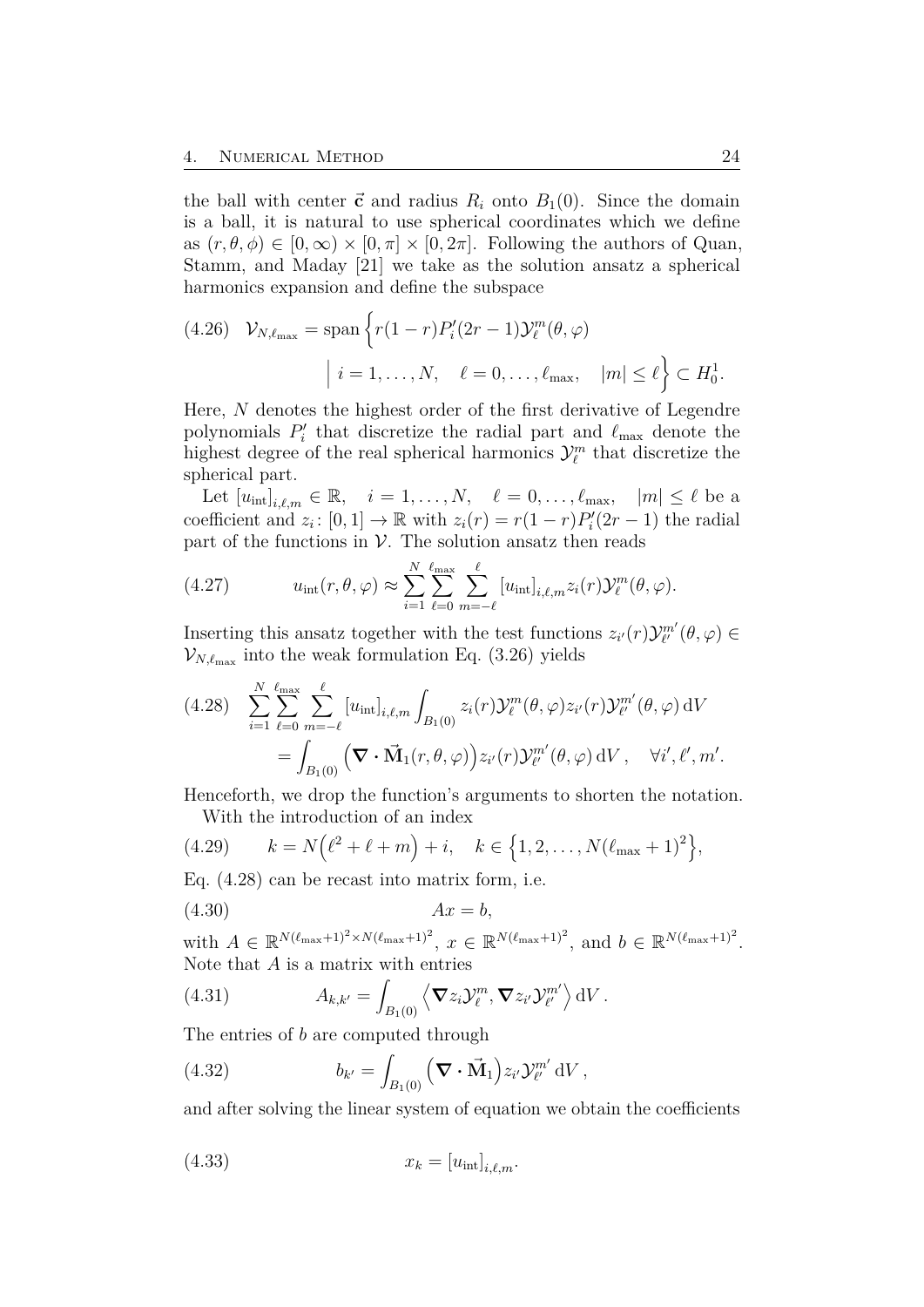the ball with center $\vec{\mathbf{c}}$ and radius $R_i$ onto $B_1(0)$. Since the domain is a ball, it is natural to use spherical coordinates which we define as $(r, \theta, \phi) \in [0, \infty) \times [0, \pi] \times [0, 2\pi]$. Following the authors of Quan, Stamm, and Maday [21] we take as the solution ansatz a spherical harmonics expansion and define the subspace

$$
\mathcal{V}_{N,\ell_{\max}} = \operatorname{span}\Big\{ r(1-r)P_i'(2r-1)\mathcal{Y}_\ell^m(\theta,\varphi) \;\Big|\; i = 1,\dots,N, \quad \ell = 0,\dots,\ell_{\max}, \quad |m| \le \ell \Big\} \subset H_0^1. \tag{4.26}
$$

Here, $N$ denotes the highest order of the first derivative of Legendre polynomials $P_i'$ that discretize the radial part and $\ell_{\max}$ denote the highest degree of the real spherical harmonics $\mathcal{Y}_\ell^m$ that discretize the spherical part.

Let $[u_{\text{int}}]_{i,\ell,m} \in \mathbb{R}, \quad i = 1,\dots,N, \quad \ell = 0,\dots,\ell_{\max}, \quad |m| \le \ell$ be a coefficient and $z_i \colon [0,1] \to \mathbb{R}$ with $z_i(r) = r(1-r)P_i'(2r-1)$ the radial part of the functions in $\mathcal{V}$. The solution ansatz then reads

$$
u_{\text{int}}(r,\theta,\varphi) \approx \sum_{i=1}^{N} \sum_{\ell=0}^{\ell_{\max}} \sum_{m=-\ell}^{\ell} [u_{\text{int}}]_{i,\ell,m} z_i(r) \mathcal{Y}_\ell^m(\theta,\varphi). \tag{4.27}
$$

Inserting this ansatz together with the test functions $z_{i'}(r)\mathcal{Y}_{\ell'}^{m'}(\theta,\varphi) \in \mathcal{V}_{N,\ell_{\max}}$ into the weak formulation Eq. (3.26) yields

$$
\begin{aligned}
\sum_{i=1}^{N} \sum_{\ell=0}^{\ell_{\max}} \sum_{m=-\ell}^{\ell} [u_{\text{int}}]_{i,\ell,m} \int_{B_1(0)} z_i(r)\mathcal{Y}_\ell^m(\theta,\varphi) z_{i'}(r)\mathcal{Y}_{\ell'}^{m'}(\theta,\varphi)\,\mathrm{d}V \\
= \int_{B_1(0)} \Big(\boldsymbol{\nabla}\cdot\vec{\mathbf{M}}_1(r,\theta,\varphi)\Big) z_{i'}(r)\mathcal{Y}_{\ell'}^{m'}(\theta,\varphi)\,\mathrm{d}V\,, \quad \forall i', \ell', m'.
\end{aligned} \tag{4.28}
$$

Henceforth, we drop the function's arguments to shorten the notation.

With the introduction of an index

$$
k = N\Big(\ell^2 + \ell + m\Big) + i, \quad k \in \Big\{1, 2, \dots, N(\ell_{\max}+1)^2\Big\}, \tag{4.29}
$$

Eq. (4.28) can be recast into matrix form, i.e.

$$
Ax = b, \tag{4.30}
$$

with $A \in \mathbb{R}^{N(\ell_{\max}+1)^2 \times N(\ell_{\max}+1)^2}$, $x \in \mathbb{R}^{N(\ell_{\max}+1)^2}$, and $b \in \mathbb{R}^{N(\ell_{\max}+1)^2}$. Note that $A$ is a matrix with entries

$$
A_{k,k'} = \int_{B_1(0)} \Big\langle \boldsymbol{\nabla} z_i \mathcal{Y}_\ell^m, \boldsymbol{\nabla} z_{i'} \mathcal{Y}_{\ell'}^{m'} \Big\rangle \,\mathrm{d}V\,. \tag{4.31}
$$

The entries of $b$ are computed through

$$
b_{k'} = \int_{B_1(0)} \Big(\boldsymbol{\nabla}\cdot\vec{\mathbf{M}}_1\Big) z_{i'} \mathcal{Y}_{\ell'}^{m'} \,\mathrm{d}V\,, \tag{4.32}
$$

and after solving the linear system of equation we obtain the coefficients

$$
x_k = [u_{\text{int}}]_{i,\ell,m}. \tag{4.33}
$$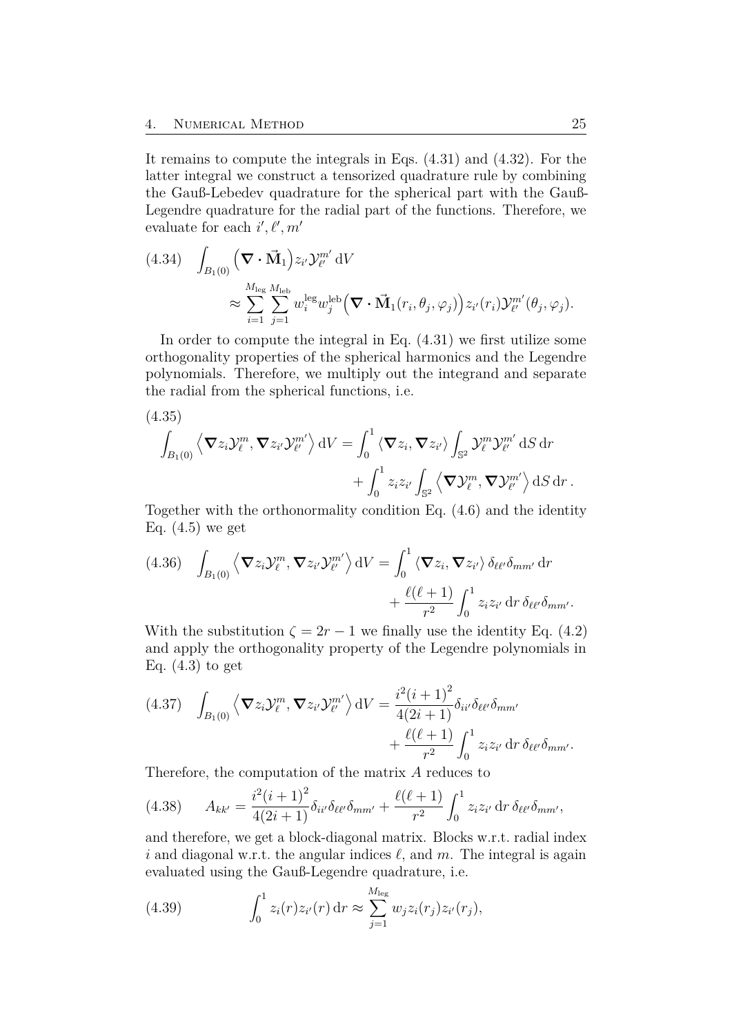It remains to compute the integrals in Eqs. (4.31) and (4.32). For the latter integral we construct a tensorized quadrature rule by combining the Gauß-Lebedev quadrature for the spherical part with the Gauß-Legendre quadrature for the radial part of the functions. Therefore, we evaluate for each $i', \ell', m'$

$$
\begin{aligned}
(4.34)\quad & \int_{B_1(0)} \left(\boldsymbol{\nabla} \cdot \vec{\mathbf{M}}_1\right) z_{i'} \mathcal{Y}_{\ell'}^{m'} \, \mathrm{d}V \\
& \approx \sum_{i=1}^{M_{\text{leg}}} \sum_{j=1}^{M_{\text{leb}}} w_i^{\text{leg}} w_j^{\text{leb}} \left(\boldsymbol{\nabla} \cdot \vec{\mathbf{M}}_1(r_i, \theta_j, \varphi_j)\right) z_{i'}(r_i) \mathcal{Y}_{\ell'}^{m'}(\theta_j, \varphi_j).
\end{aligned}
$$

In order to compute the integral in Eq. (4.31) we first utilize some orthogonality properties of the spherical harmonics and the Legendre polynomials. Therefore, we multiply out the integrand and separate the radial from the spherical functions, i.e.

$$
\begin{aligned}
(4.35)\quad & \\
& \int_{B_1(0)} \left\langle \boldsymbol{\nabla} z_i \mathcal{Y}_\ell^m, \boldsymbol{\nabla} z_{i'} \mathcal{Y}_{\ell'}^{m'} \right\rangle \mathrm{d}V = \int_0^1 \left\langle \boldsymbol{\nabla} z_i, \boldsymbol{\nabla} z_{i'} \right\rangle \int_{\mathbb{S}^2} \mathcal{Y}_\ell^m \mathcal{Y}_{\ell'}^{m'} \, \mathrm{d}S \, \mathrm{d}r \\
& \qquad + \int_0^1 z_i z_{i'} \int_{\mathbb{S}^2} \left\langle \boldsymbol{\nabla} \mathcal{Y}_\ell^m, \boldsymbol{\nabla} \mathcal{Y}_{\ell'}^{m'} \right\rangle \mathrm{d}S \, \mathrm{d}r \, .
\end{aligned}
$$

Together with the orthonormality condition Eq. (4.6) and the identity Eq. (4.5) we get

$$
\begin{aligned}
(4.36)\quad \int_{B_1(0)} \left\langle \boldsymbol{\nabla} z_i \mathcal{Y}_\ell^m, \boldsymbol{\nabla} z_{i'} \mathcal{Y}_{\ell'}^{m'} \right\rangle \mathrm{d}V &= \int_0^1 \left\langle \boldsymbol{\nabla} z_i, \boldsymbol{\nabla} z_{i'} \right\rangle \delta_{\ell\ell'} \delta_{mm'} \, \mathrm{d}r \\
& \quad + \frac{\ell(\ell+1)}{r^2} \int_0^1 z_i z_{i'} \, \mathrm{d}r \, \delta_{\ell\ell'} \delta_{mm'}.
\end{aligned}
$$

With the substitution $\zeta = 2r - 1$ we finally use the identity Eq. (4.2) and apply the orthogonality property of the Legendre polynomials in Eq. (4.3) to get

$$
\begin{aligned}
(4.37)\quad \int_{B_1(0)} \left\langle \boldsymbol{\nabla} z_i \mathcal{Y}_\ell^m, \boldsymbol{\nabla} z_{i'} \mathcal{Y}_{\ell'}^{m'} \right\rangle \mathrm{d}V &= \frac{i^2 (i+1)^2}{4(2i+1)} \delta_{ii'} \delta_{\ell\ell'} \delta_{mm'} \\
& \quad + \frac{\ell(\ell+1)}{r^2} \int_0^1 z_i z_{i'} \, \mathrm{d}r \, \delta_{\ell\ell'} \delta_{mm'}.
\end{aligned}
$$

Therefore, the computation of the matrix $A$ reduces to

$$
(4.38)\qquad A_{kk'} = \frac{i^2 (i+1)^2}{4(2i+1)} \delta_{ii'} \delta_{\ell\ell'} \delta_{mm'} + \frac{\ell(\ell+1)}{r^2} \int_0^1 z_i z_{i'} \, \mathrm{d}r \, \delta_{\ell\ell'} \delta_{mm'},
$$

and therefore, we get a block-diagonal matrix. Blocks w.r.t. radial index $i$ and diagonal w.r.t. the angular indices $\ell$, and $m$. The integral is again evaluated using the Gauß-Legendre quadrature, i.e.

$$
(4.39)\qquad \int_0^1 z_i(r) z_{i'}(r) \, \mathrm{d}r \approx \sum_{j=1}^{M_{\text{leg}}} w_j z_i(r_j) z_{i'}(r_j),
$$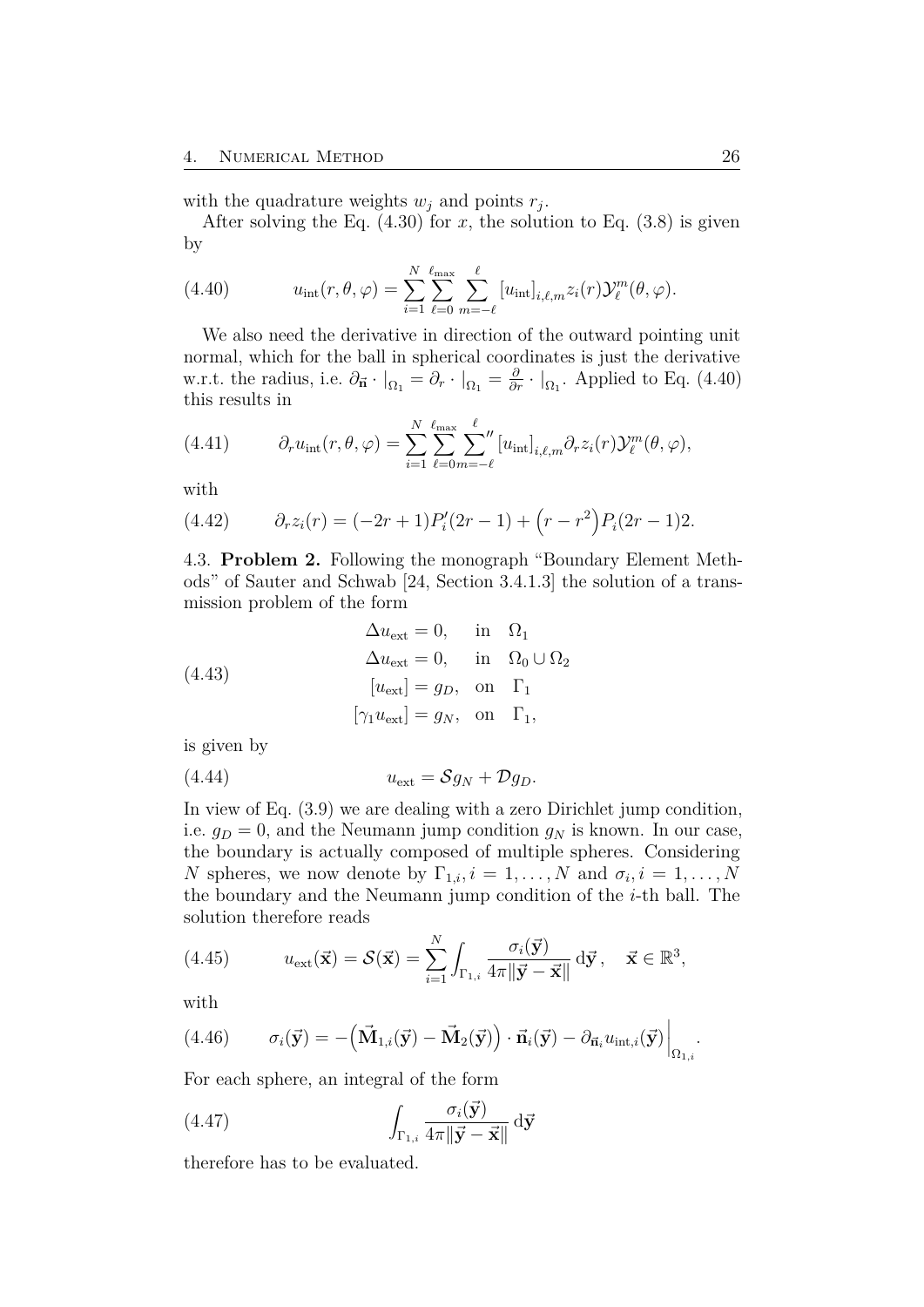with the quadrature weights $w_j$ and points $r_j$.

After solving the Eq. (4.30) for $x$, the solution to Eq. (3.8) is given by

$$u_{\text{int}}(r, \theta, \varphi) = \sum_{i=1}^{N} \sum_{\ell=0}^{\ell_{\max}} \sum_{m=-\ell}^{\ell} [u_{\text{int}}]_{i,\ell,m} z_i(r) \mathcal{Y}_\ell^m(\theta, \varphi). \tag{4.40}$$

We also need the derivative in direction of the outward pointing unit normal, which for the ball in spherical coordinates is just the derivative w.r.t. the radius, i.e. $\partial_{\vec{\mathbf{n}}} \cdot |_{\Omega_1} = \partial_r \cdot |_{\Omega_1} = \frac{\partial}{\partial r} \cdot |_{\Omega_1}$. Applied to Eq. (4.40) this results in

$$\partial_r u_{\text{int}}(r, \theta, \varphi) = \sum_{i=1}^{N} \sum_{\ell=0}^{\ell_{\max}} \sum_{m=-\ell}^{\ell}{}'' [u_{\text{int}}]_{i,\ell,m} \partial_r z_i(r) \mathcal{Y}_\ell^m(\theta, \varphi), \tag{4.41}$$

with

$$\partial_r z_i(r) = (-2r+1) P_i'(2r-1) + \left(r - r^2\right) P_i(2r-1) 2. \tag{4.42}$$

4.3. **Problem 2.** Following the monograph "Boundary Element Methods" of Sauter and Schwab [24, Section 3.4.1.3] the solution of a transmission problem of the form

$$\begin{aligned} \Delta u_{\text{ext}} &= 0, \quad \text{in} \quad \Omega_1 \\ \Delta u_{\text{ext}} &= 0, \quad \text{in} \quad \Omega_0 \cup \Omega_2 \\ [u_{\text{ext}}] &= g_D, \quad \text{on} \quad \Gamma_1 \\ [\gamma_1 u_{\text{ext}}] &= g_N, \quad \text{on} \quad \Gamma_1, \end{aligned} \tag{4.43}$$

is given by

$$u_{\text{ext}} = \mathcal{S} g_N + \mathcal{D} g_D. \tag{4.44}$$

In view of Eq. (3.9) we are dealing with a zero Dirichlet jump condition, i.e. $g_D = 0$, and the Neumann jump condition $g_N$ is known. In our case, the boundary is actually composed of multiple spheres. Considering $N$ spheres, we now denote by $\Gamma_{1,i}, i = 1, \ldots, N$ and $\sigma_i, i = 1, \ldots, N$ the boundary and the Neumann jump condition of the $i$-th ball. The solution therefore reads

$$u_{\text{ext}}(\vec{\mathbf{x}}) = \mathcal{S}(\vec{\mathbf{x}}) = \sum_{i=1}^{N} \int_{\Gamma_{1,i}} \frac{\sigma_i(\vec{\mathbf{y}})}{4\pi \|\vec{\mathbf{y}} - \vec{\mathbf{x}}\|} \, \mathrm{d}\vec{\mathbf{y}}, \quad \vec{\mathbf{x}} \in \mathbb{R}^3, \tag{4.45}$$

with

$$\sigma_i(\vec{\mathbf{y}}) = -\left(\vec{\mathbf{M}}_{1,i}(\vec{\mathbf{y}}) - \vec{\mathbf{M}}_2(\vec{\mathbf{y}})\right) \cdot \vec{\mathbf{n}}_i(\vec{\mathbf{y}}) - \partial_{\vec{\mathbf{n}}_i} u_{\text{int},i}(\vec{\mathbf{y}}) \Big|_{\Omega_{1,i}}. \tag{4.46}$$

For each sphere, an integral of the form

$$\int_{\Gamma_{1,i}} \frac{\sigma_i(\vec{\mathbf{y}})}{4\pi \|\vec{\mathbf{y}} - \vec{\mathbf{x}}\|} \, \mathrm{d}\vec{\mathbf{y}} \tag{4.47}$$

therefore has to be evaluated.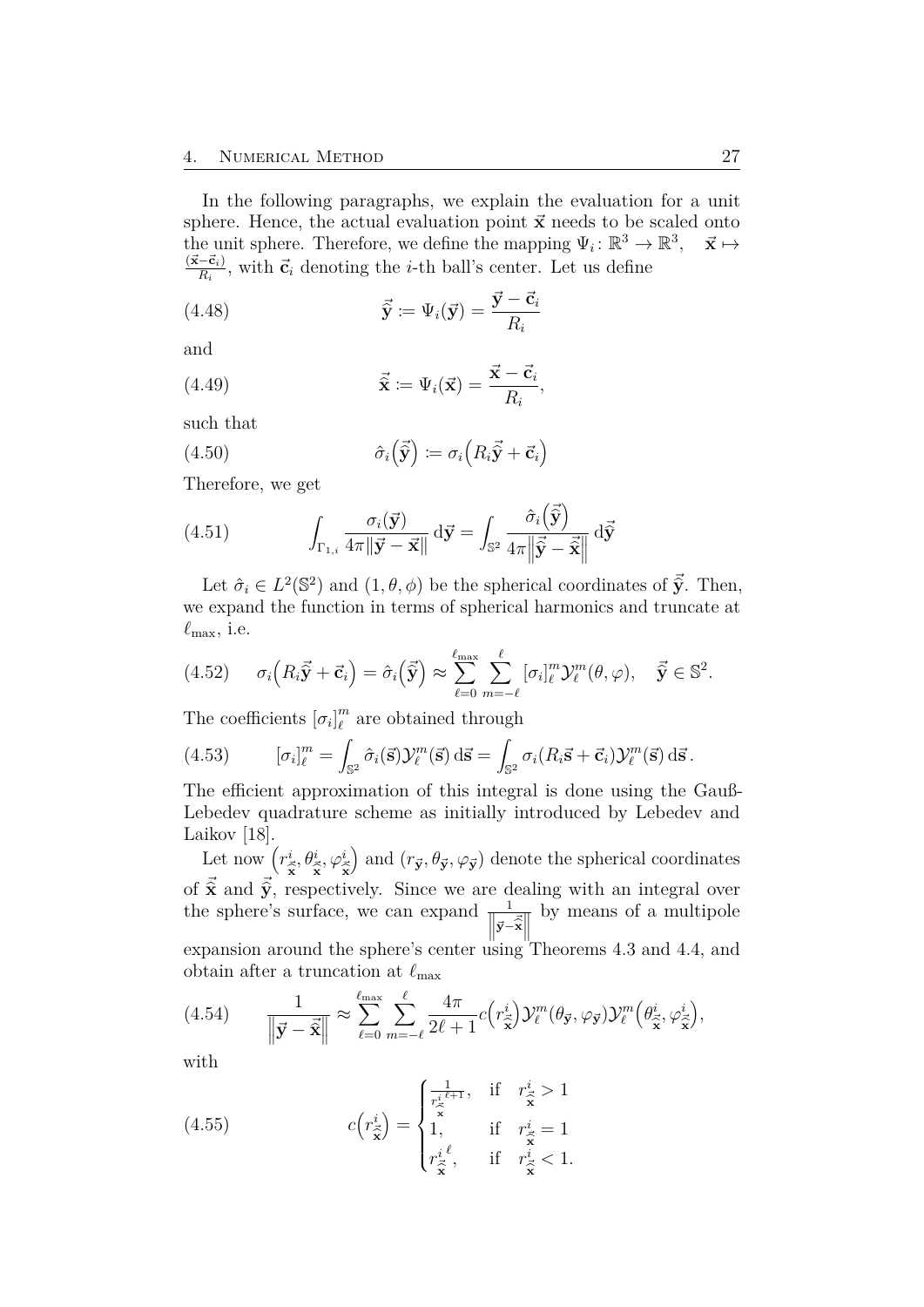In the following paragraphs, we explain the evaluation for a unit sphere. Hence, the actual evaluation point $\vec{\mathbf{x}}$ needs to be scaled onto the unit sphere. Therefore, we define the mapping $\Psi_i\colon \mathbb{R}^3 \to \mathbb{R}^3, \quad \vec{\mathbf{x}} \mapsto \frac{(\vec{\mathbf{x}}-\vec{\mathbf{c}}_i)}{R_i}$, with $\vec{\mathbf{c}}_i$ denoting the $i$-th ball's center. Let us define

$$\hat{\vec{\mathbf{y}}} := \Psi_i(\vec{\mathbf{y}}) = \frac{\vec{\mathbf{y}} - \vec{\mathbf{c}}_i}{R_i} \tag{4.48}$$

and

$$\hat{\vec{\mathbf{x}}} := \Psi_i(\vec{\mathbf{x}}) = \frac{\vec{\mathbf{x}} - \vec{\mathbf{c}}_i}{R_i}, \tag{4.49}$$

such that

$$\hat{\sigma}_i\left(\hat{\vec{\mathbf{y}}}\right) := \sigma_i\left(R_i\hat{\vec{\mathbf{y}}} + \vec{\mathbf{c}}_i\right) \tag{4.50}$$

Therefore, we get

$$\int_{\Gamma_{1,i}} \frac{\sigma_i(\vec{\mathbf{y}})}{4\pi\|\vec{\mathbf{y}} - \vec{\mathbf{x}}\|}\,\mathrm{d}\vec{\mathbf{y}} = \int_{\mathbb{S}^2} \frac{\hat{\sigma}_i\left(\hat{\vec{\mathbf{y}}}\right)}{4\pi\left\|\hat{\vec{\mathbf{y}}} - \hat{\vec{\mathbf{x}}}\right\|}\,\mathrm{d}\hat{\vec{\mathbf{y}}} \tag{4.51}$$

Let $\hat{\sigma}_i \in L^2(\mathbb{S}^2)$ and $(1, \theta, \phi)$ be the spherical coordinates of $\hat{\vec{\mathbf{y}}}$. Then, we expand the function in terms of spherical harmonics and truncate at $\ell_{\max}$, i.e.

$$\sigma_i\left(R_i\hat{\vec{\mathbf{y}}} + \vec{\mathbf{c}}_i\right) = \hat{\sigma}_i\left(\hat{\vec{\mathbf{y}}}\right) \approx \sum_{\ell=0}^{\ell_{\max}} \sum_{m=-\ell}^{\ell} [\sigma_i]_\ell^m \mathcal{Y}_\ell^m(\theta, \varphi), \quad \hat{\vec{\mathbf{y}}} \in \mathbb{S}^2. \tag{4.52}$$

The coefficients $[\sigma_i]_\ell^m$ are obtained through

$$[\sigma_i]_\ell^m = \int_{\mathbb{S}^2} \hat{\sigma}_i(\vec{\mathbf{s}})\mathcal{Y}_\ell^m(\vec{\mathbf{s}})\,\mathrm{d}\vec{\mathbf{s}} = \int_{\mathbb{S}^2} \sigma_i(R_i\vec{\mathbf{s}} + \vec{\mathbf{c}}_i)\mathcal{Y}_\ell^m(\vec{\mathbf{s}})\,\mathrm{d}\vec{\mathbf{s}}\,. \tag{4.53}$$

The efficient approximation of this integral is done using the Gauß-Lebedev quadrature scheme as initially introduced by Lebedev and Laikov [18].

Let now $\left(r^i_{\hat{\vec{\mathbf{x}}}}, \theta^i_{\hat{\vec{\mathbf{x}}}}, \varphi^i_{\hat{\vec{\mathbf{x}}}}\right)$ and $(r_{\hat{\vec{\mathbf{y}}}}, \theta_{\hat{\vec{\mathbf{y}}}}, \varphi_{\hat{\vec{\mathbf{y}}}})$ denote the spherical coordinates of $\hat{\vec{\mathbf{x}}}$ and $\hat{\vec{\mathbf{y}}}$, respectively. Since we are dealing with an integral over the sphere's surface, we can expand $\frac{1}{\left\|\hat{\vec{\mathbf{y}}} - \hat{\vec{\mathbf{x}}}\right\|}$ by means of a multipole expansion around the sphere's center using Theorems 4.3 and 4.4, and obtain after a truncation at $\ell_{\max}$

$$\frac{1}{\left\|\hat{\vec{\mathbf{y}}} - \hat{\vec{\mathbf{x}}}\right\|} \approx \sum_{\ell=0}^{\ell_{\max}} \sum_{m=-\ell}^{\ell} \frac{4\pi}{2\ell+1} c\left(r^i_{\hat{\vec{\mathbf{x}}}}\right)\mathcal{Y}_\ell^m(\theta_{\hat{\vec{\mathbf{y}}}}, \varphi_{\hat{\vec{\mathbf{y}}}})\mathcal{Y}_\ell^m\left(\theta^i_{\hat{\vec{\mathbf{x}}}}, \varphi^i_{\hat{\vec{\mathbf{x}}}}\right), \tag{4.54}$$

with

$$c\left(r^i_{\hat{\vec{\mathbf{x}}}}\right) = \begin{cases} \frac{1}{{r^i_{\hat{\vec{\mathbf{x}}}}}^{\ell+1}}, & \text{if} \quad r^i_{\hat{\vec{\mathbf{x}}}} > 1 \\ 1, & \text{if} \quad r^i_{\hat{\vec{\mathbf{x}}}} = 1 \\ {r^i_{\hat{\vec{\mathbf{x}}}}}^{\ell}, & \text{if} \quad r^i_{\hat{\vec{\mathbf{x}}}} < 1. \end{cases} \tag{4.55}$$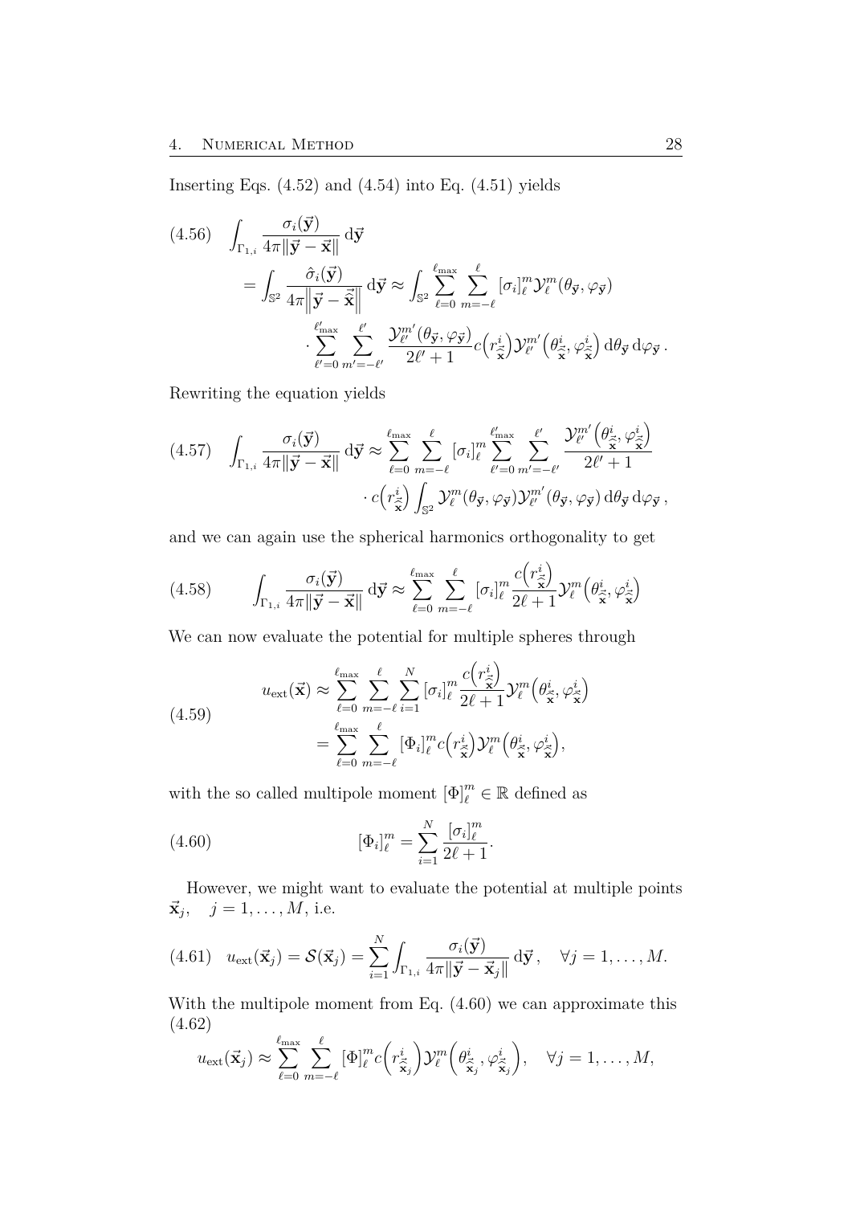Inserting Eqs. (4.52) and (4.54) into Eq. (4.51) yields

$$
\begin{aligned}
\text{(4.56)}\quad \int_{\Gamma_{1,i}} \frac{\sigma_i(\vec{\mathbf{y}})}{4\pi\|\vec{\mathbf{y}} - \vec{\mathbf{x}}\|}\,\mathrm{d}\vec{\mathbf{y}}
&= \int_{\mathbb{S}^2} \frac{\hat{\sigma}_i(\vec{\mathbf{y}})}{4\pi\left\|\vec{\mathbf{y}} - \widehat{\vec{\mathbf{x}}}\right\|}\,\mathrm{d}\vec{\mathbf{y}} \approx \int_{\mathbb{S}^2} \sum_{\ell=0}^{\ell_{\max}} \sum_{m=-\ell}^{\ell} [\sigma_i]_\ell^m \mathcal{Y}_\ell^m(\theta_{\vec{\mathbf{y}}}, \varphi_{\vec{\mathbf{y}}}) \\
&\quad \cdot \sum_{\ell'=0}^{\ell'_{\max}} \sum_{m'=-\ell'}^{\ell'} \frac{\mathcal{Y}_{\ell'}^{m'}(\theta_{\vec{\mathbf{y}}}, \varphi_{\vec{\mathbf{y}}})}{2\ell'+1} c\Big(r^i_{\tilde{\vec{\mathbf{x}}}}\Big) \mathcal{Y}_{\ell'}^{m'}\Big(\theta^i_{\tilde{\vec{\mathbf{x}}}}, \varphi^i_{\tilde{\vec{\mathbf{x}}}}\Big)\,\mathrm{d}\theta_{\vec{\mathbf{y}}}\,\mathrm{d}\varphi_{\vec{\mathbf{y}}}\,.
\end{aligned}
$$

Rewriting the equation yields

$$
\begin{aligned}
\text{(4.57)}\quad \int_{\Gamma_{1,i}} \frac{\sigma_i(\vec{\mathbf{y}})}{4\pi\|\vec{\mathbf{y}} - \vec{\mathbf{x}}\|}\,\mathrm{d}\vec{\mathbf{y}} &\approx \sum_{\ell=0}^{\ell_{\max}} \sum_{m=-\ell}^{\ell} [\sigma_i]_\ell^m \sum_{\ell'=0}^{\ell'_{\max}} \sum_{m'=-\ell'}^{\ell'} \frac{\mathcal{Y}_{\ell'}^{m'}\Big(\theta^i_{\tilde{\vec{\mathbf{x}}}}, \varphi^i_{\tilde{\vec{\mathbf{x}}}}\Big)}{2\ell'+1} \\
&\quad \cdot c\Big(r^i_{\tilde{\vec{\mathbf{x}}}}\Big) \int_{\mathbb{S}^2} \mathcal{Y}_\ell^m(\theta_{\vec{\mathbf{y}}}, \varphi_{\vec{\mathbf{y}}}) \mathcal{Y}_{\ell'}^{m'}(\theta_{\vec{\mathbf{y}}}, \varphi_{\vec{\mathbf{y}}})\,\mathrm{d}\theta_{\vec{\mathbf{y}}}\,\mathrm{d}\varphi_{\vec{\mathbf{y}}}\,,
\end{aligned}
$$

and we can again use the spherical harmonics orthogonality to get

$$
\text{(4.58)}\qquad \int_{\Gamma_{1,i}} \frac{\sigma_i(\vec{\mathbf{y}})}{4\pi\|\vec{\mathbf{y}} - \vec{\mathbf{x}}\|}\,\mathrm{d}\vec{\mathbf{y}} \approx \sum_{\ell=0}^{\ell_{\max}} \sum_{m=-\ell}^{\ell} [\sigma_i]_\ell^m \frac{c\Big(r^i_{\tilde{\vec{\mathbf{x}}}}\Big)}{2\ell+1} \mathcal{Y}_\ell^m\Big(\theta^i_{\tilde{\vec{\mathbf{x}}}}, \varphi^i_{\tilde{\vec{\mathbf{x}}}}\Big)
$$

We can now evaluate the potential for multiple spheres through

$$
\begin{aligned}
\text{(4.59)}\qquad u_{\text{ext}}(\vec{\mathbf{x}}) &\approx \sum_{\ell=0}^{\ell_{\max}} \sum_{m=-\ell}^{\ell} \sum_{i=1}^{N} [\sigma_i]_\ell^m \frac{c\Big(r^i_{\tilde{\vec{\mathbf{x}}}}\Big)}{2\ell+1} \mathcal{Y}_\ell^m\Big(\theta^i_{\tilde{\vec{\mathbf{x}}}}, \varphi^i_{\tilde{\vec{\mathbf{x}}}}\Big) \\
&= \sum_{\ell=0}^{\ell_{\max}} \sum_{m=-\ell}^{\ell} [\Phi_i]_\ell^m c\Big(r^i_{\tilde{\vec{\mathbf{x}}}}\Big) \mathcal{Y}_\ell^m\Big(\theta^i_{\tilde{\vec{\mathbf{x}}}}, \varphi^i_{\tilde{\vec{\mathbf{x}}}}\Big),
\end{aligned}
$$

with the so called multipole moment $[\Phi]_\ell^m \in \mathbb{R}$ defined as

$$
\text{(4.60)}\qquad [\Phi_i]_\ell^m = \sum_{i=1}^{N} \frac{[\sigma_i]_\ell^m}{2\ell+1}.
$$

However, we might want to evaluate the potential at multiple points $\vec{\mathbf{x}}_j, \quad j = 1, \ldots, M$, i.e.

$$
\text{(4.61)}\quad u_{\text{ext}}(\vec{\mathbf{x}}_j) = \mathcal{S}(\vec{\mathbf{x}}_j) = \sum_{i=1}^{N} \int_{\Gamma_{1,i}} \frac{\sigma_i(\vec{\mathbf{y}})}{4\pi\|\vec{\mathbf{y}} - \vec{\mathbf{x}}_j\|}\,\mathrm{d}\vec{\mathbf{y}}\,, \quad \forall j = 1, \ldots, M.
$$

With the multipole moment from Eq. (4.60) we can approximate this

$$
\text{(4.62)}\quad u_{\text{ext}}(\vec{\mathbf{x}}_j) \approx \sum_{\ell=0}^{\ell_{\max}} \sum_{m=-\ell}^{\ell} [\Phi]_\ell^m c\Big(r^i_{\tilde{\vec{\mathbf{x}}}_j}\Big) \mathcal{Y}_\ell^m\Big(\theta^i_{\tilde{\vec{\mathbf{x}}}_j}, \varphi^i_{\tilde{\vec{\mathbf{x}}}_j}\Big), \quad \forall j = 1, \ldots, M,
$$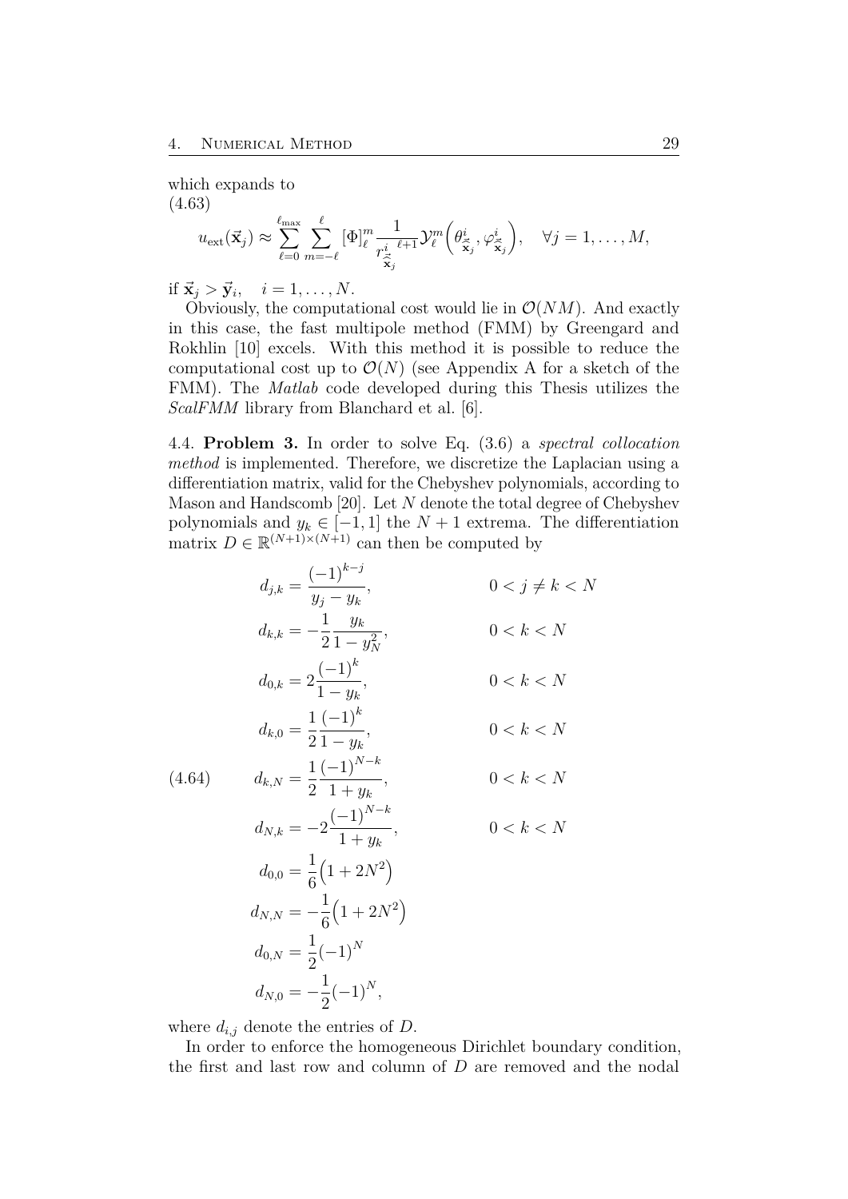which expands to

$$
u_{\text{ext}}(\vec{\mathbf{x}}_j) \approx \sum_{\ell=0}^{\ell_{\max}} \sum_{m=-\ell}^{\ell} [\Phi]_\ell^m \frac{1}{r_{\vec{\hat{\mathbf{x}}}_j}^{i\ \ell+1}} \mathcal{Y}_\ell^m\Big(\theta_{\vec{\hat{\mathbf{x}}}_j}^i, \varphi_{\vec{\hat{\mathbf{x}}}_j}^i\Big), \quad \forall j = 1, \dots, M, \tag{4.63}
$$

if $\vec{\mathbf{x}}_j > \vec{\mathbf{y}}_i, \quad i = 1, \dots, N$.

Obviously, the computational cost would lie in $\mathcal{O}(NM)$. And exactly in this case, the fast multipole method (FMM) by Greengard and Rokhlin [10] excels. With this method it is possible to reduce the computational cost up to $\mathcal{O}(N)$ (see Appendix A for a sketch of the FMM). The *Matlab* code developed during this Thesis utilizes the *ScalFMM* library from Blanchard et al. [6].

4.4. **Problem 3.** In order to solve Eq. (3.6) a *spectral collocation method* is implemented. Therefore, we discretize the Laplacian using a differentiation matrix, valid for the Chebyshev polynomials, according to Mason and Handscomb [20]. Let $N$ denote the total degree of Chebyshev polynomials and $y_k \in [-1, 1]$ the $N+1$ extrema. The differentiation matrix $D \in \mathbb{R}^{(N+1)\times(N+1)}$ can then be computed by

$$
\begin{aligned}
d_{j,k} &= \frac{(-1)^{k-j}}{y_j - y_k}, && 0 < j \neq k < N \\
d_{k,k} &= -\frac{1}{2}\frac{y_k}{1 - y_N^2}, && 0 < k < N \\
d_{0,k} &= 2\frac{(-1)^k}{1 - y_k}, && 0 < k < N \\
d_{k,0} &= \frac{1}{2}\frac{(-1)^k}{1 - y_k}, && 0 < k < N \\
d_{k,N} &= \frac{1}{2}\frac{(-1)^{N-k}}{1 + y_k}, && 0 < k < N \\
d_{N,k} &= -2\frac{(-1)^{N-k}}{1 + y_k}, && 0 < k < N \\
d_{0,0} &= \frac{1}{6}\Big(1 + 2N^2\Big) \\
d_{N,N} &= -\frac{1}{6}\Big(1 + 2N^2\Big) \\
d_{0,N} &= \frac{1}{2}(-1)^N \\
d_{N,0} &= -\frac{1}{2}(-1)^N,
\end{aligned} \tag{4.64}
$$

where $d_{i,j}$ denote the entries of $D$.

In order to enforce the homogeneous Dirichlet boundary condition, the first and last row and column of $D$ are removed and the nodal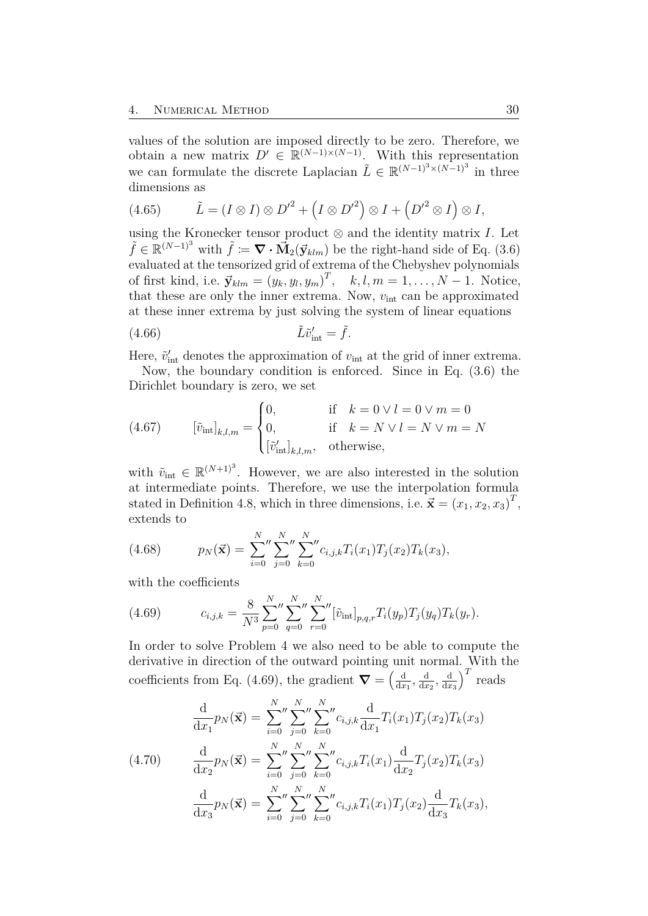values of the solution are imposed directly to be zero. Therefore, we obtain a new matrix $D' \in \mathbb{R}^{(N-1)\times(N-1)}$. With this representation we can formulate the discrete Laplacian $\tilde{L} \in \mathbb{R}^{(N-1)^3\times(N-1)^3}$ in three dimensions as

$$\tilde{L} = (I \otimes I) \otimes {D'}^2 + \left(I \otimes {D'}^2\right) \otimes I + \left({D'}^2 \otimes I\right) \otimes I, \tag{4.65}$$

using the Kronecker tensor product $\otimes$ and the identity matrix $I$. Let $\tilde{f} \in \mathbb{R}^{(N-1)^3}$ with $\tilde{f} := \boldsymbol{\nabla} \cdot \vec{\mathbf{M}}_2(\vec{\mathbf{y}}_{klm})$ be the right-hand side of Eq. (3.6) evaluated at the tensorized grid of extrema of the Chebyshev polynomials of first kind, i.e. $\vec{\mathbf{y}}_{klm} = (y_k, y_l, y_m)^T, \quad k, l, m = 1, \ldots, N-1$. Notice, that these are only the inner extrema. Now, $v_{\text{int}}$ can be approximated at these inner extrema by just solving the system of linear equations

$$\tilde{L}\tilde{v}'_{\text{int}} = \tilde{f}. \tag{4.66}$$

Here, $\tilde{v}'_{\text{int}}$ denotes the approximation of $v_{\text{int}}$ at the grid of inner extrema.

Now, the boundary condition is enforced. Since in Eq. (3.6) the Dirichlet boundary is zero, we set

$$[\tilde{v}_{\text{int}}]_{k,l,m} = \begin{cases} 0, & \text{if} \quad k = 0 \vee l = 0 \vee m = 0 \\ 0, & \text{if} \quad k = N \vee l = N \vee m = N \\ [\tilde{v}'_{\text{int}}]_{k,l,m}, & \text{otherwise,} \end{cases} \tag{4.67}$$

with $\tilde{v}_{\text{int}} \in \mathbb{R}^{(N+1)^3}$. However, we are also interested in the solution at intermediate points. Therefore, we use the interpolation formula stated in Definition 4.8, which in three dimensions, i.e. $\vec{\mathbf{x}} = (x_1, x_2, x_3)^T$, extends to

$$p_N(\vec{\mathbf{x}}) = \sum_{i=0}^{N}{}'' \sum_{j=0}^{N}{}'' \sum_{k=0}^{N}{}'' c_{i,j,k} T_i(x_1) T_j(x_2) T_k(x_3), \tag{4.68}$$

with the coefficients

$$c_{i,j,k} = \frac{8}{N^3} \sum_{p=0}^{N}{}'' \sum_{q=0}^{N}{}'' \sum_{r=0}^{N}{}'' [\tilde{v}_{\text{int}}]_{p,q,r} T_i(y_p) T_j(y_q) T_k(y_r). \tag{4.69}$$

In order to solve Problem 4 we also need to be able to compute the derivative in direction of the outward pointing unit normal. With the coefficients from Eq. (4.69), the gradient $\boldsymbol{\nabla} = \left(\frac{\mathrm{d}}{\mathrm{d}x_1}, \frac{\mathrm{d}}{\mathrm{d}x_2}, \frac{\mathrm{d}}{\mathrm{d}x_3}\right)^T$ reads

$$\begin{aligned}
\frac{\mathrm{d}}{\mathrm{d}x_1} p_N(\vec{\mathbf{x}}) &= \sum_{i=0}^{N}{}'' \sum_{j=0}^{N}{}'' \sum_{k=0}^{N}{}'' c_{i,j,k} \frac{\mathrm{d}}{\mathrm{d}x_1} T_i(x_1) T_j(x_2) T_k(x_3) \\
\frac{\mathrm{d}}{\mathrm{d}x_2} p_N(\vec{\mathbf{x}}) &= \sum_{i=0}^{N}{}'' \sum_{j=0}^{N}{}'' \sum_{k=0}^{N}{}'' c_{i,j,k} T_i(x_1) \frac{\mathrm{d}}{\mathrm{d}x_2} T_j(x_2) T_k(x_3) \\
\frac{\mathrm{d}}{\mathrm{d}x_3} p_N(\vec{\mathbf{x}}) &= \sum_{i=0}^{N}{}'' \sum_{j=0}^{N}{}'' \sum_{k=0}^{N}{}'' c_{i,j,k} T_i(x_1) T_j(x_2) \frac{\mathrm{d}}{\mathrm{d}x_3} T_k(x_3),
\end{aligned} \tag{4.70}$$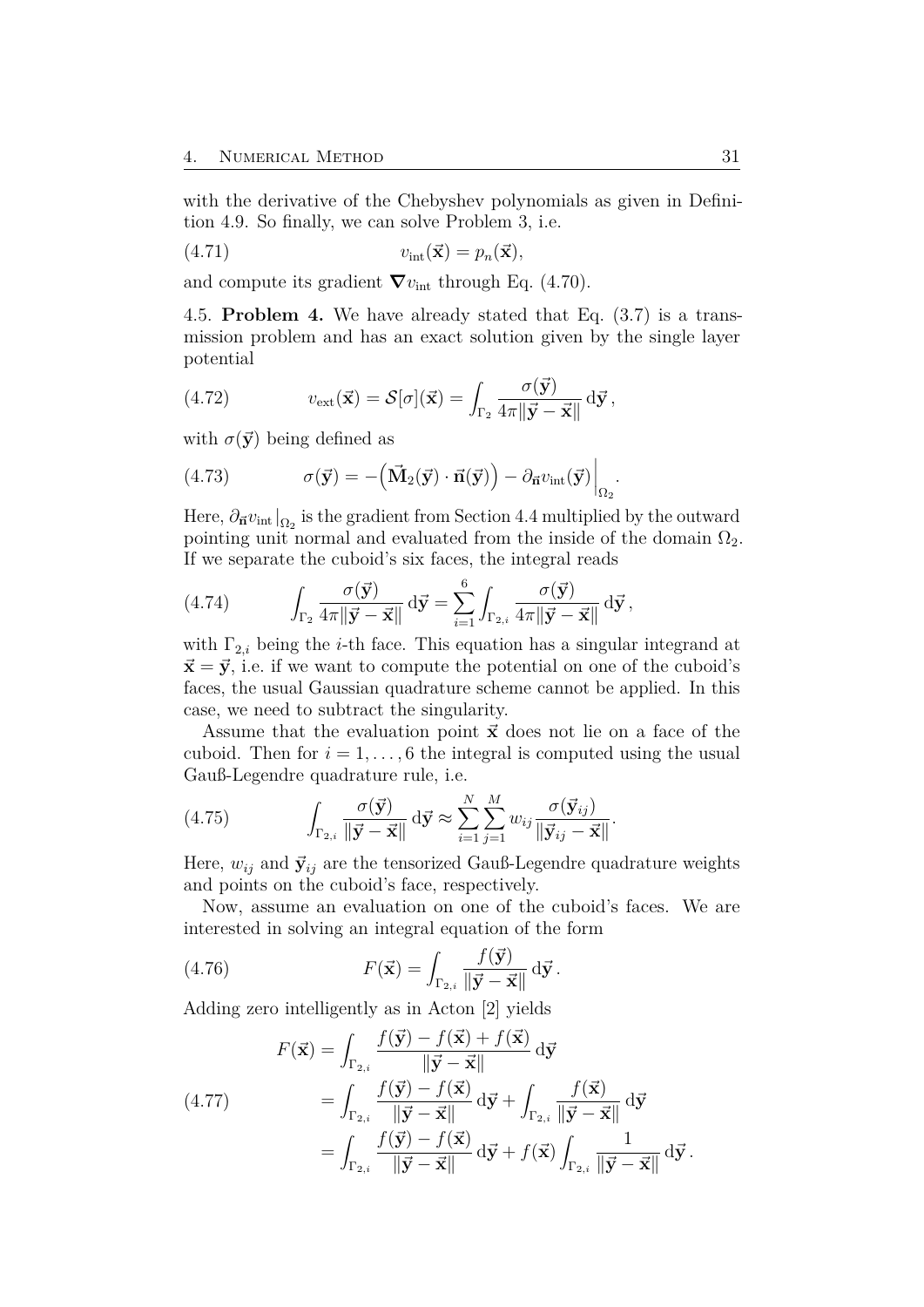with the derivative of the Chebyshev polynomials as given in Definition 4.9. So finally, we can solve Problem 3, i.e.

$$v_{\text{int}}(\vec{\mathbf{x}}) = p_n(\vec{\mathbf{x}}), \tag{4.71}$$

and compute its gradient $\boldsymbol{\nabla} v_{\text{int}}$ through Eq. (4.70).

4.5. **Problem 4.** We have already stated that Eq. (3.7) is a transmission problem and has an exact solution given by the single layer potential

$$v_{\text{ext}}(\vec{\mathbf{x}}) = \mathcal{S}[\sigma](\vec{\mathbf{x}}) = \int_{\Gamma_2} \frac{\sigma(\vec{\mathbf{y}})}{4\pi\|\vec{\mathbf{y}} - \vec{\mathbf{x}}\|} \, \mathrm{d}\vec{\mathbf{y}} \,, \tag{4.72}$$

with $\sigma(\vec{\mathbf{y}})$ being defined as

$$\sigma(\vec{\mathbf{y}}) = -\Big(\vec{\mathbf{M}}_2(\vec{\mathbf{y}}) \cdot \vec{\mathbf{n}}(\vec{\mathbf{y}})\Big) - \partial_{\vec{\mathbf{n}}} v_{\text{int}}(\vec{\mathbf{y}})\Big|_{\Omega_2} . \tag{4.73}$$

Here, $\partial_{\vec{\mathbf{n}}} v_{\text{int}}\big|_{\Omega_2}$ is the gradient from Section 4.4 multiplied by the outward pointing unit normal and evaluated from the inside of the domain $\Omega_2$. If we separate the cuboid's six faces, the integral reads

$$\int_{\Gamma_2} \frac{\sigma(\vec{\mathbf{y}})}{4\pi\|\vec{\mathbf{y}} - \vec{\mathbf{x}}\|} \, \mathrm{d}\vec{\mathbf{y}} = \sum_{i=1}^{6} \int_{\Gamma_{2,i}} \frac{\sigma(\vec{\mathbf{y}})}{4\pi\|\vec{\mathbf{y}} - \vec{\mathbf{x}}\|} \, \mathrm{d}\vec{\mathbf{y}} \,, \tag{4.74}$$

with $\Gamma_{2,i}$ being the $i$-th face. This equation has a singular integrand at $\vec{\mathbf{x}} = \vec{\mathbf{y}}$, i.e. if we want to compute the potential on one of the cuboid's faces, the usual Gaussian quadrature scheme cannot be applied. In this case, we need to subtract the singularity.

Assume that the evaluation point $\vec{\mathbf{x}}$ does not lie on a face of the cuboid. Then for $i = 1, \ldots, 6$ the integral is computed using the usual Gauß-Legendre quadrature rule, i.e.

$$\int_{\Gamma_{2,i}} \frac{\sigma(\vec{\mathbf{y}})}{\|\vec{\mathbf{y}} - \vec{\mathbf{x}}\|} \, \mathrm{d}\vec{\mathbf{y}} \approx \sum_{i=1}^{N} \sum_{j=1}^{M} w_{ij} \frac{\sigma(\vec{\mathbf{y}}_{ij})}{\|\vec{\mathbf{y}}_{ij} - \vec{\mathbf{x}}\|} . \tag{4.75}$$

Here, $w_{ij}$ and $\vec{\mathbf{y}}_{ij}$ are the tensorized Gauß-Legendre quadrature weights and points on the cuboid's face, respectively.

Now, assume an evaluation on one of the cuboid's faces. We are interested in solving an integral equation of the form

$$F(\vec{\mathbf{x}}) = \int_{\Gamma_{2,i}} \frac{f(\vec{\mathbf{y}})}{\|\vec{\mathbf{y}} - \vec{\mathbf{x}}\|} \, \mathrm{d}\vec{\mathbf{y}} \,. \tag{4.76}$$

Adding zero intelligently as in Acton [2] yields

$$\begin{aligned}
F(\vec{\mathbf{x}}) &= \int_{\Gamma_{2,i}} \frac{f(\vec{\mathbf{y}}) - f(\vec{\mathbf{x}}) + f(\vec{\mathbf{x}})}{\|\vec{\mathbf{y}} - \vec{\mathbf{x}}\|} \, \mathrm{d}\vec{\mathbf{y}} \\
&= \int_{\Gamma_{2,i}} \frac{f(\vec{\mathbf{y}}) - f(\vec{\mathbf{x}})}{\|\vec{\mathbf{y}} - \vec{\mathbf{x}}\|} \, \mathrm{d}\vec{\mathbf{y}} + \int_{\Gamma_{2,i}} \frac{f(\vec{\mathbf{x}})}{\|\vec{\mathbf{y}} - \vec{\mathbf{x}}\|} \, \mathrm{d}\vec{\mathbf{y}} \\
&= \int_{\Gamma_{2,i}} \frac{f(\vec{\mathbf{y}}) - f(\vec{\mathbf{x}})}{\|\vec{\mathbf{y}} - \vec{\mathbf{x}}\|} \, \mathrm{d}\vec{\mathbf{y}} + f(\vec{\mathbf{x}}) \int_{\Gamma_{2,i}} \frac{1}{\|\vec{\mathbf{y}} - \vec{\mathbf{x}}\|} \, \mathrm{d}\vec{\mathbf{y}} \,.
\end{aligned} \tag{4.77}$$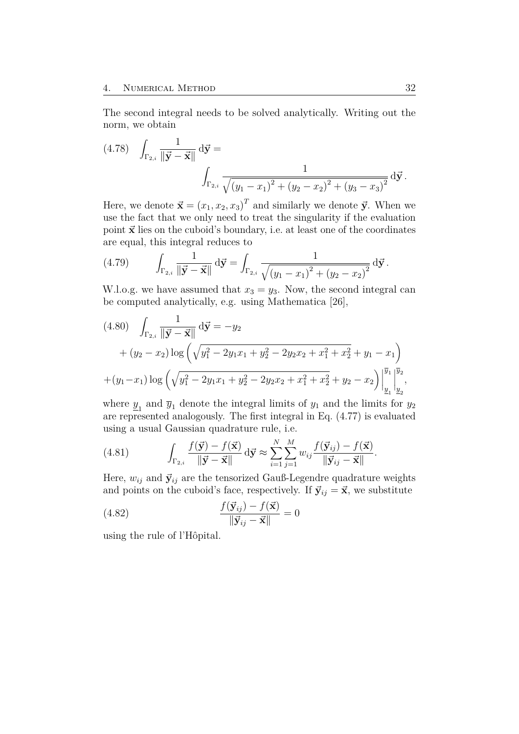The second integral needs to be solved analytically. Writing out the norm, we obtain

$$\int_{\Gamma_{2,i}} \frac{1}{\|\vec{\mathbf{y}} - \vec{\mathbf{x}}\|} \,\mathrm{d}\vec{\mathbf{y}} = \int_{\Gamma_{2,i}} \frac{1}{\sqrt{(y_1 - x_1)^2 + (y_2 - x_2)^2 + (y_3 - x_3)^2}} \,\mathrm{d}\vec{\mathbf{y}}\,. \tag{4.78}$$

Here, we denote $\vec{\mathbf{x}} = (x_1, x_2, x_3)^T$ and similarly we denote $\vec{\mathbf{y}}$. When we use the fact that we only need to treat the singularity if the evaluation point $\vec{\mathbf{x}}$ lies on the cuboid's boundary, i.e. at least one of the coordinates are equal, this integral reduces to

$$\int_{\Gamma_{2,i}} \frac{1}{\|\vec{\mathbf{y}} - \vec{\mathbf{x}}\|} \,\mathrm{d}\vec{\mathbf{y}} = \int_{\Gamma_{2,i}} \frac{1}{\sqrt{(y_1 - x_1)^2 + (y_2 - x_2)^2}} \,\mathrm{d}\vec{\mathbf{y}}\,. \tag{4.79}$$

W.l.o.g. we have assumed that $x_3 = y_3$. Now, the second integral can be computed analytically, e.g. using Mathematica [26],

$$\begin{aligned} \int_{\Gamma_{2,i}} \frac{1}{\|\vec{\mathbf{y}} - \vec{\mathbf{x}}\|} \,\mathrm{d}\vec{\mathbf{y}} = {} & -y_2 \\ & + (y_2 - x_2) \log\left(\sqrt{y_1^2 - 2y_1x_1 + y_2^2 - 2y_2x_2 + x_1^2 + x_2^2} + y_1 - x_1\right) \\ & + (y_1 - x_1) \log\left(\sqrt{y_1^2 - 2y_1x_1 + y_2^2 - 2y_2x_2 + x_1^2 + x_2^2} + y_2 - x_2\right)\Bigg|_{\underline{y}_1}^{\overline{y}_1}\Bigg|_{\underline{y}_2}^{\overline{y}_2}, \end{aligned} \tag{4.80}$$

where $\underline{y}_1$ and $\overline{y}_1$ denote the integral limits of $y_1$ and the limits for $y_2$ are represented analogously. The first integral in Eq. (4.77) is evaluated using a usual Gaussian quadrature rule, i.e.

$$\int_{\Gamma_{2,i}} \frac{f(\vec{\mathbf{y}}) - f(\vec{\mathbf{x}})}{\|\vec{\mathbf{y}} - \vec{\mathbf{x}}\|} \,\mathrm{d}\vec{\mathbf{y}} \approx \sum_{i=1}^{N} \sum_{j=1}^{M} w_{ij} \frac{f(\vec{\mathbf{y}}_{ij}) - f(\vec{\mathbf{x}})}{\|\vec{\mathbf{y}}_{ij} - \vec{\mathbf{x}}\|}. \tag{4.81}$$

Here, $w_{ij}$ and $\vec{\mathbf{y}}_{ij}$ are the tensorized Gauß-Legendre quadrature weights and points on the cuboid's face, respectively. If $\vec{\mathbf{y}}_{ij} = \vec{\mathbf{x}}$, we substitute

$$\frac{f(\vec{\mathbf{y}}_{ij}) - f(\vec{\mathbf{x}})}{\|\vec{\mathbf{y}}_{ij} - \vec{\mathbf{x}}\|} = 0 \tag{4.82}$$

using the rule of l'Hôpital.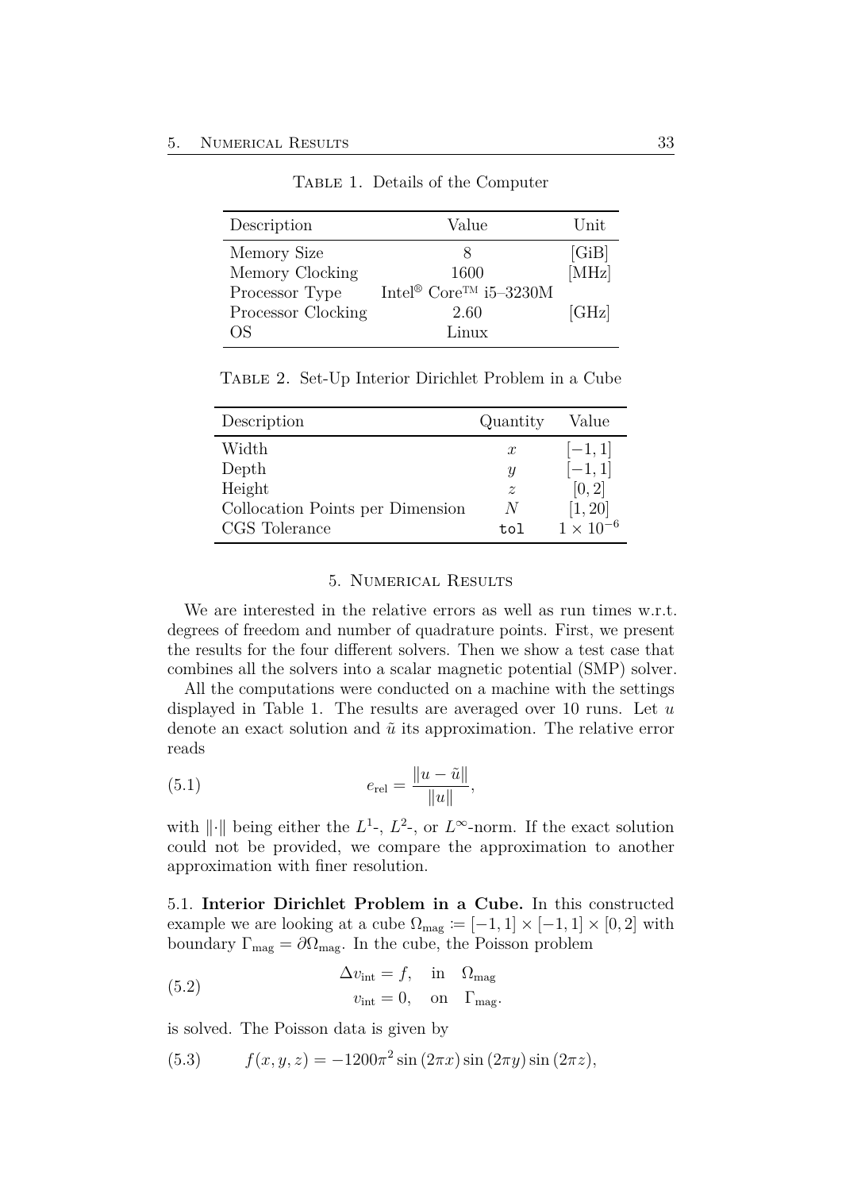Table 1. Details of the Computer

| Description | Value | Unit |
|---|---|---|
| Memory Size | 8 | [GiB] |
| Memory Clocking | 1600 | [MHz] |
| Processor Type | Intel® Core™ i5–3230M | |
| Processor Clocking | 2.60 | [GHz] |
| OS | Linux | |

Table 2. Set-Up Interior Dirichlet Problem in a Cube

| Description | Quantity | Value |
|---|---|---|
| Width | $x$ | $[-1, 1]$ |
| Depth | $y$ | $[-1, 1]$ |
| Height | $z$ | $[0, 2]$ |
| Collocation Points per Dimension | $N$ | $[1, 20]$ |
| CGS Tolerance | `tol` | $1 \times 10^{-6}$ |

## 5. Numerical Results

We are interested in the relative errors as well as run times w.r.t. degrees of freedom and number of quadrature points. First, we present the results for the four different solvers. Then we show a test case that combines all the solvers into a scalar magnetic potential (SMP) solver.

All the computations were conducted on a machine with the settings displayed in Table 1. The results are averaged over 10 runs. Let $u$ denote an exact solution and $\tilde{u}$ its approximation. The relative error reads

$$e_{\text{rel}} = \frac{\|u - \tilde{u}\|}{\|u\|}, \tag{5.1}$$

with $\|\cdot\|$ being either the $L^1$-, $L^2$-, or $L^\infty$-norm. If the exact solution could not be provided, we compare the approximation to another approximation with finer resolution.

5.1. **Interior Dirichlet Problem in a Cube.** In this constructed example we are looking at a cube $\Omega_{\text{mag}} \coloneqq [-1, 1] \times [-1, 1] \times [0, 2]$ with boundary $\Gamma_{\text{mag}} = \partial\Omega_{\text{mag}}$. In the cube, the Poisson problem

$$\begin{aligned} \Delta v_{\text{int}} &= f, \quad \text{in} \quad \Omega_{\text{mag}} \\ v_{\text{int}} &= 0, \quad \text{on} \quad \Gamma_{\text{mag}}. \end{aligned} \tag{5.2}$$

is solved. The Poisson data is given by

$$f(x, y, z) = -1200\pi^2 \sin(2\pi x) \sin(2\pi y) \sin(2\pi z), \tag{5.3}$$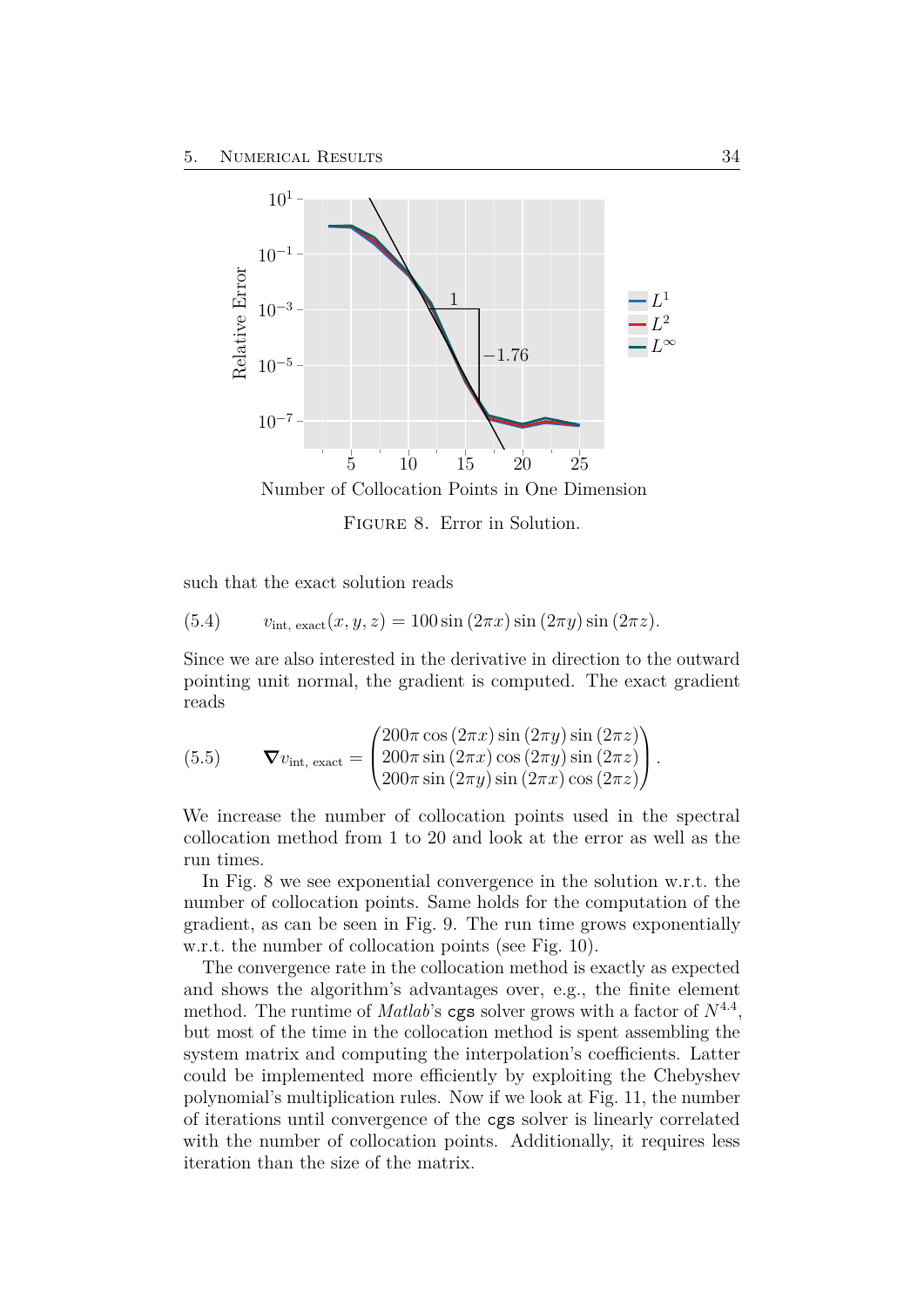Figure 8. Error in Solution.

such that the exact solution reads

$$v_{\text{int, exact}}(x, y, z) = 100 \sin(2\pi x) \sin(2\pi y) \sin(2\pi z). \tag{5.4}$$

Since we are also interested in the derivative in direction to the outward pointing unit normal, the gradient is computed. The exact gradient reads

$$\boldsymbol{\nabla} v_{\text{int, exact}} = \begin{pmatrix} 200\pi \cos(2\pi x) \sin(2\pi y) \sin(2\pi z) \\ 200\pi \sin(2\pi x) \cos(2\pi y) \sin(2\pi z) \\ 200\pi \sin(2\pi y) \sin(2\pi x) \cos(2\pi z) \end{pmatrix}. \tag{5.5}$$

We increase the number of collocation points used in the spectral collocation method from 1 to 20 and look at the error as well as the run times.

In Fig. 8 we see exponential convergence in the solution w.r.t. the number of collocation points. Same holds for the computation of the gradient, as can be seen in Fig. 9. The run time grows exponentially w.r.t. the number of collocation points (see Fig. 10).

The convergence rate in the collocation method is exactly as expected and shows the algorithm's advantages over, e.g., the finite element method. The runtime of *Matlab*'s `cgs` solver grows with a factor of $N^{4.4}$, but most of the time in the collocation method is spent assembling the system matrix and computing the interpolation's coefficients. Latter could be implemented more efficiently by exploiting the Chebyshev polynomial's multiplication rules. Now if we look at Fig. 11, the number of iterations until convergence of the `cgs` solver is linearly correlated with the number of collocation points. Additionally, it requires less iteration than the size of the matrix.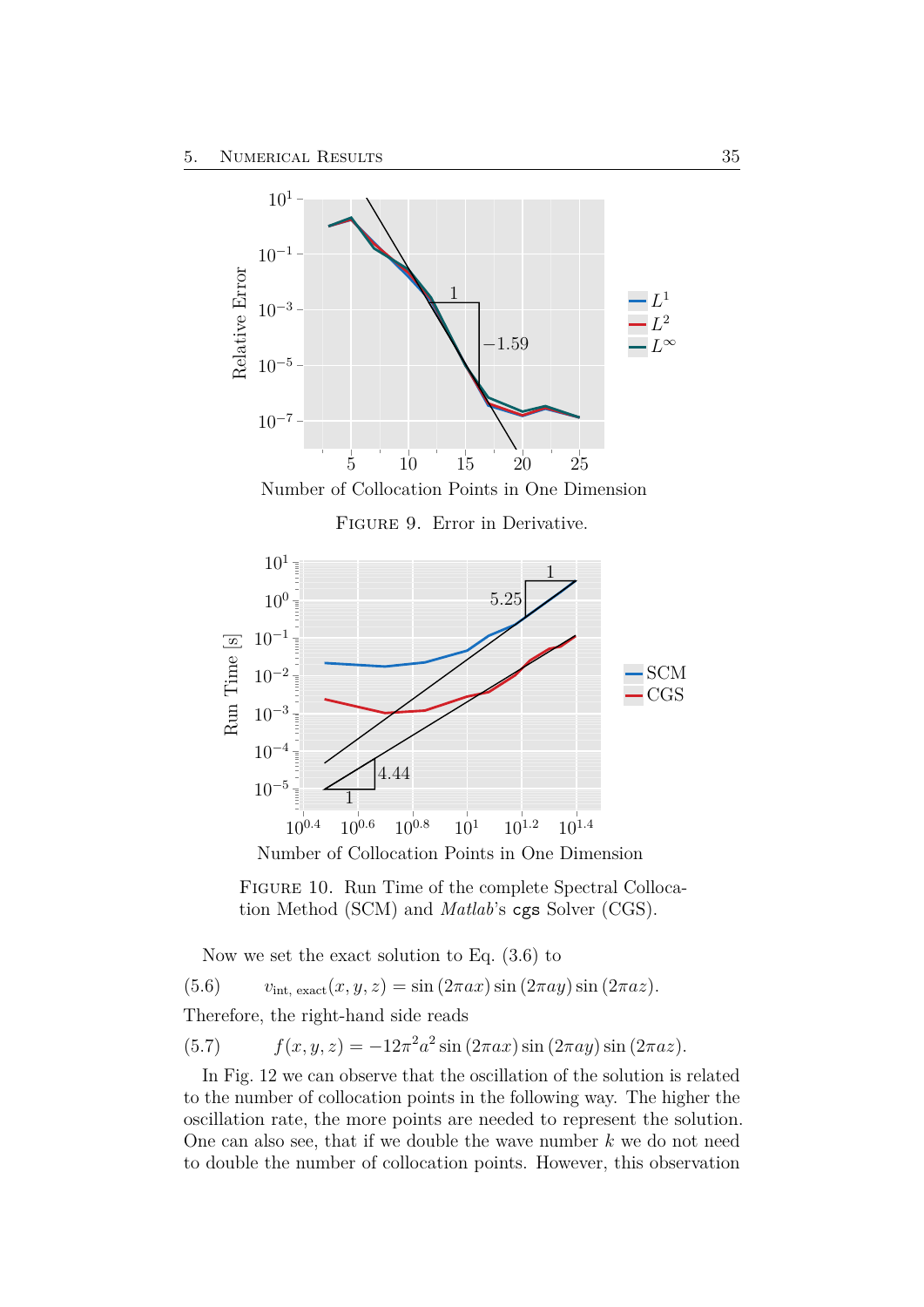FIGURE 9. Error in Derivative.

FIGURE 10. Run Time of the complete Spectral Collocation Method (SCM) and *Matlab*'s `cgs` Solver (CGS).

Now we set the exact solution to Eq. (3.6) to

$$v_{\text{int, exact}}(x, y, z) = \sin(2\pi a x)\sin(2\pi a y)\sin(2\pi a z). \tag{5.6}$$

Therefore, the right-hand side reads

$$f(x, y, z) = -12\pi^2 a^2 \sin(2\pi a x)\sin(2\pi a y)\sin(2\pi a z). \tag{5.7}$$

In Fig. 12 we can observe that the oscillation of the solution is related to the number of collocation points in the following way. The higher the oscillation rate, the more points are needed to represent the solution. One can also see, that if we double the wave number $k$ we do not need to double the number of collocation points. However, this observation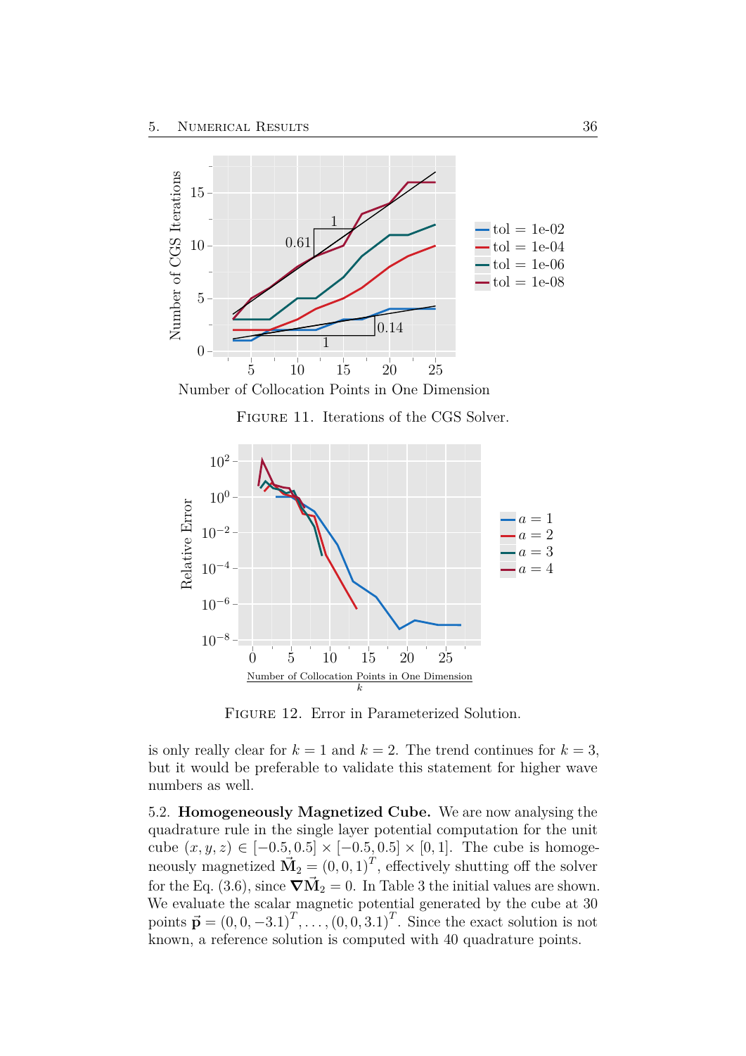FIGURE 11. Iterations of the CGS Solver.

FIGURE 12. Error in Parameterized Solution.

is only really clear for $k = 1$ and $k = 2$. The trend continues for $k = 3$, but it would be preferable to validate this statement for higher wave numbers as well.

5.2. **Homogeneously Magnetized Cube.** We are now analysing the quadrature rule in the single layer potential computation for the unit cube $(x, y, z) \in [-0.5, 0.5] \times [-0.5, 0.5] \times [0, 1]$. The cube is homogeneously magnetized $\vec{\mathbf{M}}_2 = (0, 0, 1)^T$, effectively shutting off the solver for the Eq. (3.6), since $\boldsymbol{\nabla}\vec{\mathbf{M}}_2 = 0$. In Table 3 the initial values are shown. We evaluate the scalar magnetic potential generated by the cube at 30 points $\vec{\mathbf{p}} = (0, 0, -3.1)^T, \ldots, (0, 0, 3.1)^T$. Since the exact solution is not known, a reference solution is computed with 40 quadrature points.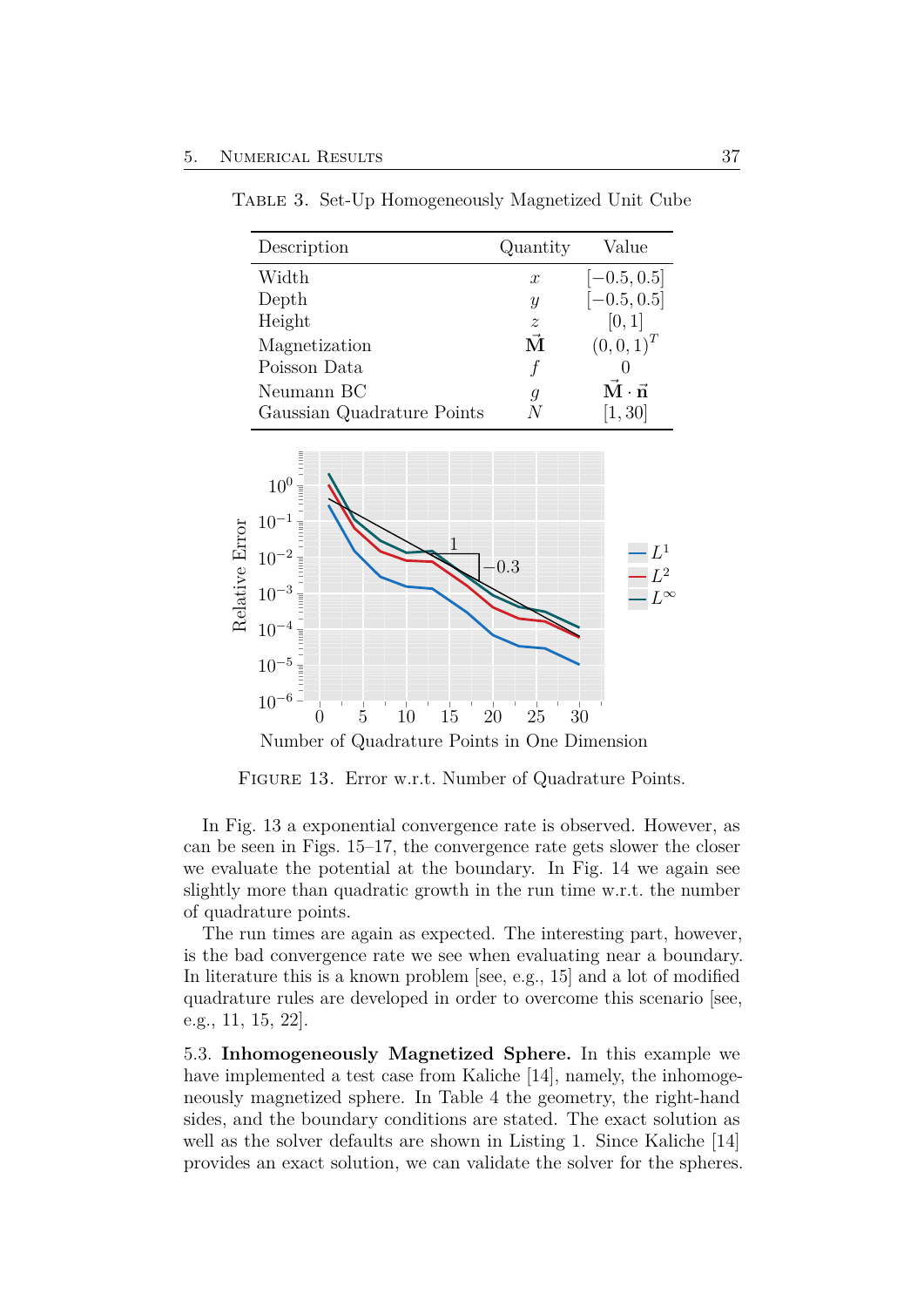Table 3. Set-Up Homogeneously Magnetized Unit Cube

| Description | Quantity | Value |
|---|---|---|
| Width | $x$ | $[-0.5, 0.5]$ |
| Depth | $y$ | $[-0.5, 0.5]$ |
| Height | $z$ | $[0, 1]$ |
| Magnetization | $\vec{\mathbf{M}}$ | $(0, 0, 1)^T$ |
| Poisson Data | $f$ | $0$ |
| Neumann BC | $g$ | $\vec{\mathbf{M}} \cdot \vec{\mathbf{n}}$ |
| Gaussian Quadrature Points | $N$ | $[1, 30]$ |

Figure 13. Error w.r.t. Number of Quadrature Points.

In Fig. 13 a exponential convergence rate is observed. However, as can be seen in Figs. 15–17, the convergence rate gets slower the closer we evaluate the potential at the boundary. In Fig. 14 we again see slightly more than quadratic growth in the run time w.r.t. the number of quadrature points.

The run times are again as expected. The interesting part, however, is the bad convergence rate we see when evaluating near a boundary. In literature this is a known problem [see, e.g., 15] and a lot of modified quadrature rules are developed in order to overcome this scenario [see, e.g., 11, 15, 22].

5.3. **Inhomogeneously Magnetized Sphere.** In this example we have implemented a test case from Kaliche [14], namely, the inhomogeneously magnetized sphere. In Table 4 the geometry, the right-hand sides, and the boundary conditions are stated. The exact solution as well as the solver defaults are shown in Listing 1. Since Kaliche [14] provides an exact solution, we can validate the solver for the spheres.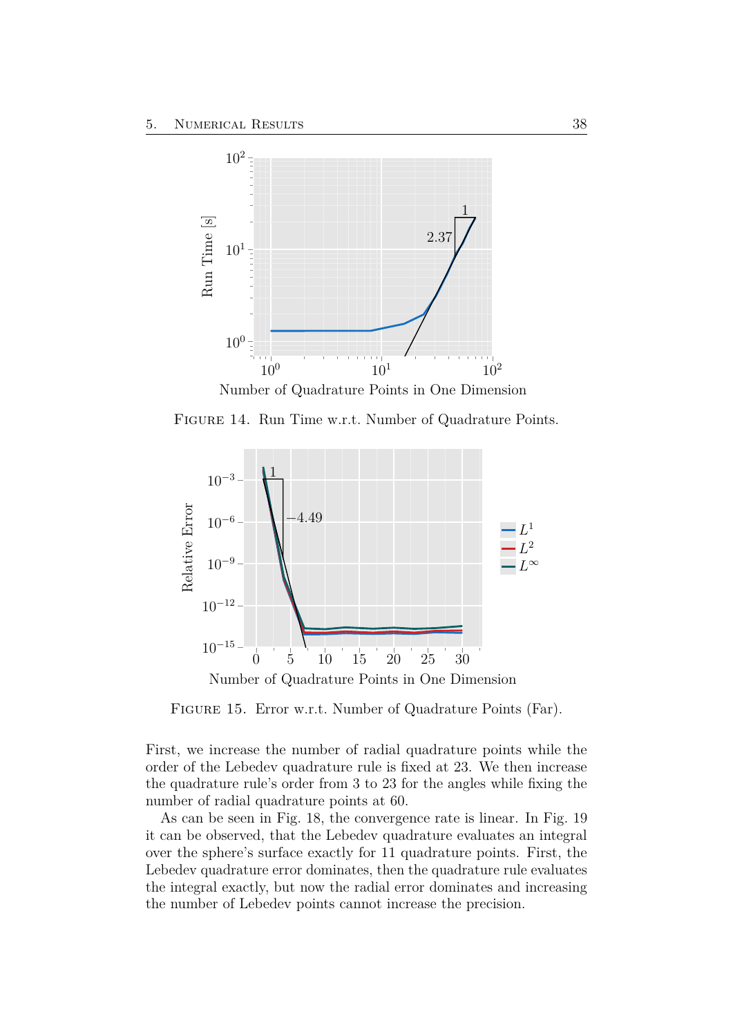FIGURE 14. Run Time w.r.t. Number of Quadrature Points.

FIGURE 15. Error w.r.t. Number of Quadrature Points (Far).

First, we increase the number of radial quadrature points while the order of the Lebedev quadrature rule is fixed at 23. We then increase the quadrature rule's order from 3 to 23 for the angles while fixing the number of radial quadrature points at 60.

As can be seen in Fig. 18, the convergence rate is linear. In Fig. 19 it can be observed, that the Lebedev quadrature evaluates an integral over the sphere's surface exactly for 11 quadrature points. First, the Lebedev quadrature error dominates, then the quadrature rule evaluates the integral exactly, but now the radial error dominates and increasing the number of Lebedev points cannot increase the precision.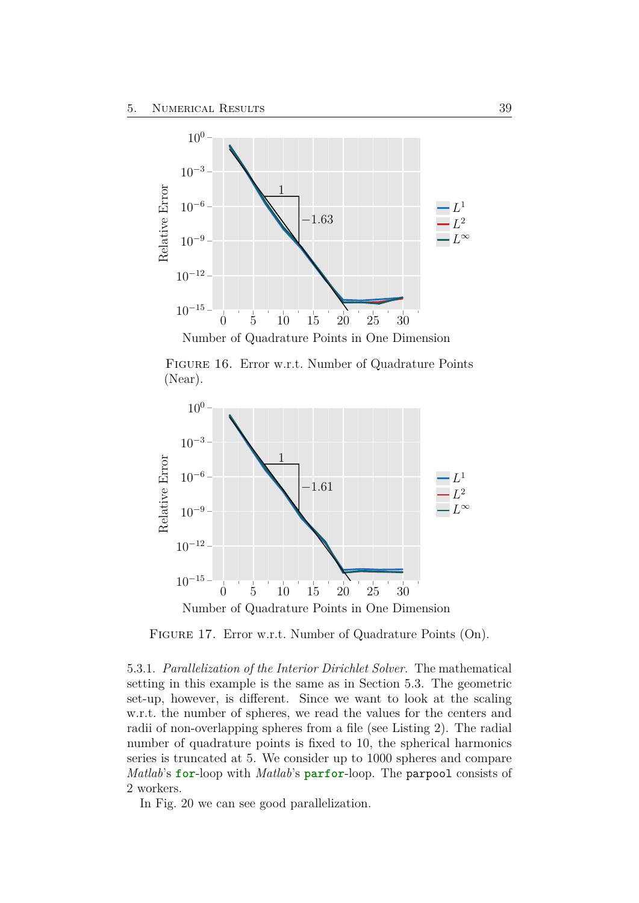FIGURE 16. Error w.r.t. Number of Quadrature Points (Near).

FIGURE 17. Error w.r.t. Number of Quadrature Points (On).

5.3.1. *Parallelization of the Interior Dirichlet Solver.* The mathematical setting in this example is the same as in Section 5.3. The geometric set-up, however, is different. Since we want to look at the scaling w.r.t. the number of spheres, we read the values for the centers and radii of non-overlapping spheres from a file (see Listing 2). The radial number of quadrature points is fixed to 10, the spherical harmonics series is truncated at 5. We consider up to 1000 spheres and compare *Matlab*'s `for`-loop with *Matlab*'s `parfor`-loop. The `parpool` consists of 2 workers.

In Fig. 20 we can see good parallelization.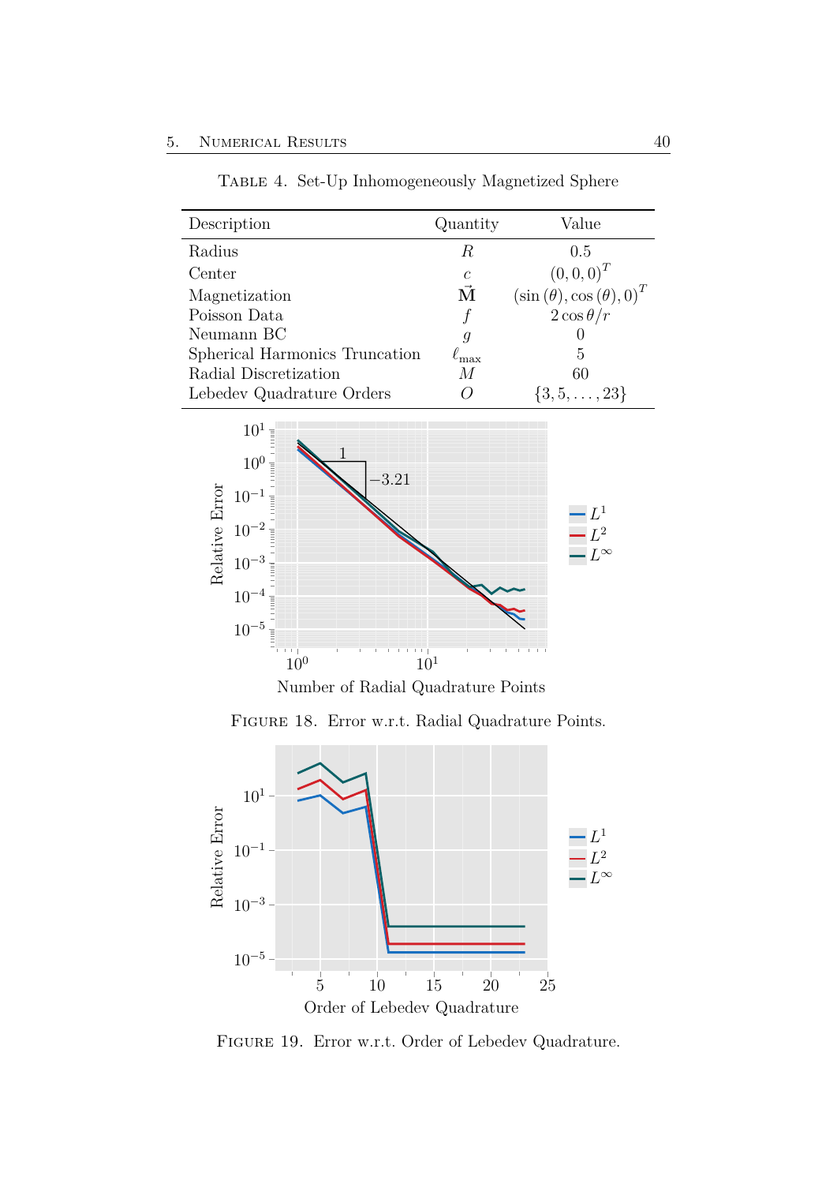Table 4. Set-Up Inhomogeneously Magnetized Sphere

| Description | Quantity | Value |
| --- | --- | --- |
| Radius | $R$ | 0.5 |
| Center | $c$ | $(0, 0, 0)^T$ |
| Magnetization | $\vec{\mathbf{M}}$ | $(\sin(\theta), \cos(\theta), 0)^T$ |
| Poisson Data | $f$ | $2\cos\theta/r$ |
| Neumann BC | $g$ | 0 |
| Spherical Harmonics Truncation | $\ell_{\max}$ | 5 |
| Radial Discretization | $M$ | 60 |
| Lebedev Quadrature Orders | $O$ | $\{3, 5, \ldots, 23\}$ |

Figure 18. Error w.r.t. Radial Quadrature Points.

Figure 19. Error w.r.t. Order of Lebedev Quadrature.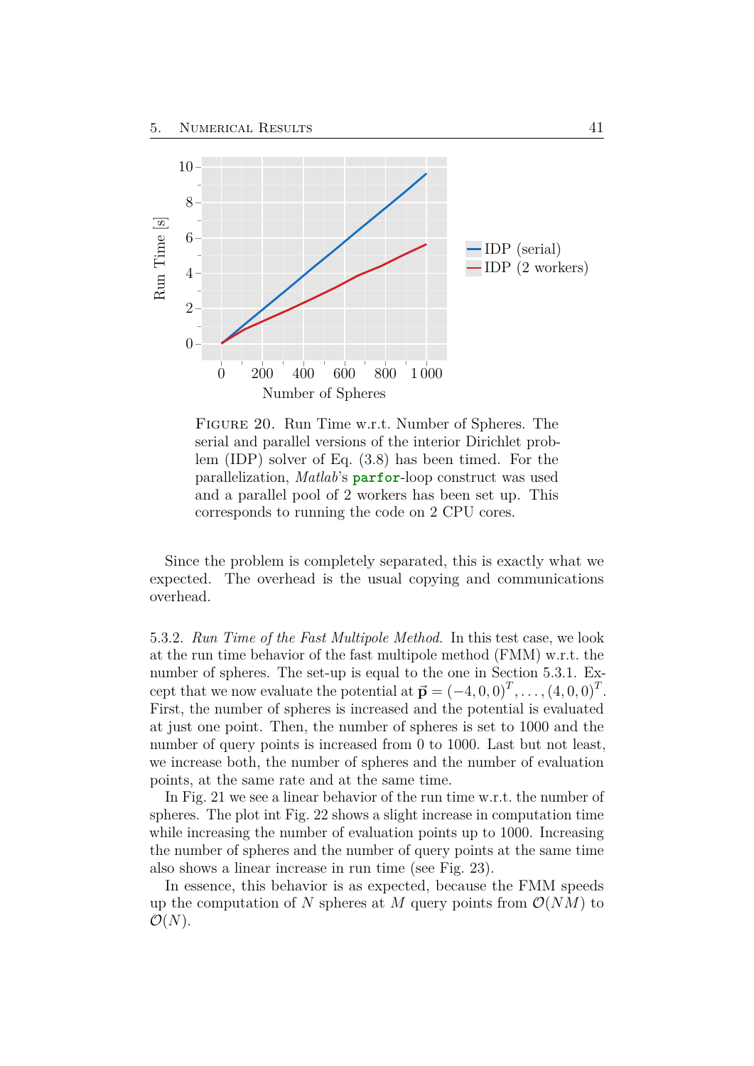FIGURE 20. Run Time w.r.t. Number of Spheres. The serial and parallel versions of the interior Dirichlet problem (IDP) solver of Eq. (3.8) has been timed. For the parallelization, *Matlab*'s **`parfor`**-loop construct was used and a parallel pool of 2 workers has been set up. This corresponds to running the code on 2 CPU cores.

Since the problem is completely separated, this is exactly what we expected. The overhead is the usual copying and communications overhead.

5.3.2. *Run Time of the Fast Multipole Method.* In this test case, we look at the run time behavior of the fast multipole method (FMM) w.r.t. the number of spheres. The set-up is equal to the one in Section 5.3.1. Except that we now evaluate the potential at $\vec{\mathbf{p}} = (-4, 0, 0)^T, \ldots, (4, 0, 0)^T$. First, the number of spheres is increased and the potential is evaluated at just one point. Then, the number of spheres is set to 1000 and the number of query points is increased from 0 to 1000. Last but not least, we increase both, the number of spheres and the number of evaluation points, at the same rate and at the same time.

In Fig. 21 we see a linear behavior of the run time w.r.t. the number of spheres. The plot int Fig. 22 shows a slight increase in computation time while increasing the number of evaluation points up to 1000. Increasing the number of spheres and the number of query points at the same time also shows a linear increase in run time (see Fig. 23).

In essence, this behavior is as expected, because the FMM speeds up the computation of $N$ spheres at $M$ query points from $\mathcal{O}(NM)$ to $\mathcal{O}(N)$.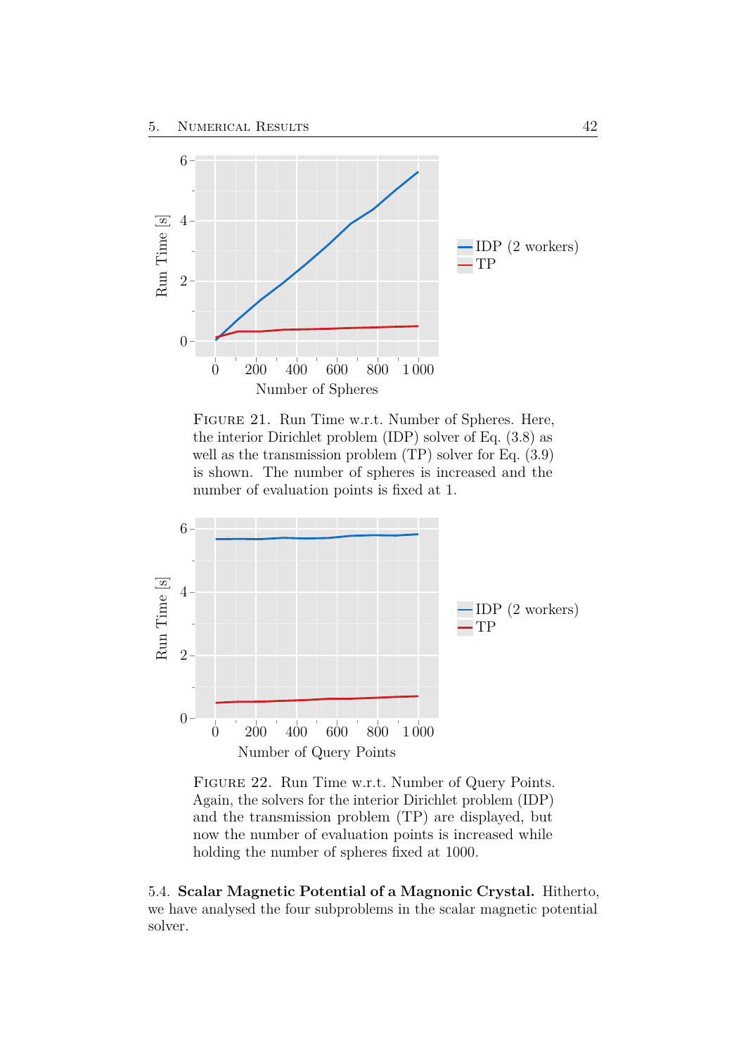Figure 21. Run Time w.r.t. Number of Spheres. Here, the interior Dirichlet problem (IDP) solver of Eq. (3.8) as well as the transmission problem (TP) solver for Eq. (3.9) is shown. The number of spheres is increased and the number of evaluation points is fixed at 1.

Figure 22. Run Time w.r.t. Number of Query Points. Again, the solvers for the interior Dirichlet problem (IDP) and the transmission problem (TP) are displayed, but now the number of evaluation points is increased while holding the number of spheres fixed at 1000.

5.4. **Scalar Magnetic Potential of a Magnonic Crystal.** Hitherto, we have analysed the four subproblems in the scalar magnetic potential solver.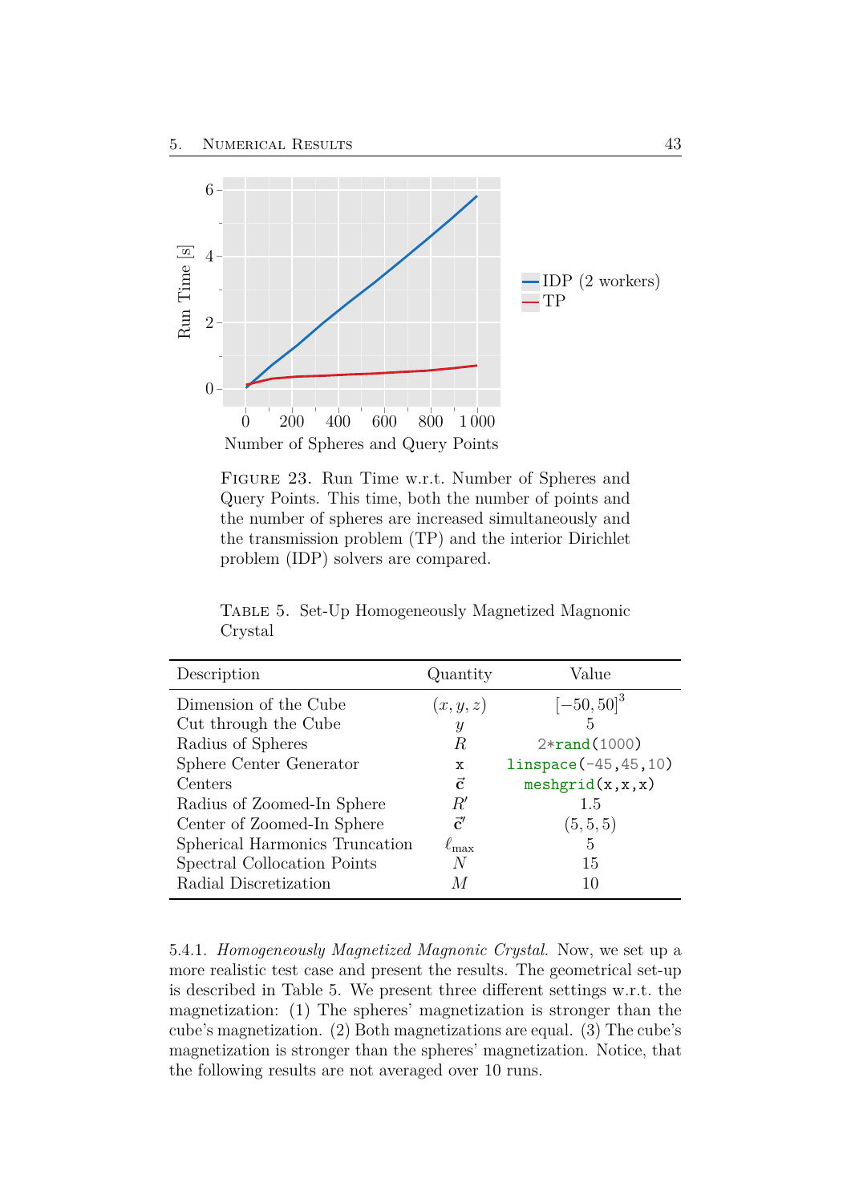Figure 23. Run Time w.r.t. Number of Spheres and Query Points. This time, both the number of points and the number of spheres are increased simultaneously and the transmission problem (TP) and the interior Dirichlet problem (IDP) solvers are compared.

Table 5. Set-Up Homogeneously Magnetized Magnonic Crystal

| Description | Quantity | Value |
|---|---|---|
| Dimension of the Cube | $(x, y, z)$ | $[-50, 50]^3$ |
| Cut through the Cube | $y$ | 5 |
| Radius of Spheres | $R$ | `2*rand(1000)` |
| Sphere Center Generator | `x` | `linspace(-45,45,10)` |
| Centers | $\vec{\mathbf{c}}$ | `meshgrid(x,x,x)` |
| Radius of Zoomed-In Sphere | $R'$ | 1.5 |
| Center of Zoomed-In Sphere | $\vec{\mathbf{c}}'$ | $(5, 5, 5)$ |
| Spherical Harmonics Truncation | $\ell_{\max}$ | 5 |
| Spectral Collocation Points | $N$ | 15 |
| Radial Discretization | $M$ | 10 |

5.4.1. *Homogeneously Magnetized Magnonic Crystal.* Now, we set up a more realistic test case and present the results. The geometrical set-up is described in Table 5. We present three different settings w.r.t. the magnetization: (1) The spheres' magnetization is stronger than the cube's magnetization. (2) Both magnetizations are equal. (3) The cube's magnetization is stronger than the spheres' magnetization. Notice, that the following results are not averaged over 10 runs.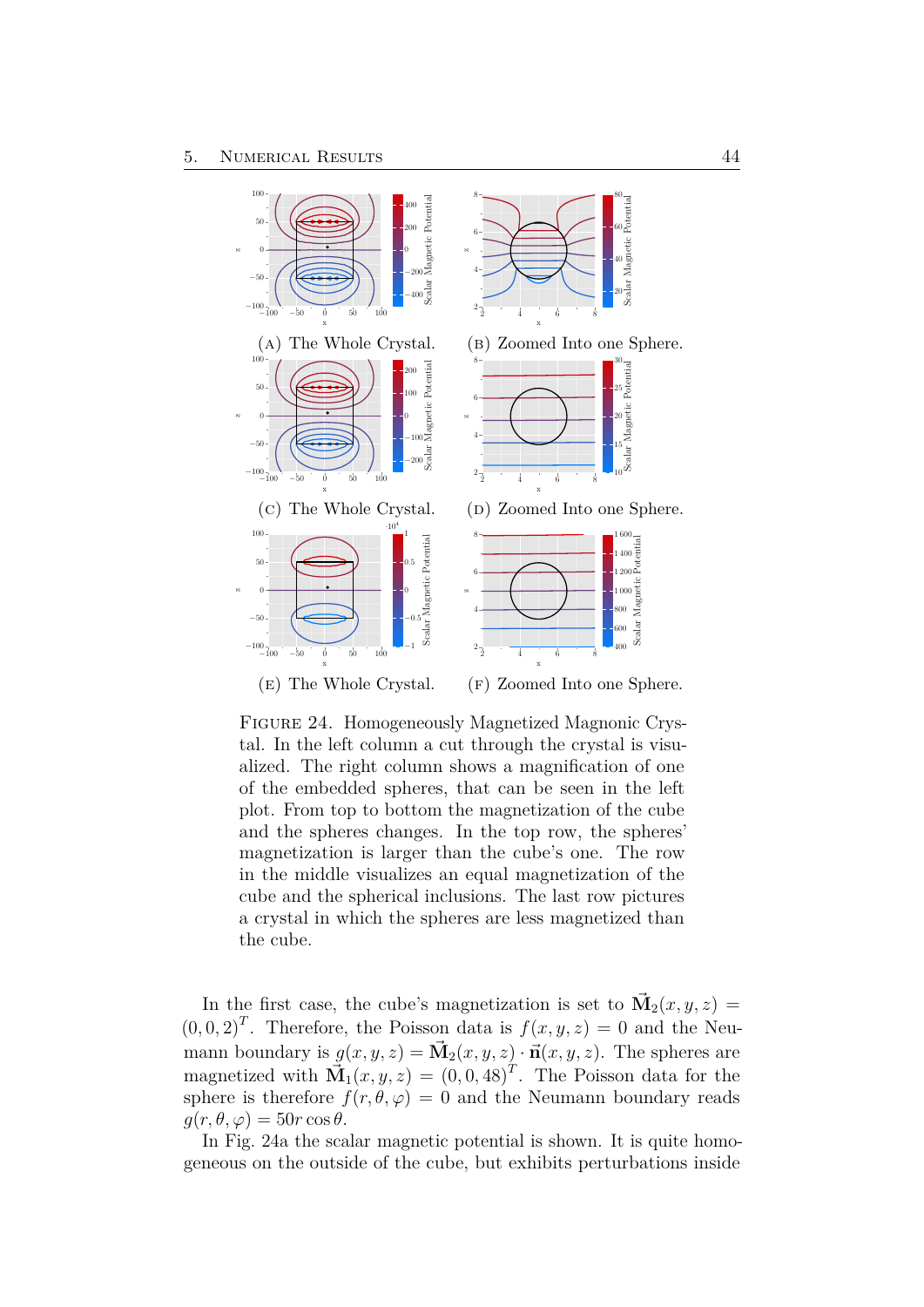(A) The Whole Crystal. (B) Zoomed Into one Sphere.

(C) The Whole Crystal. (D) Zoomed Into one Sphere.

(E) The Whole Crystal. (F) Zoomed Into one Sphere.

Figure 24. Homogeneously Magnetized Magnonic Crystal. In the left column a cut through the crystal is visualized. The right column shows a magnification of one of the embedded spheres, that can be seen in the left plot. From top to bottom the magnetization of the cube and the spheres changes. In the top row, the spheres' magnetization is larger than the cube's one. The row in the middle visualizes an equal magnetization of the cube and the spherical inclusions. The last row pictures a crystal in which the spheres are less magnetized than the cube.

In the first case, the cube's magnetization is set to $\vec{\mathbf{M}}_2(x,y,z) = (0,0,2)^T$. Therefore, the Poisson data is $f(x,y,z) = 0$ and the Neumann boundary is $g(x,y,z) = \vec{\mathbf{M}}_2(x,y,z) \cdot \vec{\mathbf{n}}(x,y,z)$. The spheres are magnetized with $\vec{\mathbf{M}}_1(x,y,z) = (0,0,48)^T$. The Poisson data for the sphere is therefore $f(r,\theta,\varphi) = 0$ and the Neumann boundary reads $g(r,\theta,\varphi) = 50r\cos\theta$.

In Fig. 24a the scalar magnetic potential is shown. It is quite homogeneous on the outside of the cube, but exhibits perturbations inside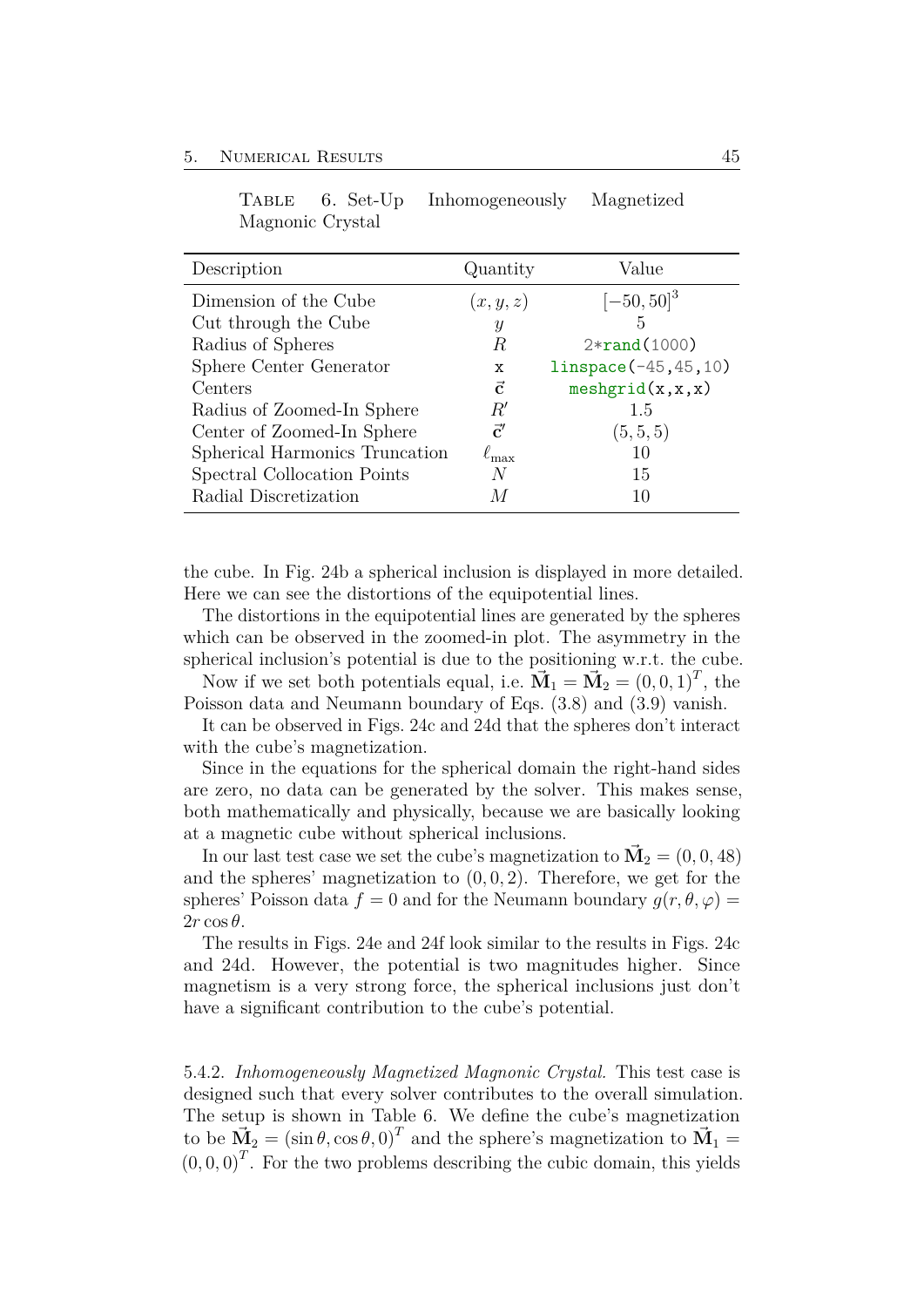Table 6. Set-Up Inhomogeneously Magnetized Magnonic Crystal

| Description | Quantity | Value |
|---|---|---|
| Dimension of the Cube | $(x, y, z)$ | $[-50, 50]^3$ |
| Cut through the Cube | $y$ | 5 |
| Radius of Spheres | $R$ | `2*rand(1000)` |
| Sphere Center Generator | `x` | `linspace(-45,45,10)` |
| Centers | $\vec{\mathbf{c}}$ | `meshgrid(x,x,x)` |
| Radius of Zoomed-In Sphere | $R'$ | 1.5 |
| Center of Zoomed-In Sphere | $\vec{\mathbf{c}}'$ | $(5, 5, 5)$ |
| Spherical Harmonics Truncation | $\ell_{\max}$ | 10 |
| Spectral Collocation Points | $N$ | 15 |
| Radial Discretization | $M$ | 10 |

the cube. In Fig. 24b a spherical inclusion is displayed in more detailed. Here we can see the distortions of the equipotential lines.

The distortions in the equipotential lines are generated by the spheres which can be observed in the zoomed-in plot. The asymmetry in the spherical inclusion's potential is due to the positioning w.r.t. the cube.

Now if we set both potentials equal, i.e. $\vec{\mathbf{M}}_1 = \vec{\mathbf{M}}_2 = (0, 0, 1)^T$, the Poisson data and Neumann boundary of Eqs. (3.8) and (3.9) vanish.

It can be observed in Figs. 24c and 24d that the spheres don't interact with the cube's magnetization.

Since in the equations for the spherical domain the right-hand sides are zero, no data can be generated by the solver. This makes sense, both mathematically and physically, because we are basically looking at a magnetic cube without spherical inclusions.

In our last test case we set the cube's magnetization to $\vec{\mathbf{M}}_2 = (0, 0, 48)$ and the spheres' magnetization to $(0, 0, 2)$. Therefore, we get for the spheres' Poisson data $f = 0$ and for the Neumann boundary $g(r, \theta, \varphi) = 2r \cos\theta$.

The results in Figs. 24e and 24f look similar to the results in Figs. 24c and 24d. However, the potential is two magnitudes higher. Since magnetism is a very strong force, the spherical inclusions just don't have a significant contribution to the cube's potential.

5.4.2. *Inhomogeneously Magnetized Magnonic Crystal.* This test case is designed such that every solver contributes to the overall simulation. The setup is shown in Table 6. We define the cube's magnetization to be $\vec{\mathbf{M}}_2 = (\sin\theta, \cos\theta, 0)^T$ and the sphere's magnetization to $\vec{\mathbf{M}}_1 = (0, 0, 0)^T$. For the two problems describing the cubic domain, this yields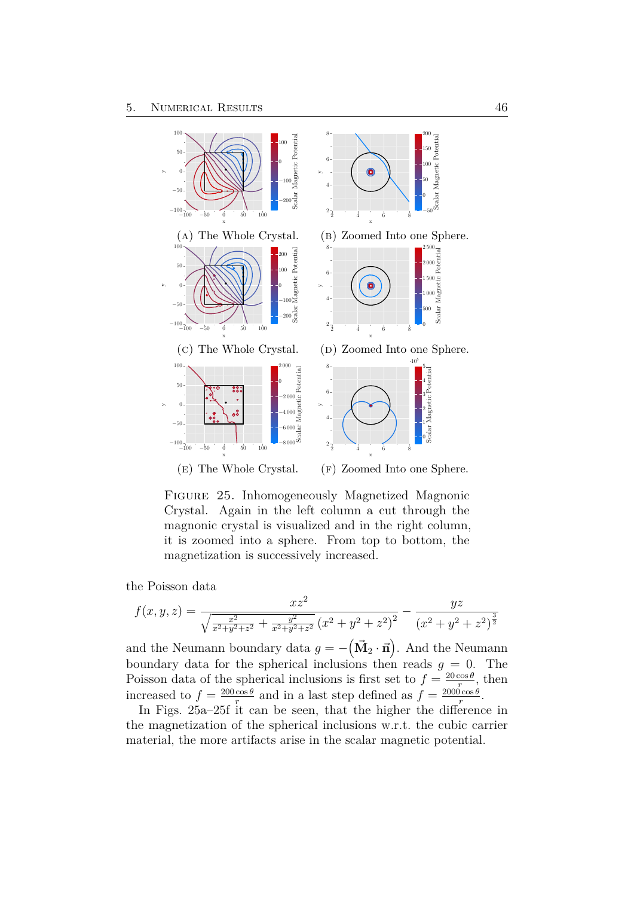(A) The Whole Crystal. (B) Zoomed Into one Sphere.

(C) The Whole Crystal. (D) Zoomed Into one Sphere.

(E) The Whole Crystal. (F) Zoomed Into one Sphere.

FIGURE 25. Inhomogeneously Magnetized Magnonic Crystal. Again in the left column a cut through the magnonic crystal is visualized and in the right column, it is zoomed into a sphere. From top to bottom, the magnetization is successively increased.

the Poisson data

$$f(x,y,z) = \frac{xz^2}{\sqrt{\frac{x^2}{x^2+y^2+z^2} + \frac{y^2}{x^2+y^2+z^2}}\,(x^2+y^2+z^2)^2} - \frac{yz}{(x^2+y^2+z^2)^{\frac{3}{2}}}$$

and the Neumann boundary data $g = -\left(\vec{\mathbf{M}}_2 \cdot \vec{\mathbf{n}}\right)$. And the Neumann boundary data for the spherical inclusions then reads $g = 0$. The Poisson data of the spherical inclusions is first set to $f = \frac{20\cos\theta}{r}$, then increased to $f = \frac{200\cos\theta}{r}$ and in a last step defined as $f = \frac{2000\cos\theta}{r}$.

In Figs. 25a–25f it can be seen, that the higher the difference in the magnetization of the spherical inclusions w.r.t. the cubic carrier material, the more artifacts arise in the scalar magnetic potential.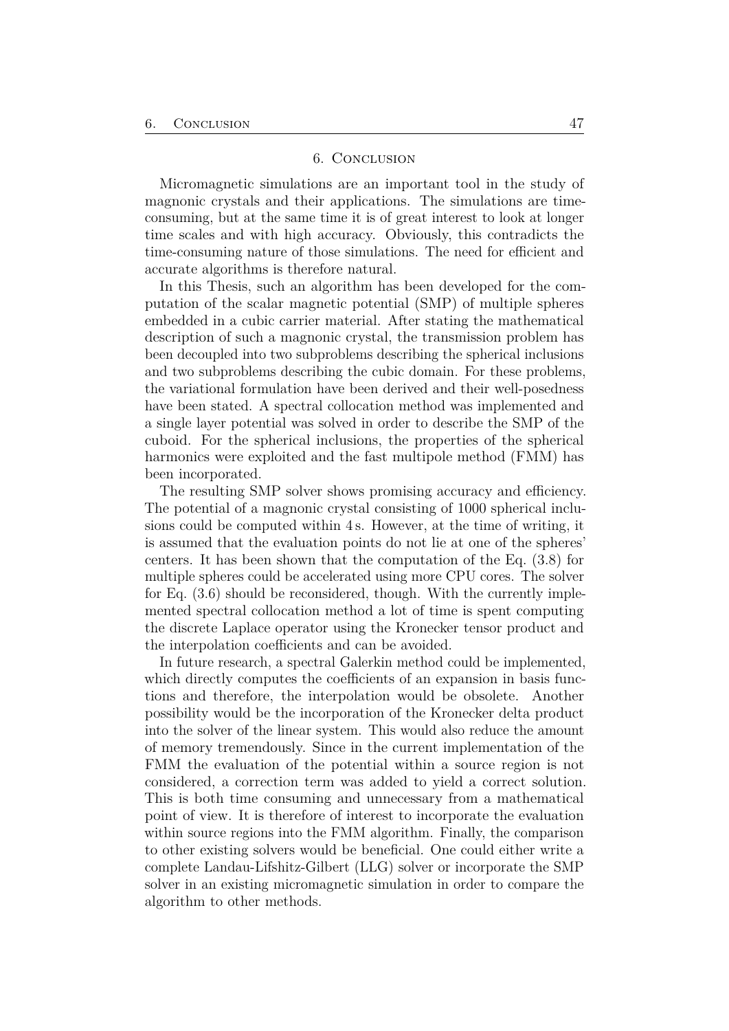# 6. Conclusion

Micromagnetic simulations are an important tool in the study of magnonic crystals and their applications. The simulations are time-consuming, but at the same time it is of great interest to look at longer time scales and with high accuracy. Obviously, this contradicts the time-consuming nature of those simulations. The need for efficient and accurate algorithms is therefore natural.

In this Thesis, such an algorithm has been developed for the computation of the scalar magnetic potential (SMP) of multiple spheres embedded in a cubic carrier material. After stating the mathematical description of such a magnonic crystal, the transmission problem has been decoupled into two subproblems describing the spherical inclusions and two subproblems describing the cubic domain. For these problems, the variational formulation have been derived and their well-posedness have been stated. A spectral collocation method was implemented and a single layer potential was solved in order to describe the SMP of the cuboid. For the spherical inclusions, the properties of the spherical harmonics were exploited and the fast multipole method (FMM) has been incorporated.

The resulting SMP solver shows promising accuracy and efficiency. The potential of a magnonic crystal consisting of 1000 spherical inclusions could be computed within 4 s. However, at the time of writing, it is assumed that the evaluation points do not lie at one of the spheres' centers. It has been shown that the computation of the Eq. (3.8) for multiple spheres could be accelerated using more CPU cores. The solver for Eq. (3.6) should be reconsidered, though. With the currently implemented spectral collocation method a lot of time is spent computing the discrete Laplace operator using the Kronecker tensor product and the interpolation coefficients and can be avoided.

In future research, a spectral Galerkin method could be implemented, which directly computes the coefficients of an expansion in basis functions and therefore, the interpolation would be obsolete. Another possibility would be the incorporation of the Kronecker delta product into the solver of the linear system. This would also reduce the amount of memory tremendously. Since in the current implementation of the FMM the evaluation of the potential within a source region is not considered, a correction term was added to yield a correct solution. This is both time consuming and unnecessary from a mathematical point of view. It is therefore of interest to incorporate the evaluation within source regions into the FMM algorithm. Finally, the comparison to other existing solvers would be beneficial. One could either write a complete Landau-Lifshitz-Gilbert (LLG) solver or incorporate the SMP solver in an existing micromagnetic simulation in order to compare the algorithm to other methods.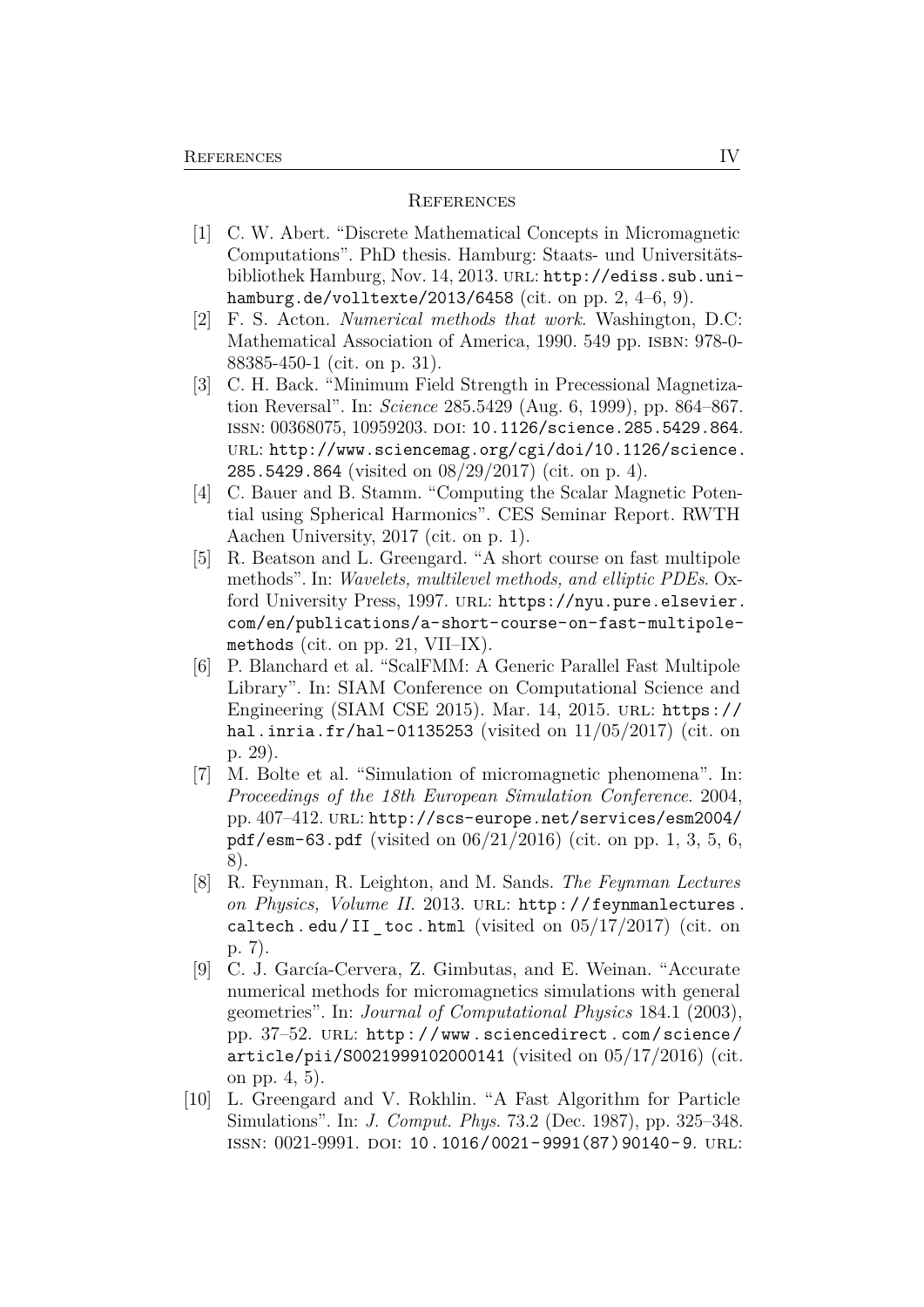## References

[1] C. W. Abert. "Discrete Mathematical Concepts in Micromagnetic Computations". PhD thesis. Hamburg: Staats- und Universitätsbibliothek Hamburg, Nov. 14, 2013. URL: http://ediss.sub.uni-hamburg.de/volltexte/2013/6458 (cit. on pp. 2, 4–6, 9).

[2] F. S. Acton. *Numerical methods that work*. Washington, D.C: Mathematical Association of America, 1990. 549 pp. ISBN: 978-0-88385-450-1 (cit. on p. 31).

[3] C. H. Back. "Minimum Field Strength in Precessional Magnetization Reversal". In: *Science* 285.5429 (Aug. 6, 1999), pp. 864–867. ISSN: 00368075, 10959203. DOI: 10.1126/science.285.5429.864. URL: http://www.sciencemag.org/cgi/doi/10.1126/science.285.5429.864 (visited on 08/29/2017) (cit. on p. 4).

[4] C. Bauer and B. Stamm. "Computing the Scalar Magnetic Potential using Spherical Harmonics". CES Seminar Report. RWTH Aachen University, 2017 (cit. on p. 1).

[5] R. Beatson and L. Greengard. "A short course on fast multipole methods". In: *Wavelets, multilevel methods, and elliptic PDEs*. Oxford University Press, 1997. URL: https://nyu.pure.elsevier.com/en/publications/a-short-course-on-fast-multipole-methods (cit. on pp. 21, VII–IX).

[6] P. Blanchard et al. "ScalFMM: A Generic Parallel Fast Multipole Library". In: SIAM Conference on Computational Science and Engineering (SIAM CSE 2015). Mar. 14, 2015. URL: https://hal.inria.fr/hal-01135253 (visited on 11/05/2017) (cit. on p. 29).

[7] M. Bolte et al. "Simulation of micromagnetic phenomena". In: *Proceedings of the 18th European Simulation Conference*. 2004, pp. 407–412. URL: http://scs-europe.net/services/esm2004/pdf/esm-63.pdf (visited on 06/21/2016) (cit. on pp. 1, 3, 5, 6, 8).

[8] R. Feynman, R. Leighton, and M. Sands. *The Feynman Lectures on Physics, Volume II*. 2013. URL: http://feynmanlectures.caltech.edu/II_toc.html (visited on 05/17/2017) (cit. on p. 7).

[9] C. J. García-Cervera, Z. Gimbutas, and E. Weinan. "Accurate numerical methods for micromagnetics simulations with general geometries". In: *Journal of Computational Physics* 184.1 (2003), pp. 37–52. URL: http://www.sciencedirect.com/science/article/pii/S0021999102000141 (visited on 05/17/2016) (cit. on pp. 4, 5).

[10] L. Greengard and V. Rokhlin. "A Fast Algorithm for Particle Simulations". In: *J. Comput. Phys.* 73.2 (Dec. 1987), pp. 325–348. ISSN: 0021-9991. DOI: 10.1016/0021-9991(87)90140-9. URL: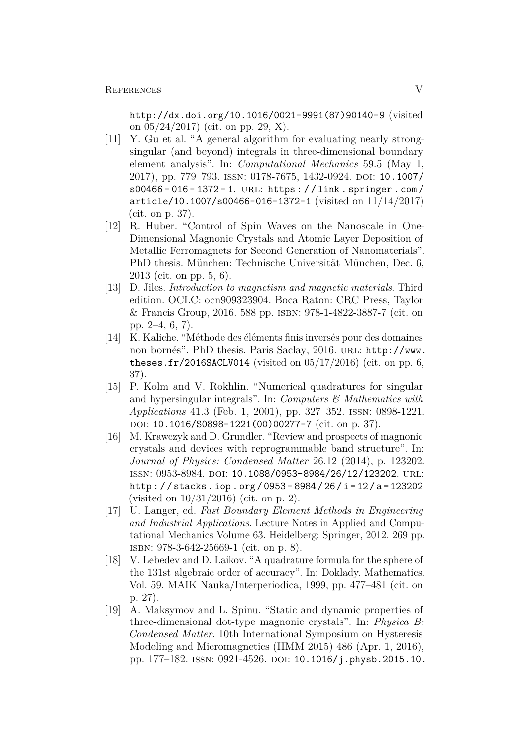http://dx.doi.org/10.1016/0021-9991(87)90140-9 (visited on 05/24/2017) (cit. on pp. 29, X).

[11] Y. Gu et al. "A general algorithm for evaluating nearly strong-singular (and beyond) integrals in three-dimensional boundary element analysis". In: *Computational Mechanics* 59.5 (May 1, 2017), pp. 779–793. ISSN: 0178-7675, 1432-0924. DOI: 10.1007/s00466-016-1372-1. URL: https://link.springer.com/article/10.1007/s00466-016-1372-1 (visited on 11/14/2017) (cit. on p. 37).

[12] R. Huber. "Control of Spin Waves on the Nanoscale in One-Dimensional Magnonic Crystals and Atomic Layer Deposition of Metallic Ferromagnets for Second Generation of Nanomaterials". PhD thesis. München: Technische Universität München, Dec. 6, 2013 (cit. on pp. 5, 6).

[13] D. Jiles. *Introduction to magnetism and magnetic materials*. Third edition. OCLC: ocn909323904. Boca Raton: CRC Press, Taylor & Francis Group, 2016. 588 pp. ISBN: 978-1-4822-3887-7 (cit. on pp. 2–4, 6, 7).

[14] K. Kaliche. "Méthode des éléments finis inversés pour des domaines non bornés". PhD thesis. Paris Saclay, 2016. URL: http://www.theses.fr/2016SACLV014 (visited on 05/17/2016) (cit. on pp. 6, 37).

[15] P. Kolm and V. Rokhlin. "Numerical quadratures for singular and hypersingular integrals". In: *Computers & Mathematics with Applications* 41.3 (Feb. 1, 2001), pp. 327–352. ISSN: 0898-1221. DOI: 10.1016/S0898-1221(00)00277-7 (cit. on p. 37).

[16] M. Krawczyk and D. Grundler. "Review and prospects of magnonic crystals and devices with reprogrammable band structure". In: *Journal of Physics: Condensed Matter* 26.12 (2014), p. 123202. ISSN: 0953-8984. DOI: 10.1088/0953-8984/26/12/123202. URL: http://stacks.iop.org/0953-8984/26/i=12/a=123202 (visited on 10/31/2016) (cit. on p. 2).

[17] U. Langer, ed. *Fast Boundary Element Methods in Engineering and Industrial Applications*. Lecture Notes in Applied and Computational Mechanics Volume 63. Heidelberg: Springer, 2012. 269 pp. ISBN: 978-3-642-25669-1 (cit. on p. 8).

[18] V. Lebedev and D. Laikov. "A quadrature formula for the sphere of the 131st algebraic order of accuracy". In: Doklady. Mathematics. Vol. 59. MAIK Nauka/Interperiodica, 1999, pp. 477–481 (cit. on p. 27).

[19] A. Maksymov and L. Spinu. "Static and dynamic properties of three-dimensional dot-type magnonic crystals". In: *Physica B: Condensed Matter*. 10th International Symposium on Hysteresis Modeling and Micromagnetics (HMM 2015) 486 (Apr. 1, 2016), pp. 177–182. ISSN: 0921-4526. DOI: 10.1016/j.physb.2015.10.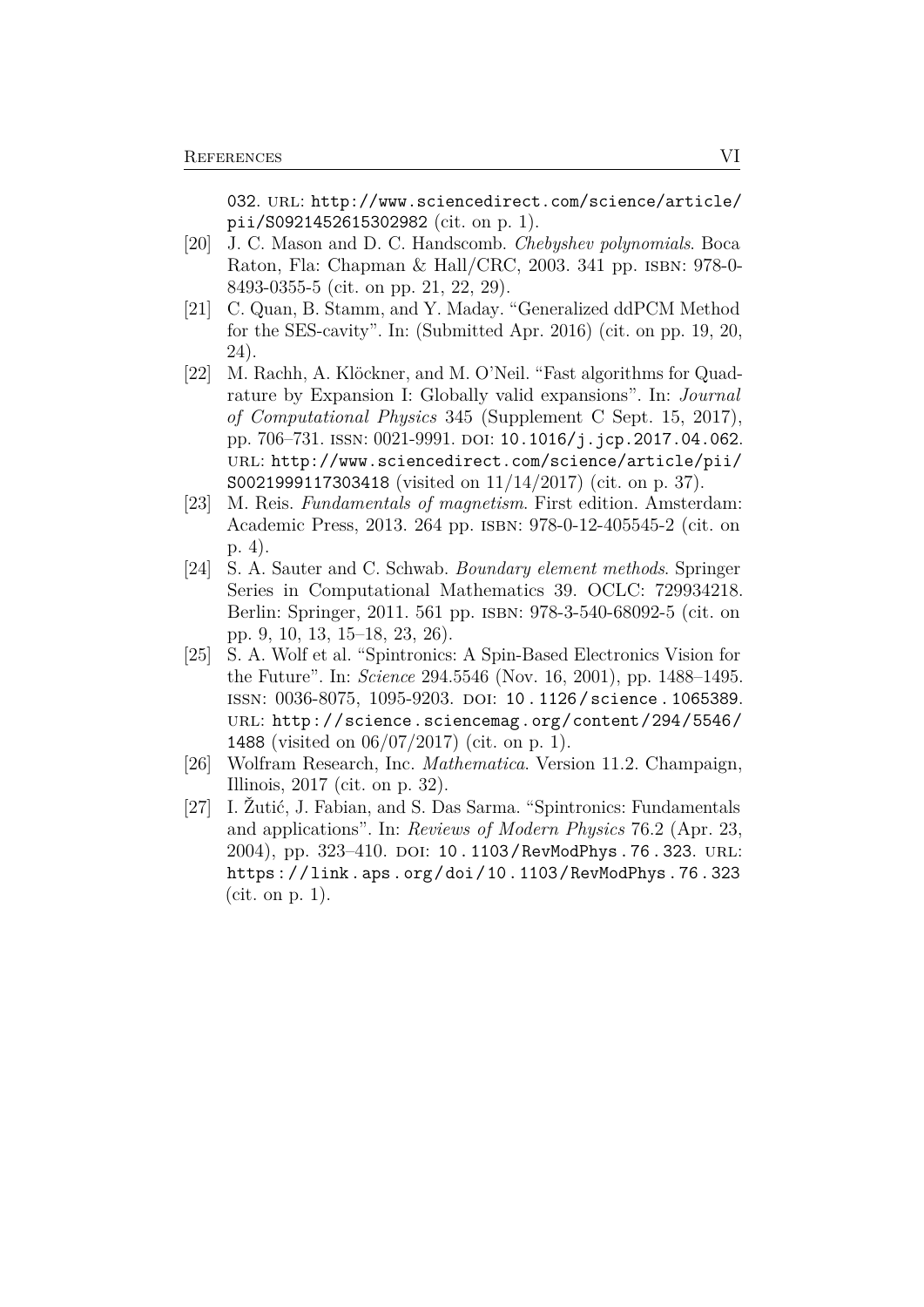032. URL: http://www.sciencedirect.com/science/article/pii/S0921452615302982 (cit. on p. 1).

[20] J. C. Mason and D. C. Handscomb. *Chebyshev polynomials*. Boca Raton, Fla: Chapman & Hall/CRC, 2003. 341 pp. ISBN: 978-0-8493-0355-5 (cit. on pp. 21, 22, 29).

[21] C. Quan, B. Stamm, and Y. Maday. "Generalized ddPCM Method for the SES-cavity". In: (Submitted Apr. 2016) (cit. on pp. 19, 20, 24).

[22] M. Rachh, A. Klöckner, and M. O'Neil. "Fast algorithms for Quadrature by Expansion I: Globally valid expansions". In: *Journal of Computational Physics* 345 (Supplement C Sept. 15, 2017), pp. 706–731. ISSN: 0021-9991. DOI: 10.1016/j.jcp.2017.04.062. URL: http://www.sciencedirect.com/science/article/pii/S0021999117303418 (visited on 11/14/2017) (cit. on p. 37).

[23] M. Reis. *Fundamentals of magnetism*. First edition. Amsterdam: Academic Press, 2013. 264 pp. ISBN: 978-0-12-405545-2 (cit. on p. 4).

[24] S. A. Sauter and C. Schwab. *Boundary element methods*. Springer Series in Computational Mathematics 39. OCLC: 729934218. Berlin: Springer, 2011. 561 pp. ISBN: 978-3-540-68092-5 (cit. on pp. 9, 10, 13, 15–18, 23, 26).

[25] S. A. Wolf et al. "Spintronics: A Spin-Based Electronics Vision for the Future". In: *Science* 294.5546 (Nov. 16, 2001), pp. 1488–1495. ISSN: 0036-8075, 1095-9203. DOI: 10.1126/science.1065389. URL: http://science.sciencemag.org/content/294/5546/1488 (visited on 06/07/2017) (cit. on p. 1).

[26] Wolfram Research, Inc. *Mathematica*. Version 11.2. Champaign, Illinois, 2017 (cit. on p. 32).

[27] I. Žutić, J. Fabian, and S. Das Sarma. "Spintronics: Fundamentals and applications". In: *Reviews of Modern Physics* 76.2 (Apr. 23, 2004), pp. 323–410. DOI: 10.1103/RevModPhys.76.323. URL: https://link.aps.org/doi/10.1103/RevModPhys.76.323 (cit. on p. 1).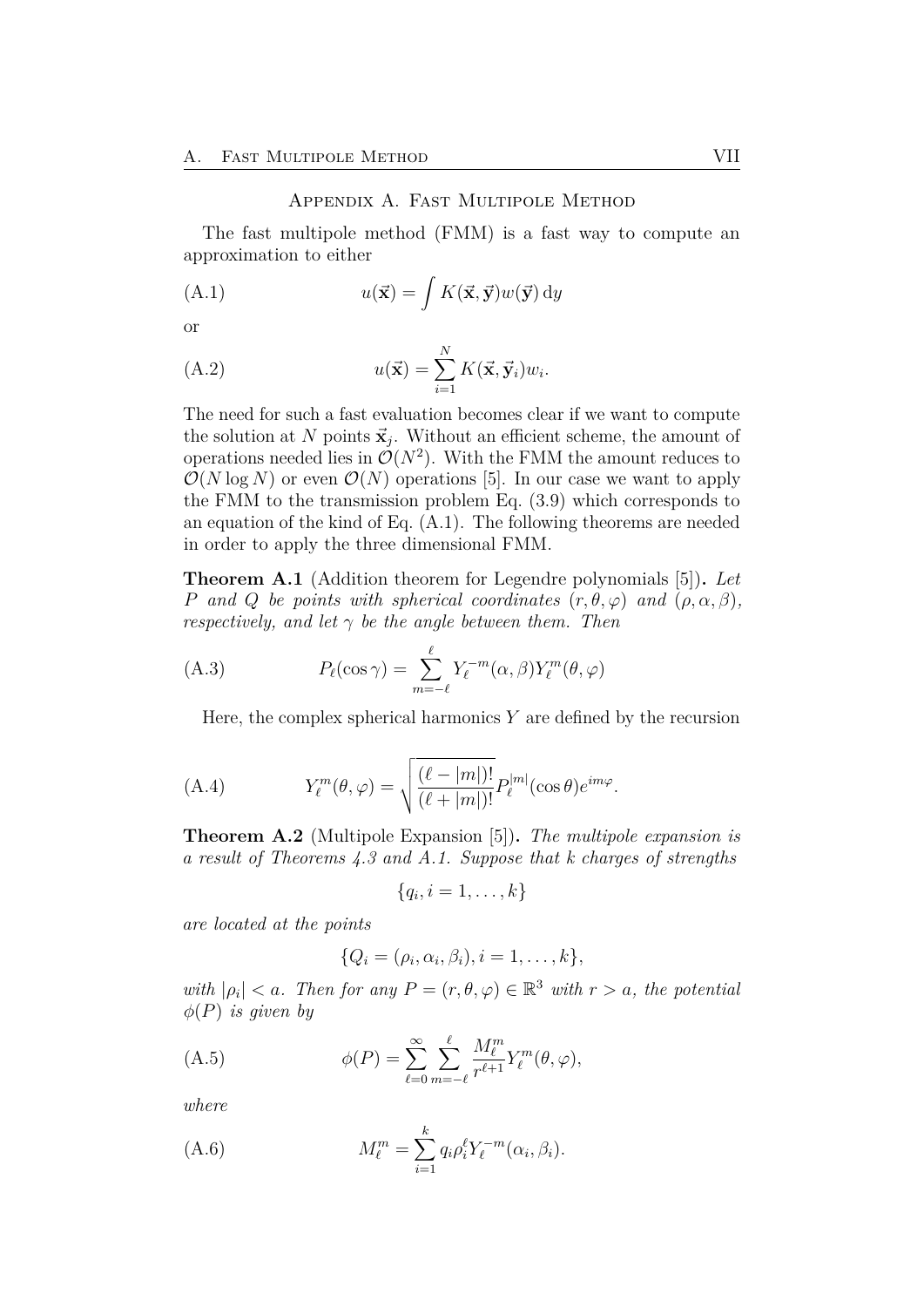## Appendix A. Fast Multipole Method

The fast multipole method (FMM) is a fast way to compute an approximation to either

$$u(\vec{\mathbf{x}}) = \int K(\vec{\mathbf{x}}, \vec{\mathbf{y}}) w(\vec{\mathbf{y}}) \, \mathrm{d}y \tag{A.1}$$

or

$$u(\vec{\mathbf{x}}) = \sum_{i=1}^{N} K(\vec{\mathbf{x}}, \vec{\mathbf{y}}_i) w_i. \tag{A.2}$$

The need for such a fast evaluation becomes clear if we want to compute the solution at $N$ points $\vec{\mathbf{x}}_j$. Without an efficient scheme, the amount of operations needed lies in $\mathcal{O}(N^2)$. With the FMM the amount reduces to $\mathcal{O}(N \log N)$ or even $\mathcal{O}(N)$ operations [5]. In our case we want to apply the FMM to the transmission problem Eq. (3.9) which corresponds to an equation of the kind of Eq. (A.1). The following theorems are needed in order to apply the three dimensional FMM.

**Theorem A.1** (Addition theorem for Legendre polynomials [5])**.** *Let $P$ and $Q$ be points with spherical coordinates $(r, \theta, \varphi)$ and $(\rho, \alpha, \beta)$, respectively, and let $\gamma$ be the angle between them. Then*

$$P_\ell(\cos \gamma) = \sum_{m=-\ell}^{\ell} Y_\ell^{-m}(\alpha, \beta) Y_\ell^m(\theta, \varphi) \tag{A.3}$$

Here, the complex spherical harmonics $Y$ are defined by the recursion

$$Y_\ell^m(\theta, \varphi) = \sqrt{\frac{(\ell - |m|)!}{(\ell + |m|)!}} P_\ell^{|m|}(\cos \theta) e^{im\varphi}. \tag{A.4}$$

**Theorem A.2** (Multipole Expansion [5])**.** *The multipole expansion is a result of Theorems 4.3 and A.1. Suppose that $k$ charges of strengths*

$$\{q_i, i = 1, \ldots, k\}$$

*are located at the points*

$$\{Q_i = (\rho_i, \alpha_i, \beta_i), i = 1, \ldots, k\},$$

*with $|\rho_i| < a$. Then for any $P = (r, \theta, \varphi) \in \mathbb{R}^3$ with $r > a$, the potential $\phi(P)$ is given by*

$$\phi(P) = \sum_{\ell=0}^{\infty} \sum_{m=-\ell}^{\ell} \frac{M_\ell^m}{r^{\ell+1}} Y_\ell^m(\theta, \varphi), \tag{A.5}$$

*where*

$$M_\ell^m = \sum_{i=1}^{k} q_i \rho_i^\ell Y_\ell^{-m}(\alpha_i, \beta_i). \tag{A.6}$$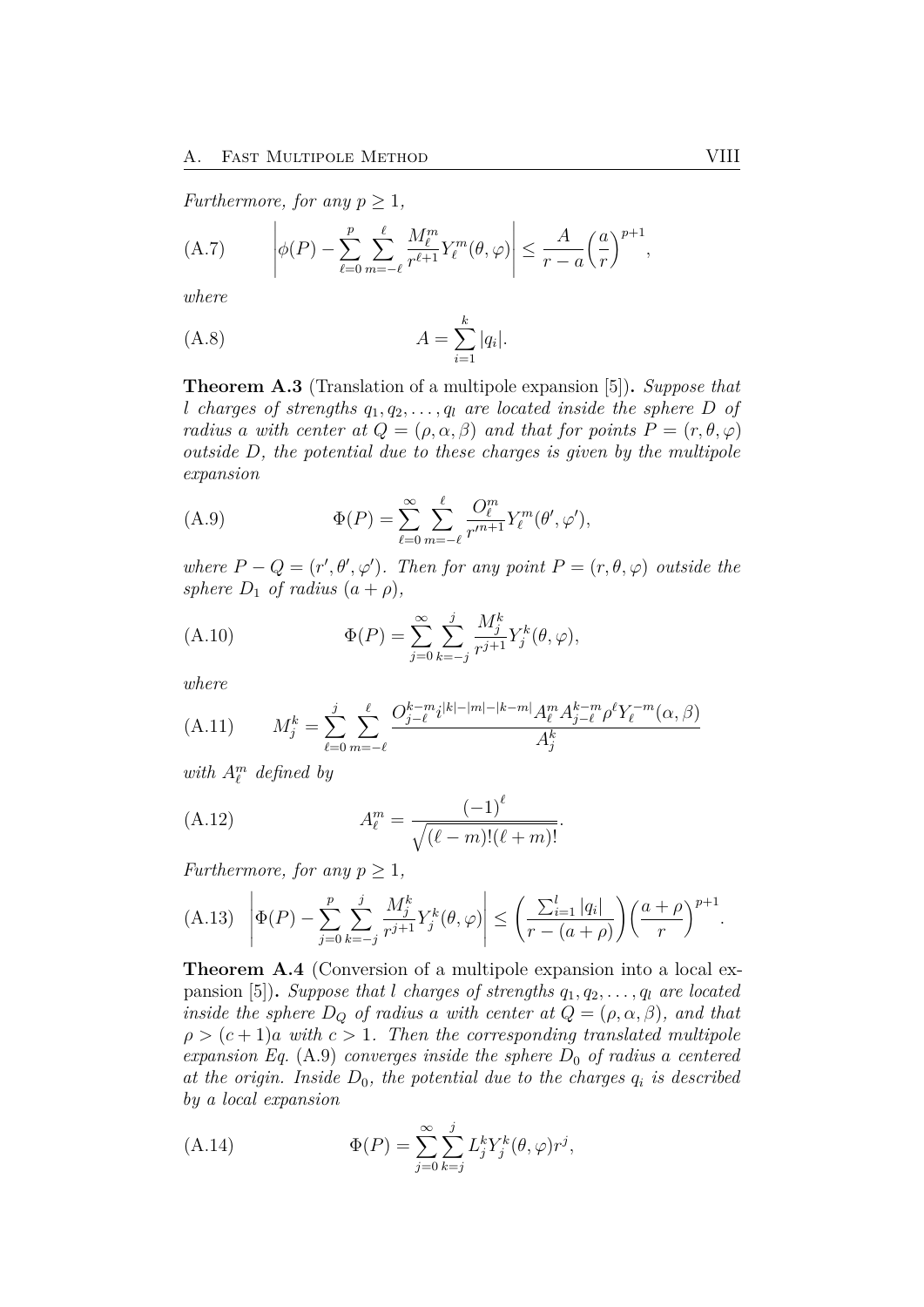*Furthermore, for any $p \geq 1$,*

$$\left| \phi(P) - \sum_{\ell=0}^{p} \sum_{m=-\ell}^{\ell} \frac{M_\ell^m}{r^{\ell+1}} Y_\ell^m(\theta, \varphi) \right| \leq \frac{A}{r-a} \left( \frac{a}{r} \right)^{p+1}, \tag{A.7}$$

*where*

$$A = \sum_{i=1}^{k} |q_i|. \tag{A.8}$$

**Theorem A.3** (Translation of a multipole expansion [5])**.** *Suppose that $l$ charges of strengths $q_1, q_2, \ldots, q_l$ are located inside the sphere $D$ of radius $a$ with center at $Q = (\rho, \alpha, \beta)$ and that for points $P = (r, \theta, \varphi)$ outside $D$, the potential due to these charges is given by the multipole expansion*

$$\Phi(P) = \sum_{\ell=0}^{\infty} \sum_{m=-\ell}^{\ell} \frac{O_\ell^m}{r'^{n+1}} Y_\ell^m(\theta', \varphi'), \tag{A.9}$$

*where $P - Q = (r', \theta', \varphi')$. Then for any point $P = (r, \theta, \varphi)$ outside the sphere $D_1$ of radius $(a + \rho)$,*

$$\Phi(P) = \sum_{j=0}^{\infty} \sum_{k=-j}^{j} \frac{M_j^k}{r^{j+1}} Y_j^k(\theta, \varphi), \tag{A.10}$$

*where*

$$M_j^k = \sum_{\ell=0}^{j} \sum_{m=-\ell}^{\ell} \frac{O_{j-\ell}^{k-m} i^{|k|-|m|-|k-m|} A_\ell^m A_{j-\ell}^{k-m} \rho^\ell Y_\ell^{-m}(\alpha, \beta)}{A_j^k} \tag{A.11}$$

*with $A_\ell^m$ defined by*

$$A_\ell^m = \frac{(-1)^\ell}{\sqrt{(\ell - m)!(\ell + m)!}}. \tag{A.12}$$

*Furthermore, for any $p \geq 1$,*

$$\left| \Phi(P) - \sum_{j=0}^{p} \sum_{k=-j}^{j} \frac{M_j^k}{r^{j+1}} Y_j^k(\theta, \varphi) \right| \leq \left( \frac{\sum_{i=1}^{l} |q_i|}{r - (a + \rho)} \right) \left( \frac{a + \rho}{r} \right)^{p+1}. \tag{A.13}$$

**Theorem A.4** (Conversion of a multipole expansion into a local expansion [5])**.** *Suppose that $l$ charges of strengths $q_1, q_2, \ldots, q_l$ are located inside the sphere $D_Q$ of radius $a$ with center at $Q = (\rho, \alpha, \beta)$, and that $\rho > (c + 1)a$ with $c > 1$. Then the corresponding translated multipole expansion Eq.* (A.9) *converges inside the sphere $D_0$ of radius $a$ centered at the origin. Inside $D_0$, the potential due to the charges $q_i$ is described by a local expansion*

$$\Phi(P) = \sum_{j=0}^{\infty} \sum_{k=j}^{j} L_j^k Y_j^k(\theta, \varphi) r^j, \tag{A.14}$$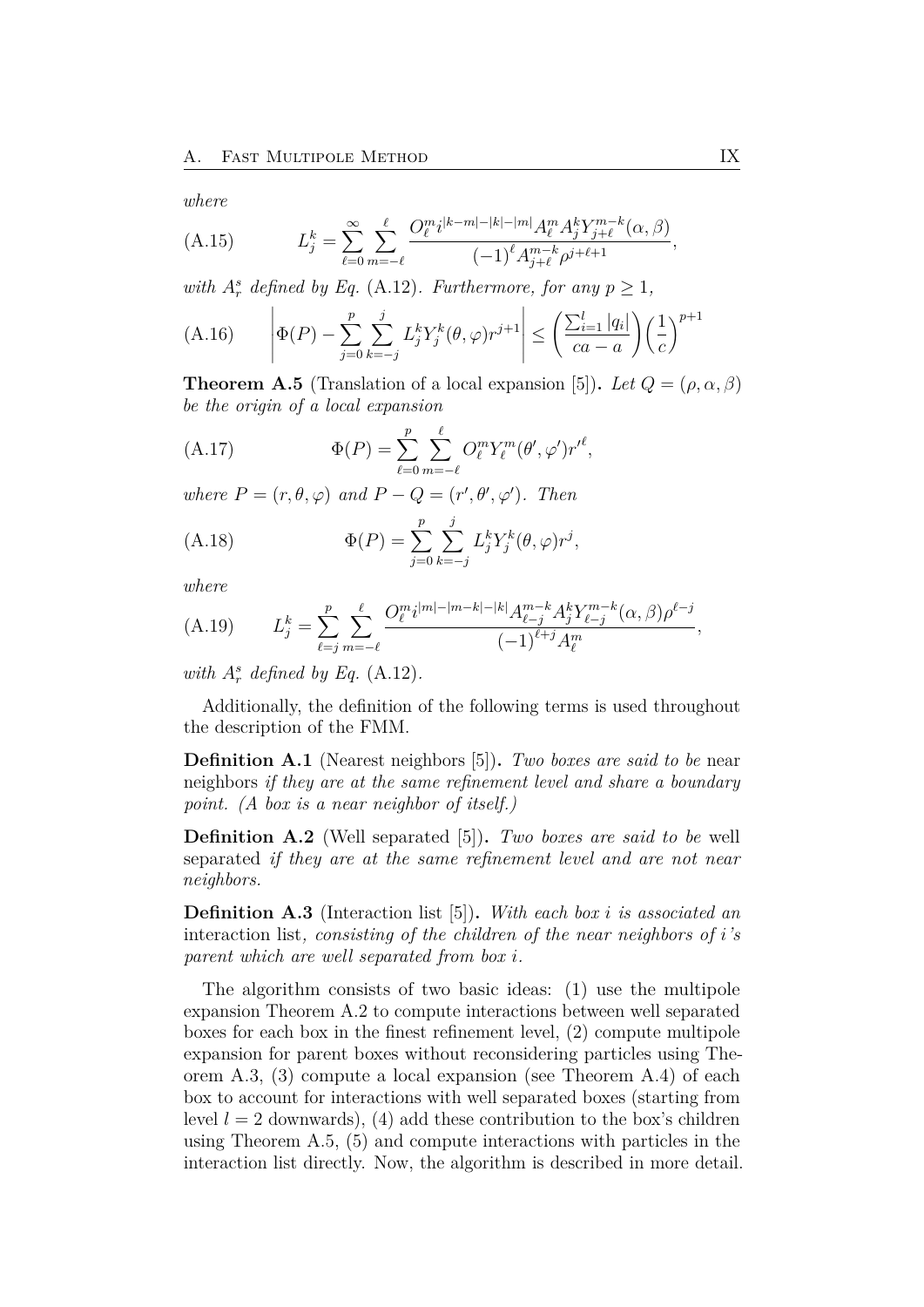*where*

$$L_j^k = \sum_{\ell=0}^{\infty} \sum_{m=-\ell}^{\ell} \frac{O_\ell^m i^{|k-m|-|k|-|m|} A_\ell^m A_j^k Y_{j+\ell}^{m-k}(\alpha, \beta)}{(-1)^\ell A_{j+\ell}^{m-k} \rho^{j+\ell+1}}, \tag{A.15}$$

*with* $A_r^s$ *defined by Eq.* (A.12). *Furthermore, for any* $p \geq 1$,

$$\left| \Phi(P) - \sum_{j=0}^{p} \sum_{k=-j}^{j} L_j^k Y_j^k(\theta, \varphi) r^{j+1} \right| \leq \left( \frac{\sum_{i=1}^{l} |q_i|}{ca - a} \right) \left( \frac{1}{c} \right)^{p+1} \tag{A.16}$$

**Theorem A.5** (Translation of a local expansion [5])**.** *Let* $Q = (\rho, \alpha, \beta)$ *be the origin of a local expansion*

$$\Phi(P) = \sum_{\ell=0}^{p} \sum_{m=-\ell}^{\ell} O_\ell^m Y_\ell^m(\theta', \varphi') {r'}^\ell, \tag{A.17}$$

*where* $P = (r, \theta, \varphi)$ *and* $P - Q = (r', \theta', \varphi')$. *Then*

$$\Phi(P) = \sum_{j=0}^{p} \sum_{k=-j}^{j} L_j^k Y_j^k(\theta, \varphi) r^j, \tag{A.18}$$

*where*

$$L_j^k = \sum_{\ell=j}^{p} \sum_{m=-\ell}^{\ell} \frac{O_\ell^m i^{|m|-|m-k|-|k|} A_{\ell-j}^{m-k} A_j^k Y_{\ell-j}^{m-k}(\alpha, \beta) \rho^{\ell-j}}{(-1)^{\ell+j} A_\ell^m}, \tag{A.19}$$

*with* $A_r^s$ *defined by Eq.* (A.12).

Additionally, the definition of the following terms is used throughout the description of the FMM.

**Definition A.1** (Nearest neighbors [5])**.** *Two boxes are said to be* near neighbors *if they are at the same refinement level and share a boundary point. (A box is a near neighbor of itself.)*

**Definition A.2** (Well separated [5])**.** *Two boxes are said to be* well separated *if they are at the same refinement level and are not near neighbors.*

**Definition A.3** (Interaction list [5])**.** *With each box* $i$ *is associated an* interaction list*, consisting of the children of the near neighbors of* $i$*'s parent which are well separated from box* $i$.

The algorithm consists of two basic ideas: (1) use the multipole expansion Theorem A.2 to compute interactions between well separated boxes for each box in the finest refinement level, (2) compute multipole expansion for parent boxes without reconsidering particles using Theorem A.3, (3) compute a local expansion (see Theorem A.4) of each box to account for interactions with well separated boxes (starting from level $l = 2$ downwards), (4) add these contribution to the box's children using Theorem A.5, (5) and compute interactions with particles in the interaction list directly. Now, the algorithm is described in more detail.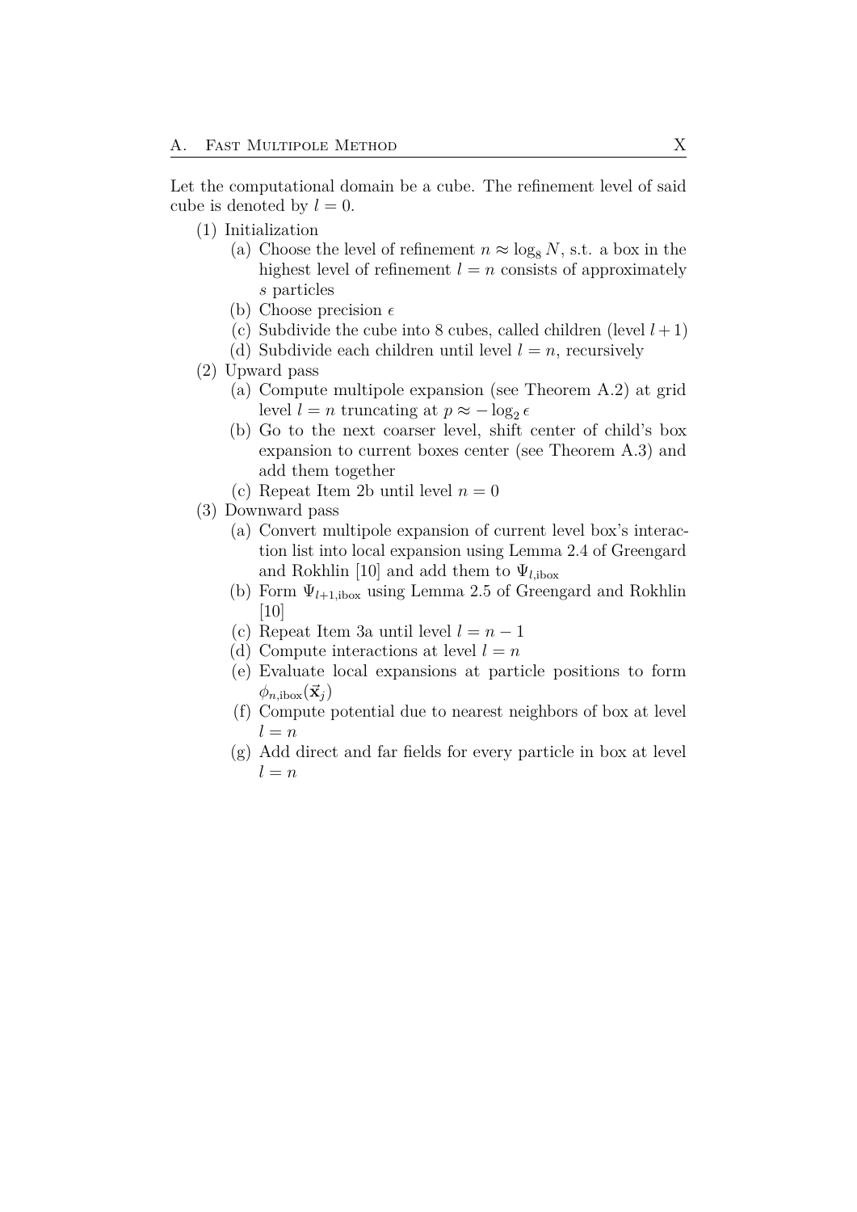Let the computational domain be a cube. The refinement level of said cube is denoted by $l = 0$.

1. Initialization
   1. (a) Choose the level of refinement $n \approx \log_8 N$, s.t. a box in the highest level of refinement $l = n$ consists of approximately $s$ particles
   2. (b) Choose precision $\epsilon$
   3. (c) Subdivide the cube into 8 cubes, called children (level $l + 1$)
   4. (d) Subdivide each children until level $l = n$, recursively
2. Upward pass
   1. (a) Compute multipole expansion (see Theorem A.2) at grid level $l = n$ truncating at $p \approx -\log_2 \epsilon$
   2. (b) Go to the next coarser level, shift center of child's box expansion to current boxes center (see Theorem A.3) and add them together
   3. (c) Repeat Item 2b until level $n = 0$
3. Downward pass
   1. (a) Convert multipole expansion of current level box's interaction list into local expansion using Lemma 2.4 of Greengard and Rokhlin [10] and add them to $\Psi_{l,\text{ibox}}$
   2. (b) Form $\Psi_{l+1,\text{ibox}}$ using Lemma 2.5 of Greengard and Rokhlin [10]
   3. (c) Repeat Item 3a until level $l = n - 1$
   4. (d) Compute interactions at level $l = n$
   5. (e) Evaluate local expansions at particle positions to form $\phi_{n,\text{ibox}}(\vec{\mathbf{x}}_j)$
   6. (f) Compute potential due to nearest neighbors of box at level $l = n$
   7. (g) Add direct and far fields for every particle in box at level $l = n$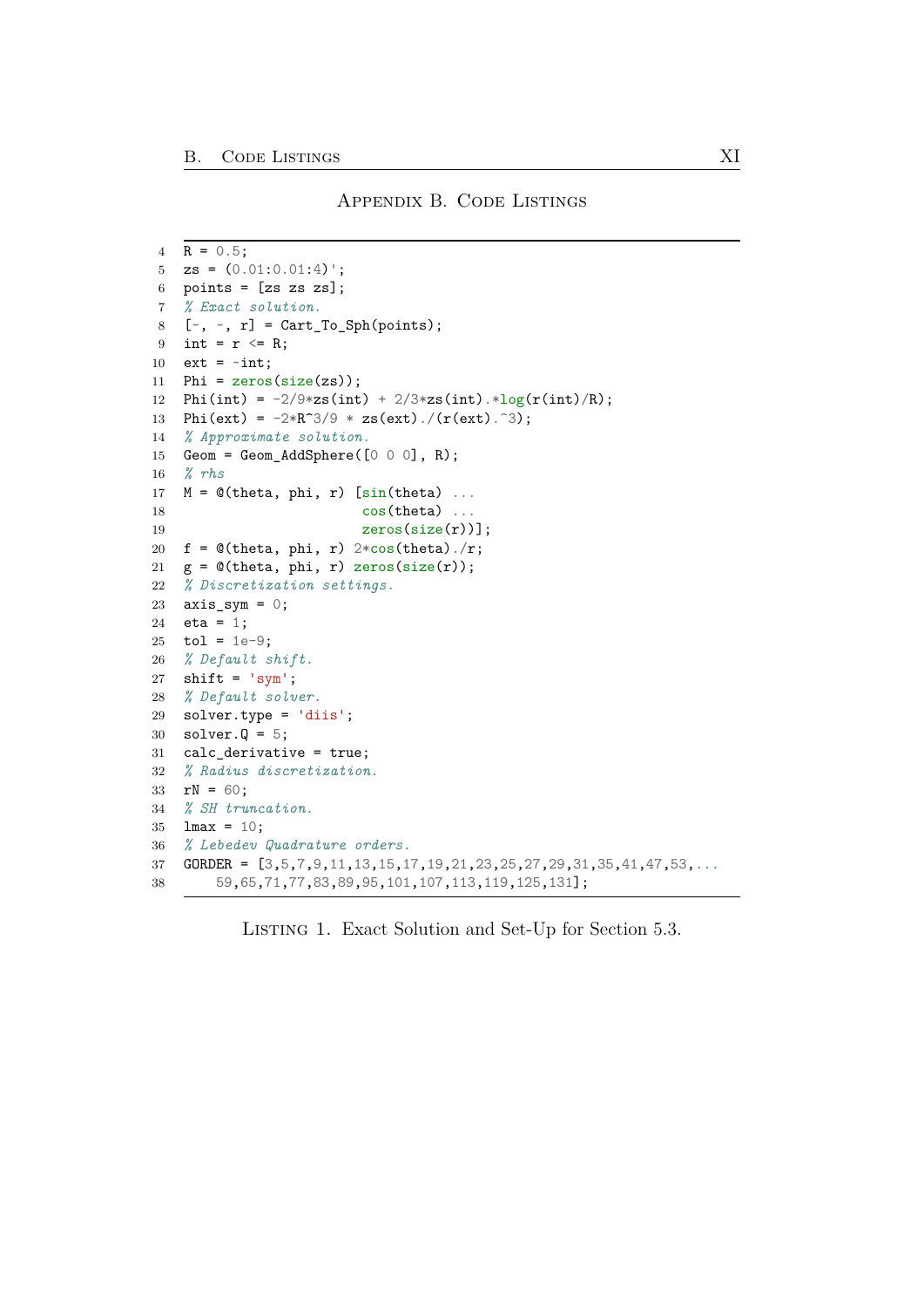# Appendix B. Code Listings

```matlab
R = 0.5;
zs = (0.01:0.01:4)';
points = [zs zs zs];
% Exact solution.
[~, ~, r] = Cart_To_Sph(points);
int = r <= R;
ext = ~int;
Phi = zeros(size(zs));
Phi(int) = -2/9*zs(int) + 2/3*zs(int).*log(r(int)/R);
Phi(ext) = -2*R^3/9 * zs(ext)./(r(ext).^3);
% Approximate solution.
Geom = Geom_AddSphere([0 0 0], R);
% rhs
M = @(theta, phi, r) [sin(theta) ...
                      cos(theta) ...
                      zeros(size(r))];
f = @(theta, phi, r) 2*cos(theta)./r;
g = @(theta, phi, r) zeros(size(r));
% Discretization settings.
axis_sym = 0;
eta = 1;
tol = 1e-9;
% Default shift.
shift = 'sym';
% Default solver.
solver.type = 'diis';
solver.Q = 5;
calc_derivative = true;
% Radius discretization.
rN = 60;
% SH truncation.
lmax = 10;
% Lebedev Quadrature orders.
GORDER = [3,5,7,9,11,13,15,17,19,21,23,25,27,29,31,35,41,47,53,...
    59,65,71,77,83,89,95,101,107,113,119,125,131];
```

Listing 1. Exact Solution and Set-Up for Section 5.3.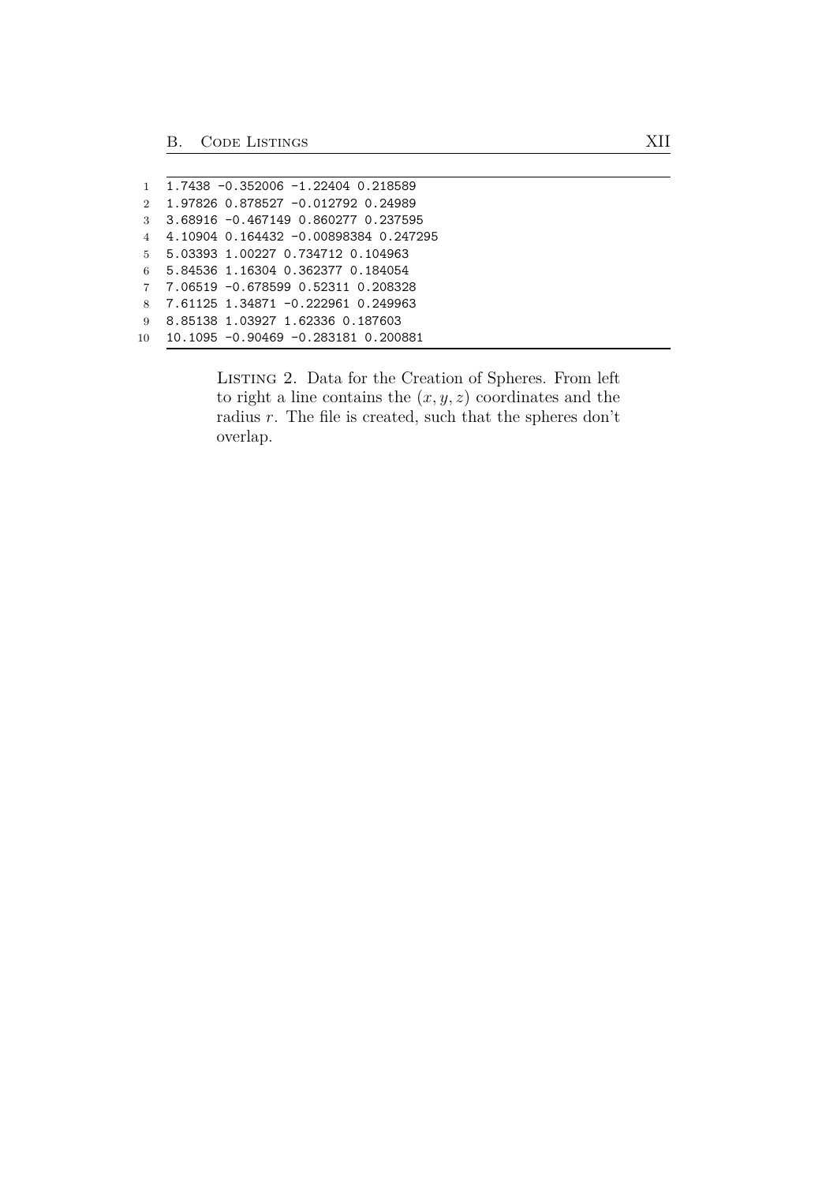```
1.7438 -0.352006 -1.22404 0.218589
1.97826 0.878527 -0.012792 0.24989
3.68916 -0.467149 0.860277 0.237595
4.10904 0.164432 -0.00898384 0.247295
5.03393 1.00227 0.734712 0.104963
5.84536 1.16304 0.362377 0.184054
7.06519 -0.678599 0.52311 0.208328
7.61125 1.34871 -0.222961 0.249963
8.85138 1.03927 1.62336 0.187603
10.1095 -0.90469 -0.283181 0.200881
```

Listing 2. Data for the Creation of Spheres. From left to right a line contains the $(x, y, z)$ coordinates and the radius $r$. The file is created, such that the spheres don't overlap.